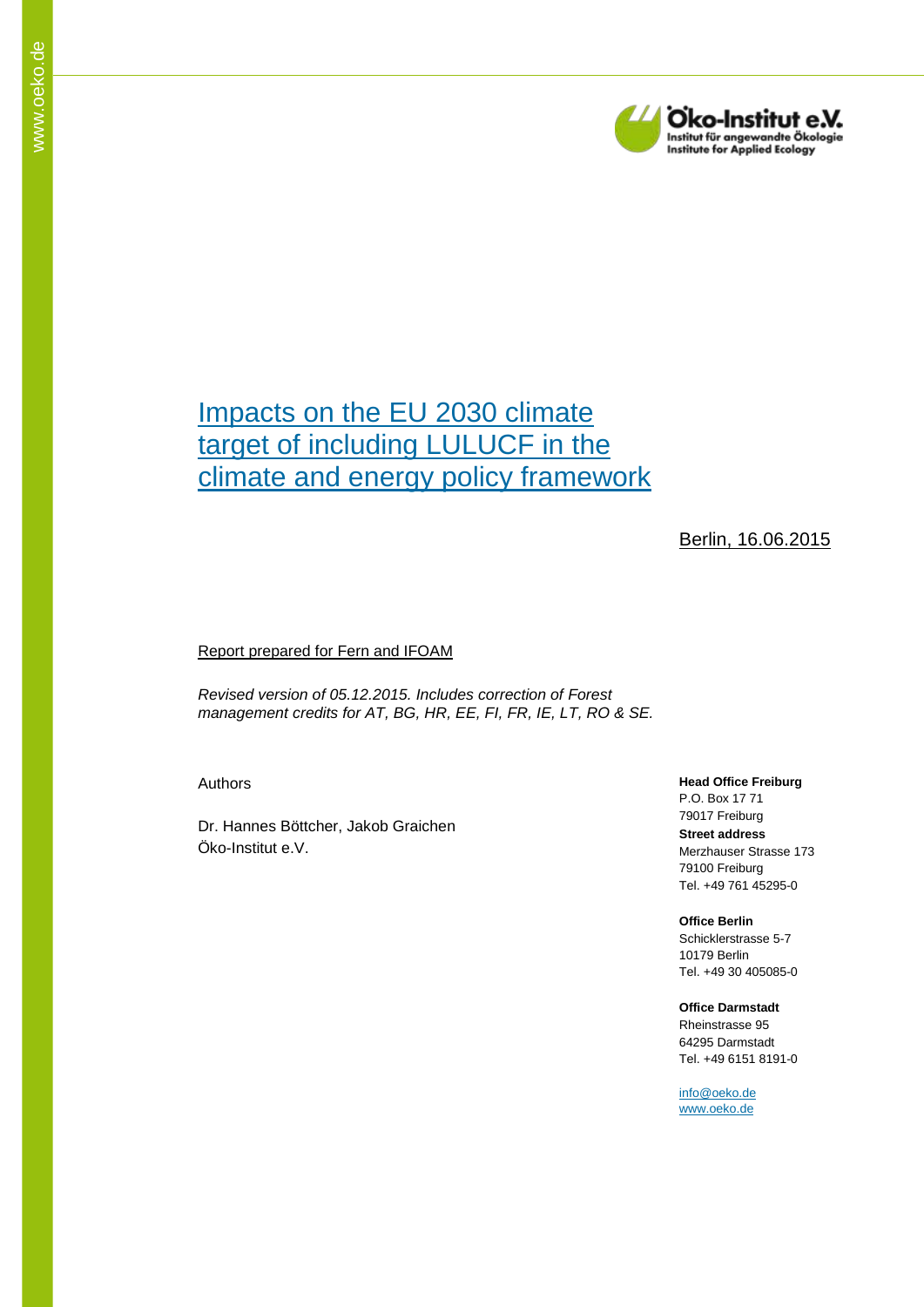# Impacts on the EU 2030 climate target of including LULUCF in the climate and energy policy framework

Berlin, 16.06.2015

Report prepared for Fern and IFOAM

*Revised version of 05.12.2015. Includes correction of Forest management credits for AT, BG, HR, EE, FI, FR, IE, LT, RO & SE.*

Authors

Dr. Hannes Böttcher, Jakob Graichen
Öko-Institut e.V.

**Head Office Freiburg**
P.O. Box 17 71
79017 Freiburg
**Street address**
Merzhauser Strasse 173
79100 Freiburg
Tel. +49 761 45295-0

**Office Berlin**
Schicklerstrasse 5-7
10179 Berlin
Tel. +49 30 405085-0

**Office Darmstadt**
Rheinstrasse 95
64295 Darmstadt
Tel. +49 6151 8191-0

info@oeko.de
www.oeko.de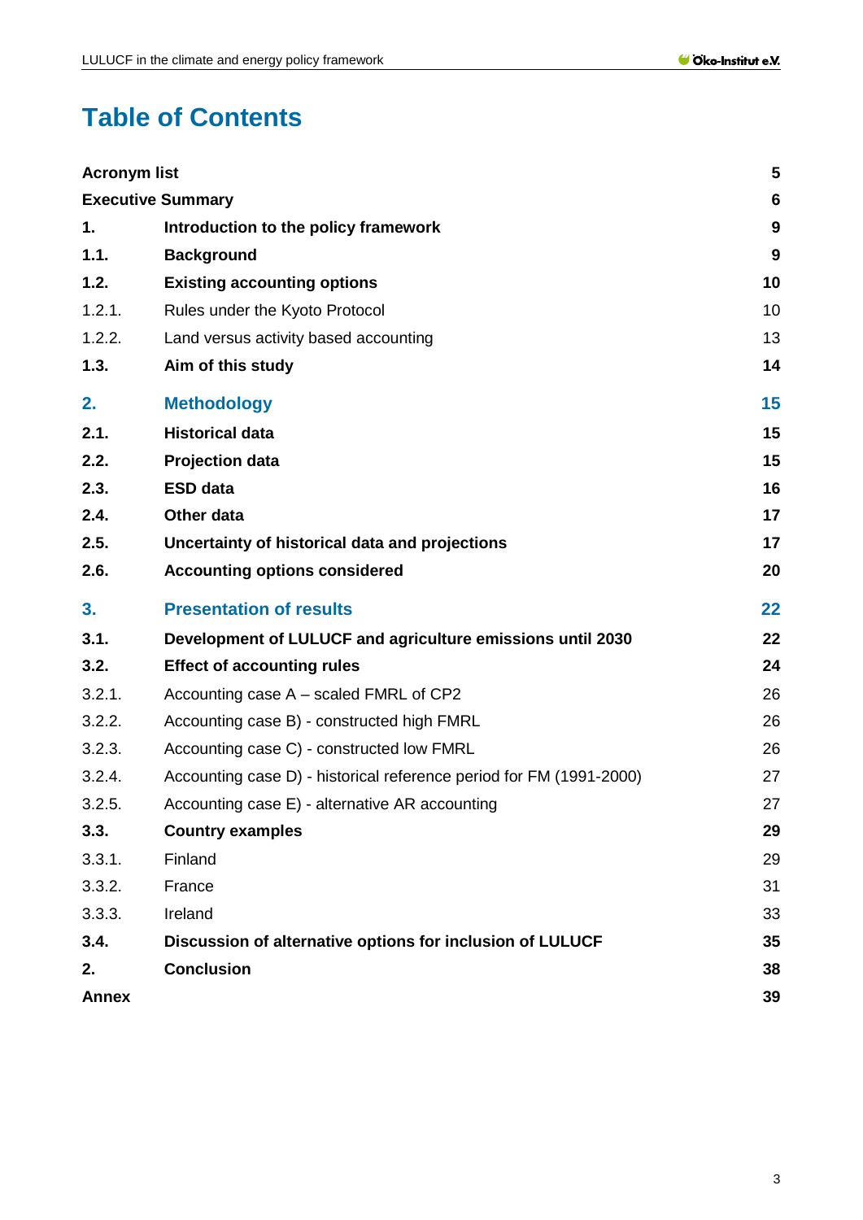# Table of Contents

| | | |
|---|---|---|
| **Acronym list** | | **5** |
| **Executive Summary** | | **6** |
| **1.** | **Introduction to the policy framework** | **9** |
| **1.1.** | **Background** | **9** |
| **1.2.** | **Existing accounting options** | **10** |
| 1.2.1. | Rules under the Kyoto Protocol | 10 |
| 1.2.2. | Land versus activity based accounting | 13 |
| **1.3.** | **Aim of this study** | **14** |
| **2.** | **Methodology** | **15** |
| **2.1.** | **Historical data** | **15** |
| **2.2.** | **Projection data** | **15** |
| **2.3.** | **ESD data** | **16** |
| **2.4.** | **Other data** | **17** |
| **2.5.** | **Uncertainty of historical data and projections** | **17** |
| **2.6.** | **Accounting options considered** | **20** |
| **3.** | **Presentation of results** | **22** |
| **3.1.** | **Development of LULUCF and agriculture emissions until 2030** | **22** |
| **3.2.** | **Effect of accounting rules** | **24** |
| 3.2.1. | Accounting case A – scaled FMRL of CP2 | 26 |
| 3.2.2. | Accounting case B) - constructed high FMRL | 26 |
| 3.2.3. | Accounting case C) - constructed low FMRL | 26 |
| 3.2.4. | Accounting case D) - historical reference period for FM (1991-2000) | 27 |
| 3.2.5. | Accounting case E) - alternative AR accounting | 27 |
| **3.3.** | **Country examples** | **29** |
| 3.3.1. | Finland | 29 |
| 3.3.2. | France | 31 |
| 3.3.3. | Ireland | 33 |
| **3.4.** | **Discussion of alternative options for inclusion of LULUCF** | **35** |
| **2.** | **Conclusion** | **38** |
| **Annex** | | **39** |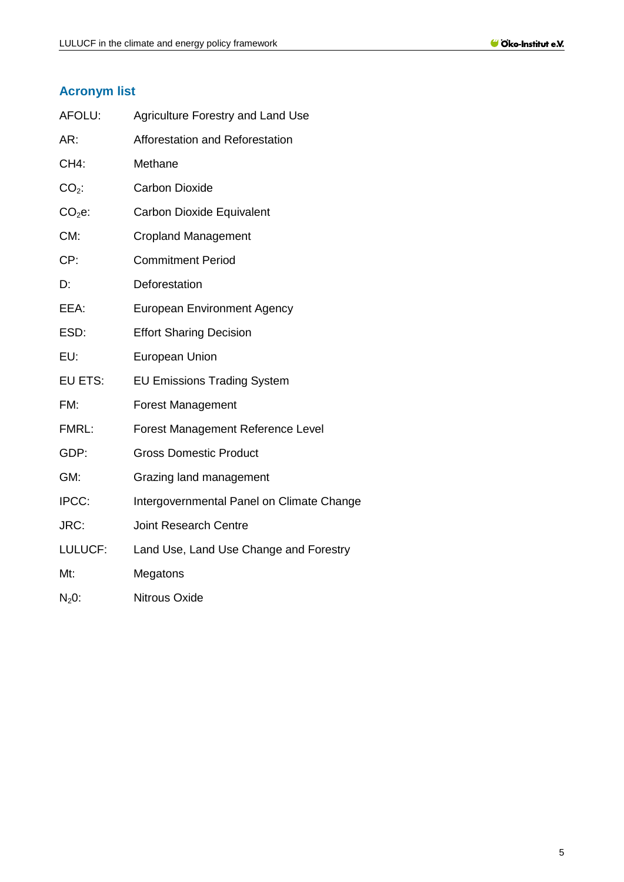## Acronym list

| | |
|---|---|
| AFOLU: | Agriculture Forestry and Land Use |
| AR: | Afforestation and Reforestation |
| CH4: | Methane |
| $CO_2$: | Carbon Dioxide |
| $CO_2e$: | Carbon Dioxide Equivalent |
| CM: | Cropland Management |
| CP: | Commitment Period |
| D: | Deforestation |
| EEA: | European Environment Agency |
| ESD: | Effort Sharing Decision |
| EU: | European Union |
| EU ETS: | EU Emissions Trading System |
| FM: | Forest Management |
| FMRL: | Forest Management Reference Level |
| GDP: | Gross Domestic Product |
| GM: | Grazing land management |
| IPCC: | Intergovernmental Panel on Climate Change |
| JRC: | Joint Research Centre |
| LULUCF: | Land Use, Land Use Change and Forestry |
| Mt: | Megatons |
| $N_20$: | Nitrous Oxide |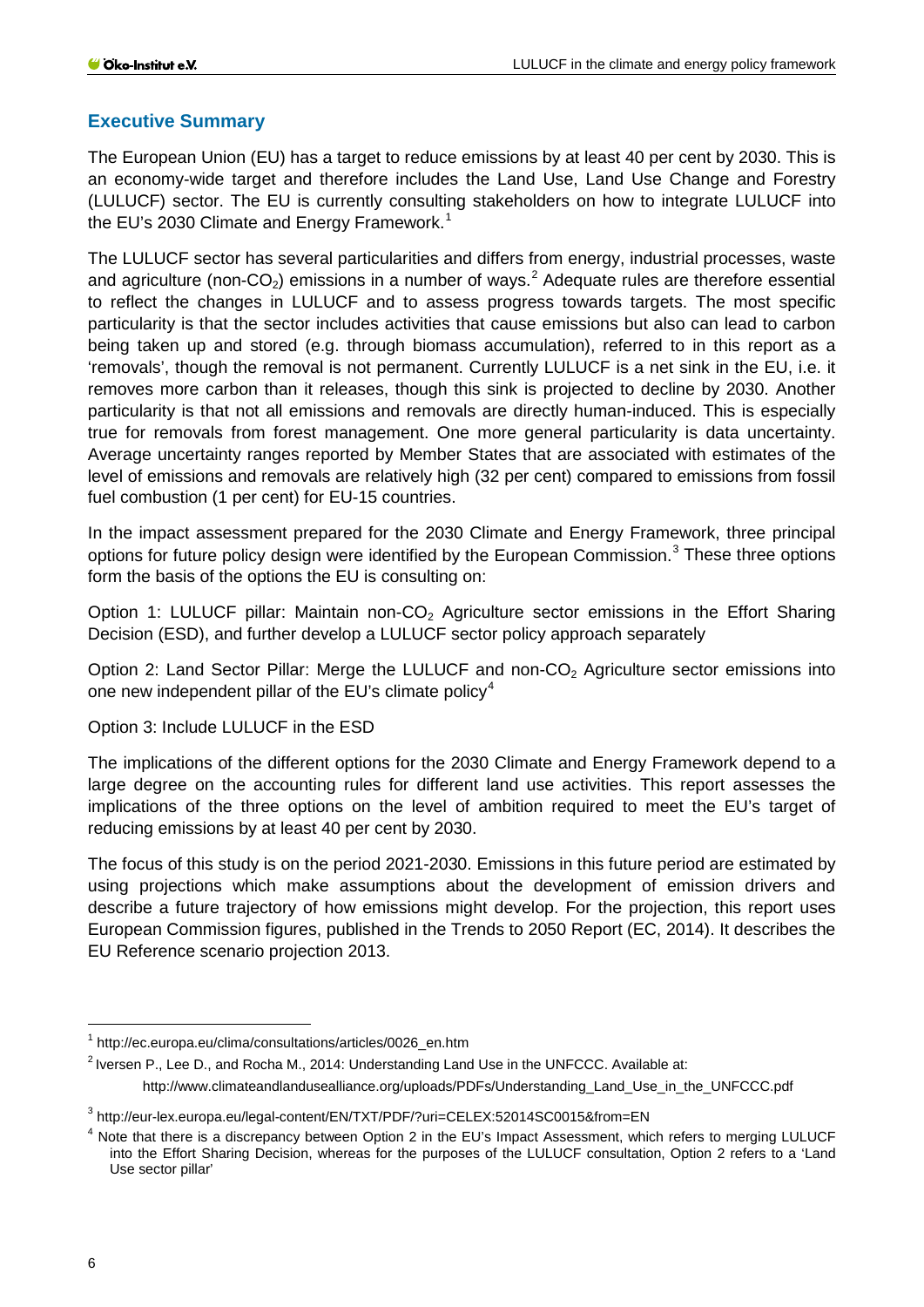## Executive Summary

The European Union (EU) has a target to reduce emissions by at least 40 per cent by 2030. This is an economy-wide target and therefore includes the Land Use, Land Use Change and Forestry (LULUCF) sector. The EU is currently consulting stakeholders on how to integrate LULUCF into the EU's 2030 Climate and Energy Framework.[1]

The LULUCF sector has several particularities and differs from energy, industrial processes, waste and agriculture (non-$CO_2$) emissions in a number of ways.[2] Adequate rules are therefore essential to reflect the changes in LULUCF and to assess progress towards targets. The most specific particularity is that the sector includes activities that cause emissions but also can lead to carbon being taken up and stored (e.g. through biomass accumulation), referred to in this report as a 'removals', though the removal is not permanent. Currently LULUCF is a net sink in the EU, i.e. it removes more carbon than it releases, though this sink is projected to decline by 2030. Another particularity is that not all emissions and removals are directly human-induced. This is especially true for removals from forest management. One more general particularity is data uncertainty. Average uncertainty ranges reported by Member States that are associated with estimates of the level of emissions and removals are relatively high (32 per cent) compared to emissions from fossil fuel combustion (1 per cent) for EU-15 countries.

In the impact assessment prepared for the 2030 Climate and Energy Framework, three principal options for future policy design were identified by the European Commission.[3] These three options form the basis of the options the EU is consulting on:

Option 1: LULUCF pillar: Maintain non-$CO_2$ Agriculture sector emissions in the Effort Sharing Decision (ESD), and further develop a LULUCF sector policy approach separately

Option 2: Land Sector Pillar: Merge the LULUCF and non-$CO_2$ Agriculture sector emissions into one new independent pillar of the EU's climate policy[4]

Option 3: Include LULUCF in the ESD

The implications of the different options for the 2030 Climate and Energy Framework depend to a large degree on the accounting rules for different land use activities. This report assesses the implications of the three options on the level of ambition required to meet the EU's target of reducing emissions by at least 40 per cent by 2030.

The focus of this study is on the period 2021-2030. Emissions in this future period are estimated by using projections which make assumptions about the development of emission drivers and describe a future trajectory of how emissions might develop. For the projection, this report uses European Commission figures, published in the Trends to 2050 Report (EC, 2014). It describes the EU Reference scenario projection 2013.

---

[1] http://ec.europa.eu/clima/consultations/articles/0026_en.htm

[2] Iversen P., Lee D., and Rocha M., 2014: Understanding Land Use in the UNFCCC. Available at: http://www.climateandlandusealliance.org/uploads/PDFs/Understanding_Land_Use_in_the_UNFCCC.pdf

[3] http://eur-lex.europa.eu/legal-content/EN/TXT/PDF/?uri=CELEX:52014SC0015&from=EN

[4] Note that there is a discrepancy between Option 2 in the EU's Impact Assessment, which refers to merging LULUCF into the Effort Sharing Decision, whereas for the purposes of the LULUCF consultation, Option 2 refers to a 'Land Use sector pillar'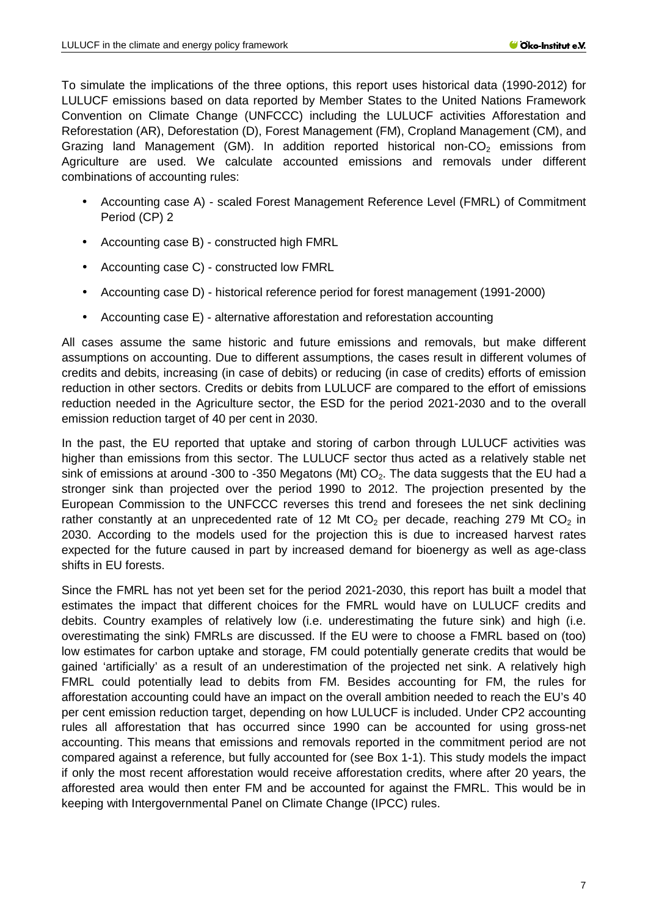To simulate the implications of the three options, this report uses historical data (1990-2012) for LULUCF emissions based on data reported by Member States to the United Nations Framework Convention on Climate Change (UNFCCC) including the LULUCF activities Afforestation and Reforestation (AR), Deforestation (D), Forest Management (FM), Cropland Management (CM), and Grazing land Management (GM). In addition reported historical non-$CO_2$ emissions from Agriculture are used. We calculate accounted emissions and removals under different combinations of accounting rules:

- Accounting case A) - scaled Forest Management Reference Level (FMRL) of Commitment Period (CP) 2
- Accounting case B) - constructed high FMRL
- Accounting case C) - constructed low FMRL
- Accounting case D) - historical reference period for forest management (1991-2000)
- Accounting case E) - alternative afforestation and reforestation accounting

All cases assume the same historic and future emissions and removals, but make different assumptions on accounting. Due to different assumptions, the cases result in different volumes of credits and debits, increasing (in case of debits) or reducing (in case of credits) efforts of emission reduction in other sectors. Credits or debits from LULUCF are compared to the effort of emissions reduction needed in the Agriculture sector, the ESD for the period 2021-2030 and to the overall emission reduction target of 40 per cent in 2030.

In the past, the EU reported that uptake and storing of carbon through LULUCF activities was higher than emissions from this sector. The LULUCF sector thus acted as a relatively stable net sink of emissions at around -300 to -350 Megatons (Mt) $CO_2$. The data suggests that the EU had a stronger sink than projected over the period 1990 to 2012. The projection presented by the European Commission to the UNFCCC reverses this trend and foresees the net sink declining rather constantly at an unprecedented rate of 12 Mt $CO_2$ per decade, reaching 279 Mt $CO_2$ in 2030. According to the models used for the projection this is due to increased harvest rates expected for the future caused in part by increased demand for bioenergy as well as age-class shifts in EU forests.

Since the FMRL has not yet been set for the period 2021-2030, this report has built a model that estimates the impact that different choices for the FMRL would have on LULUCF credits and debits. Country examples of relatively low (i.e. underestimating the future sink) and high (i.e. overestimating the sink) FMRLs are discussed. If the EU were to choose a FMRL based on (too) low estimates for carbon uptake and storage, FM could potentially generate credits that would be gained 'artificially' as a result of an underestimation of the projected net sink. A relatively high FMRL could potentially lead to debits from FM. Besides accounting for FM, the rules for afforestation accounting could have an impact on the overall ambition needed to reach the EU's 40 per cent emission reduction target, depending on how LULUCF is included. Under CP2 accounting rules all afforestation that has occurred since 1990 can be accounted for using gross-net accounting. This means that emissions and removals reported in the commitment period are not compared against a reference, but fully accounted for (see Box 1-1). This study models the impact if only the most recent afforestation would receive afforestation credits, where after 20 years, the afforested area would then enter FM and be accounted for against the FMRL. This would be in keeping with Intergovernmental Panel on Climate Change (IPCC) rules.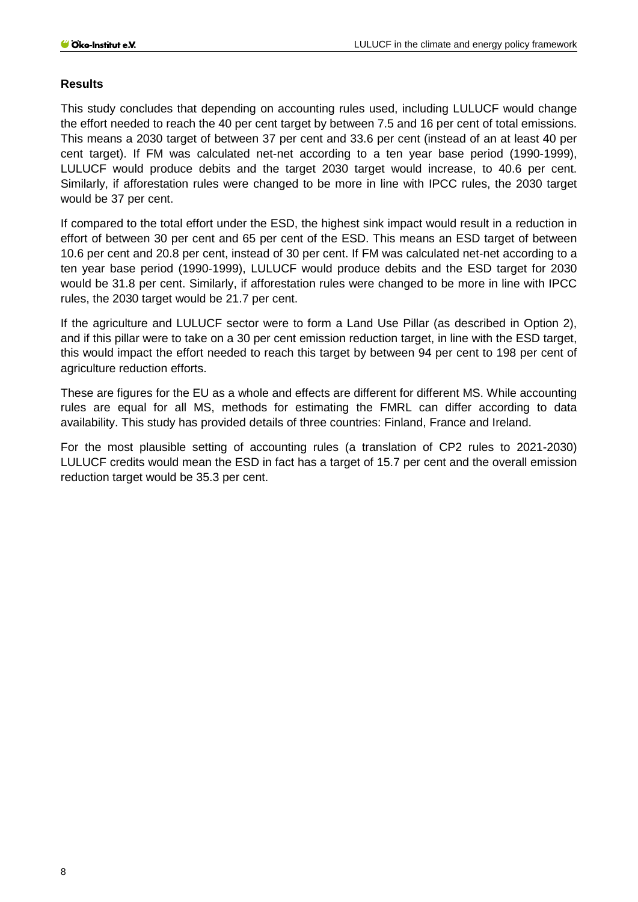### Results

This study concludes that depending on accounting rules used, including LULUCF would change the effort needed to reach the 40 per cent target by between 7.5 and 16 per cent of total emissions. This means a 2030 target of between 37 per cent and 33.6 per cent (instead of an at least 40 per cent target). If FM was calculated net-net according to a ten year base period (1990-1999), LULUCF would produce debits and the target 2030 target would increase, to 40.6 per cent. Similarly, if afforestation rules were changed to be more in line with IPCC rules, the 2030 target would be 37 per cent.

If compared to the total effort under the ESD, the highest sink impact would result in a reduction in effort of between 30 per cent and 65 per cent of the ESD. This means an ESD target of between 10.6 per cent and 20.8 per cent, instead of 30 per cent. If FM was calculated net-net according to a ten year base period (1990-1999), LULUCF would produce debits and the ESD target for 2030 would be 31.8 per cent. Similarly, if afforestation rules were changed to be more in line with IPCC rules, the 2030 target would be 21.7 per cent.

If the agriculture and LULUCF sector were to form a Land Use Pillar (as described in Option 2), and if this pillar were to take on a 30 per cent emission reduction target, in line with the ESD target, this would impact the effort needed to reach this target by between 94 per cent to 198 per cent of agriculture reduction efforts.

These are figures for the EU as a whole and effects are different for different MS. While accounting rules are equal for all MS, methods for estimating the FMRL can differ according to data availability. This study has provided details of three countries: Finland, France and Ireland.

For the most plausible setting of accounting rules (a translation of CP2 rules to 2021-2030) LULUCF credits would mean the ESD in fact has a target of 15.7 per cent and the overall emission reduction target would be 35.3 per cent.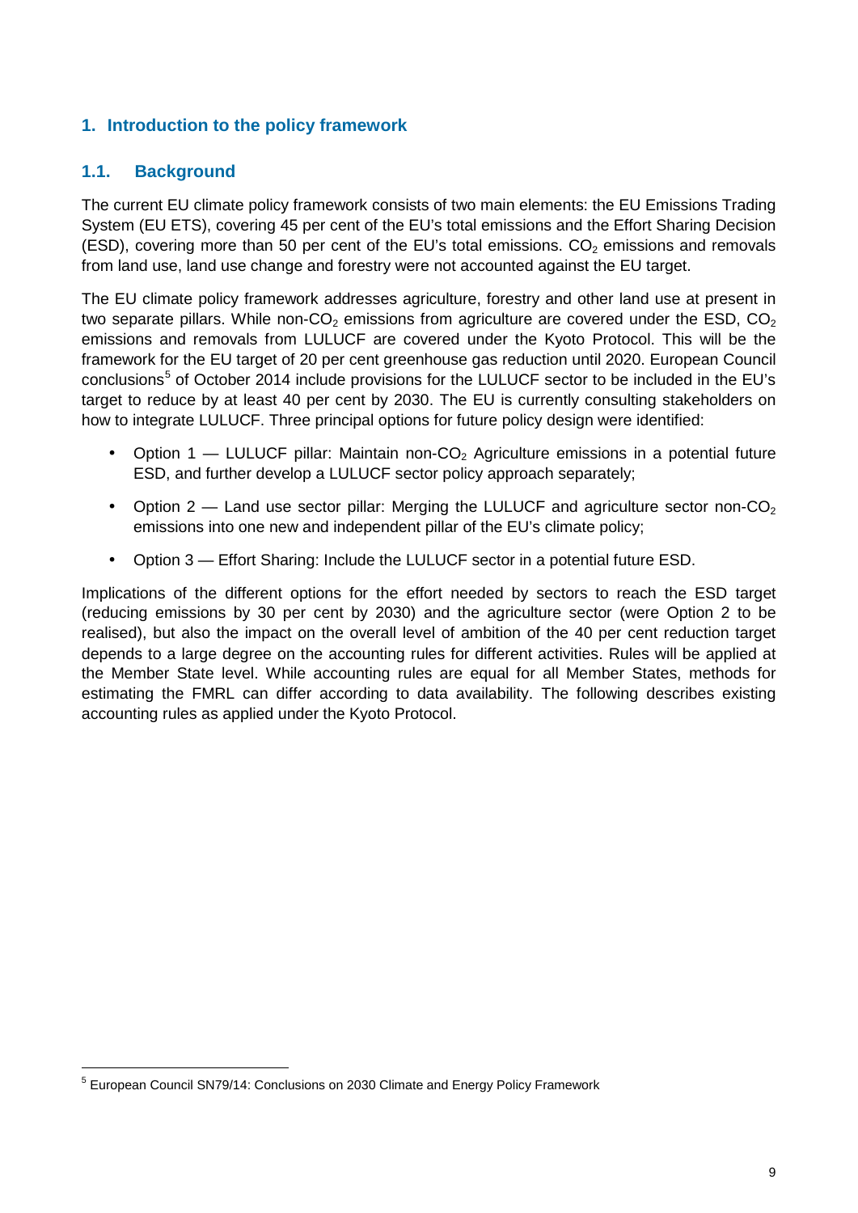## 1. Introduction to the policy framework

### 1.1. Background

The current EU climate policy framework consists of two main elements: the EU Emissions Trading System (EU ETS), covering 45 per cent of the EU's total emissions and the Effort Sharing Decision (ESD), covering more than 50 per cent of the EU's total emissions. $CO_2$ emissions and removals from land use, land use change and forestry were not accounted against the EU target.

The EU climate policy framework addresses agriculture, forestry and other land use at present in two separate pillars. While non-$CO_2$ emissions from agriculture are covered under the ESD, $CO_2$ emissions and removals from LULUCF are covered under the Kyoto Protocol. This will be the framework for the EU target of 20 per cent greenhouse gas reduction until 2020. European Council conclusions[5] of October 2014 include provisions for the LULUCF sector to be included in the EU's target to reduce by at least 40 per cent by 2030. The EU is currently consulting stakeholders on how to integrate LULUCF. Three principal options for future policy design were identified:

- Option 1 — LULUCF pillar: Maintain non-$CO_2$ Agriculture emissions in a potential future ESD, and further develop a LULUCF sector policy approach separately;
- Option 2 — Land use sector pillar: Merging the LULUCF and agriculture sector non-$CO_2$ emissions into one new and independent pillar of the EU's climate policy;
- Option 3 — Effort Sharing: Include the LULUCF sector in a potential future ESD.

Implications of the different options for the effort needed by sectors to reach the ESD target (reducing emissions by 30 per cent by 2030) and the agriculture sector (were Option 2 to be realised), but also the impact on the overall level of ambition of the 40 per cent reduction target depends to a large degree on the accounting rules for different activities. Rules will be applied at the Member State level. While accounting rules are equal for all Member States, methods for estimating the FMRL can differ according to data availability. The following describes existing accounting rules as applied under the Kyoto Protocol.

[5] European Council SN79/14: Conclusions on 2030 Climate and Energy Policy Framework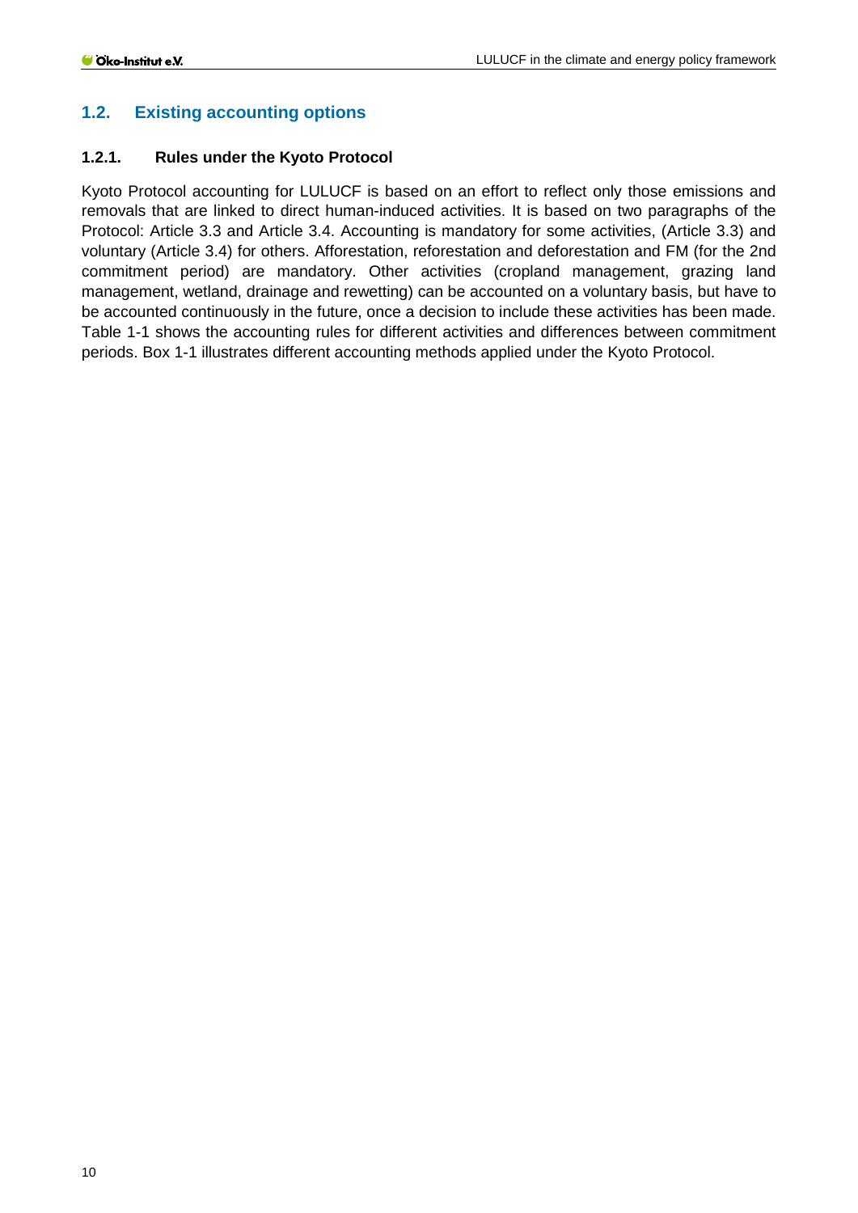## 1.2. Existing accounting options

### 1.2.1. Rules under the Kyoto Protocol

Kyoto Protocol accounting for LULUCF is based on an effort to reflect only those emissions and removals that are linked to direct human-induced activities. It is based on two paragraphs of the Protocol: Article 3.3 and Article 3.4. Accounting is mandatory for some activities, (Article 3.3) and voluntary (Article 3.4) for others. Afforestation, reforestation and deforestation and FM (for the 2nd commitment period) are mandatory. Other activities (cropland management, grazing land management, wetland, drainage and rewetting) can be accounted on a voluntary basis, but have to be accounted continuously in the future, once a decision to include these activities has been made. Table 1-1 shows the accounting rules for different activities and differences between commitment periods. Box 1-1 illustrates different accounting methods applied under the Kyoto Protocol.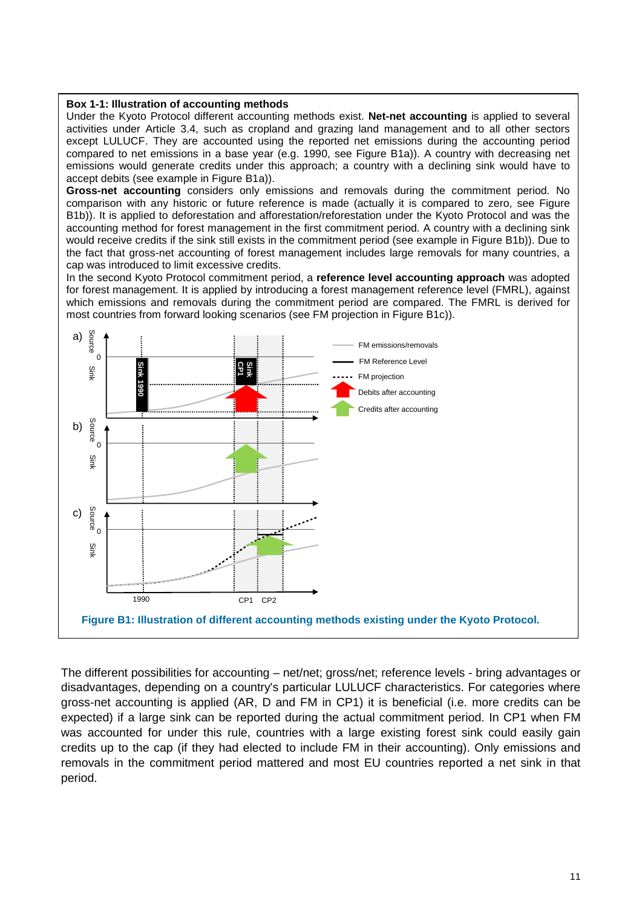**Box 1-1: Illustration of accounting methods**

Under the Kyoto Protocol different accounting methods exist. **Net-net accounting** is applied to several activities under Article 3.4, such as cropland and grazing land management and to all other sectors except LULUCF. They are accounted using the reported net emissions during the accounting period compared to net emissions in a base year (e.g. 1990, see Figure B1a)). A country with decreasing net emissions would generate credits under this approach; a country with a declining sink would have to accept debits (see example in Figure B1a)).

**Gross-net accounting** considers only emissions and removals during the commitment period. No comparison with any historic or future reference is made (actually it is compared to zero, see Figure B1b)). It is applied to deforestation and afforestation/reforestation under the Kyoto Protocol and was the accounting method for forest management in the first commitment period. A country with a declining sink would receive credits if the sink still exists in the commitment period (see example in Figure B1b)). Due to the fact that gross-net accounting of forest management includes large removals for many countries, a cap was introduced to limit excessive credits.

In the second Kyoto Protocol commitment period, a **reference level accounting approach** was adopted for forest management. It is applied by introducing a forest management reference level (FMRL), against which emissions and removals during the commitment period are compared. The FMRL is derived for most countries from forward looking scenarios (see FM projection in Figure B1c)).

**Figure B1: Illustration of different accounting methods existing under the Kyoto Protocol.**

The different possibilities for accounting – net/net; gross/net; reference levels - bring advantages or disadvantages, depending on a country's particular LULUCF characteristics. For categories where gross-net accounting is applied (AR, D and FM in CP1) it is beneficial (i.e. more credits can be expected) if a large sink can be reported during the actual commitment period. In CP1 when FM was accounted for under this rule, countries with a large existing forest sink could easily gain credits up to the cap (if they had elected to include FM in their accounting). Only emissions and removals in the commitment period mattered and most EU countries reported a net sink in that period.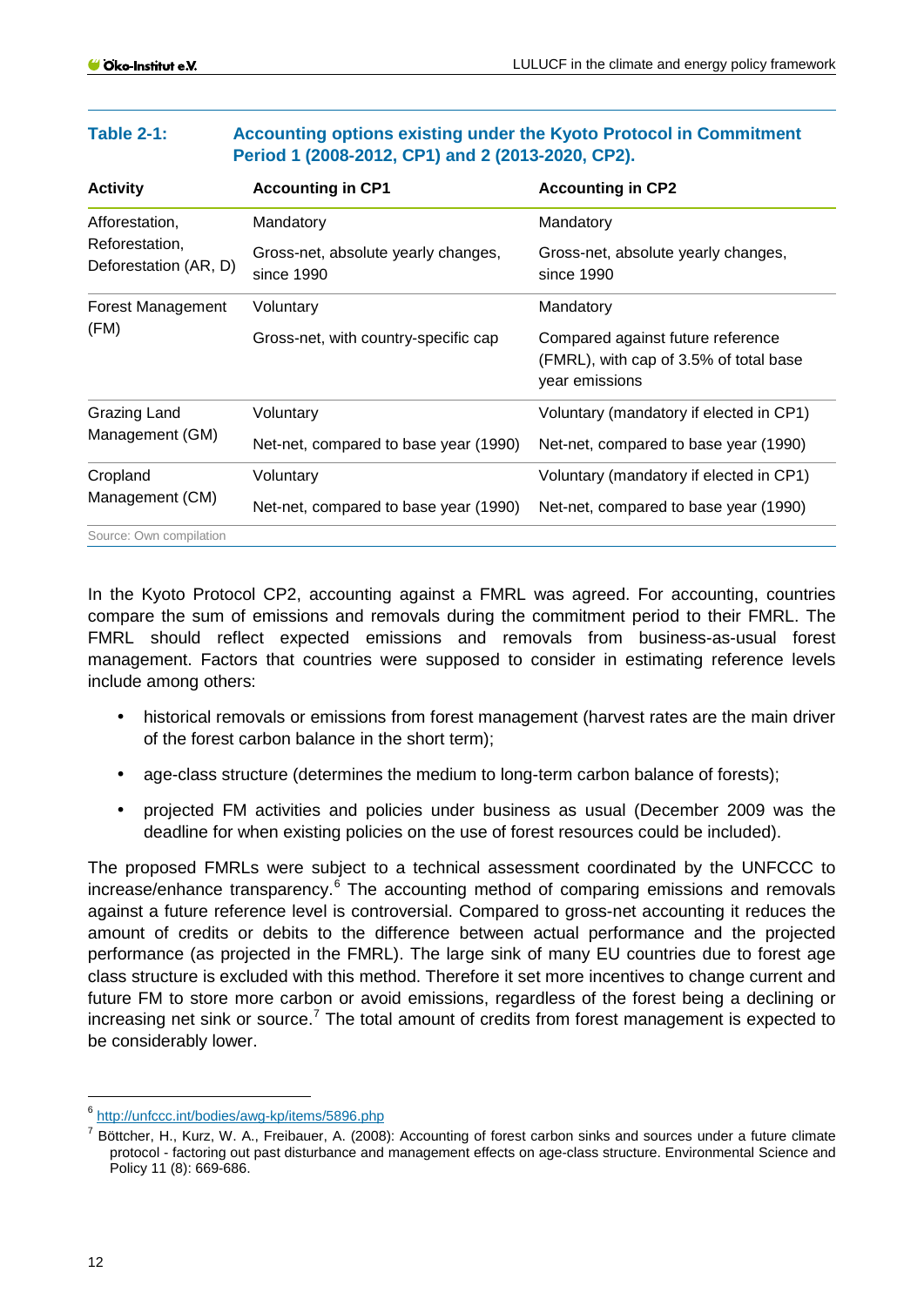**Table 2-1: Accounting options existing under the Kyoto Protocol in Commitment Period 1 (2008-2012, CP1) and 2 (2013-2020, CP2).**

| Activity | Accounting in CP1 | Accounting in CP2 |
|---|---|---|
| Afforestation, Reforestation, Deforestation (AR, D) | Mandatory | Mandatory |
| | Gross-net, absolute yearly changes, since 1990 | Gross-net, absolute yearly changes, since 1990 |
| Forest Management (FM) | Voluntary | Mandatory |
| | Gross-net, with country-specific cap | Compared against future reference (FMRL), with cap of 3.5% of total base year emissions |
| Grazing Land Management (GM) | Voluntary | Voluntary (mandatory if elected in CP1) |
| | Net-net, compared to base year (1990) | Net-net, compared to base year (1990) |
| Cropland Management (CM) | Voluntary | Voluntary (mandatory if elected in CP1) |
| | Net-net, compared to base year (1990) | Net-net, compared to base year (1990) |

Source: Own compilation

In the Kyoto Protocol CP2, accounting against a FMRL was agreed. For accounting, countries compare the sum of emissions and removals during the commitment period to their FMRL. The FMRL should reflect expected emissions and removals from business-as-usual forest management. Factors that countries were supposed to consider in estimating reference levels include among others:

- historical removals or emissions from forest management (harvest rates are the main driver of the forest carbon balance in the short term);
- age-class structure (determines the medium to long-term carbon balance of forests);
- projected FM activities and policies under business as usual (December 2009 was the deadline for when existing policies on the use of forest resources could be included).

The proposed FMRLs were subject to a technical assessment coordinated by the UNFCCC to increase/enhance transparency.[6] The accounting method of comparing emissions and removals against a future reference level is controversial. Compared to gross-net accounting it reduces the amount of credits or debits to the difference between actual performance and the projected performance (as projected in the FMRL). The large sink of many EU countries due to forest age class structure is excluded with this method. Therefore it set more incentives to change current and future FM to store more carbon or avoid emissions, regardless of the forest being a declining or increasing net sink or source.[7] The total amount of credits from forest management is expected to be considerably lower.

---

[6] http://unfccc.int/bodies/awg-kp/items/5896.php

[7] Böttcher, H., Kurz, W. A., Freibauer, A. (2008): Accounting of forest carbon sinks and sources under a future climate protocol - factoring out past disturbance and management effects on age-class structure. Environmental Science and Policy 11 (8): 669-686.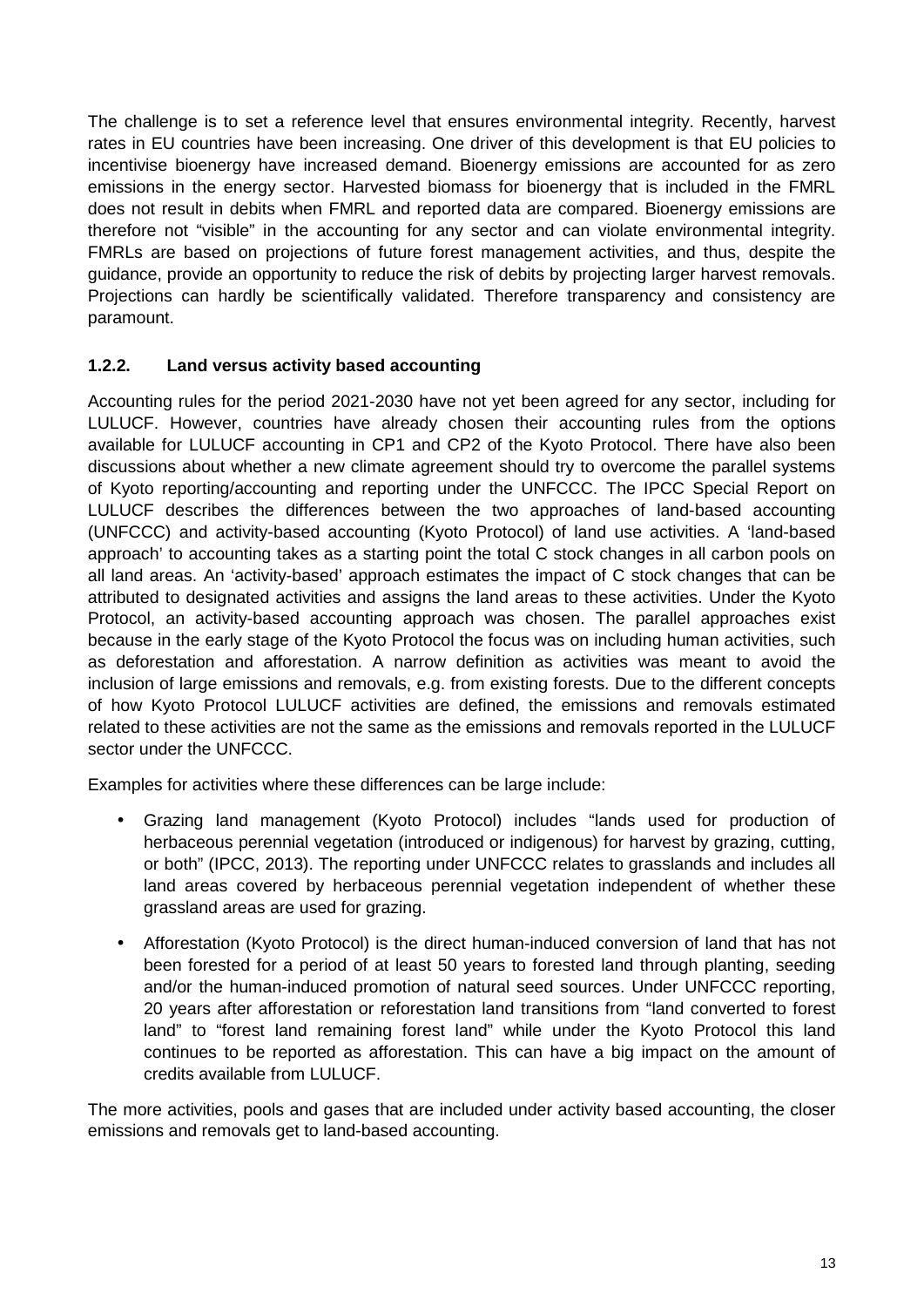The challenge is to set a reference level that ensures environmental integrity. Recently, harvest rates in EU countries have been increasing. One driver of this development is that EU policies to incentivise bioenergy have increased demand. Bioenergy emissions are accounted for as zero emissions in the energy sector. Harvested biomass for bioenergy that is included in the FMRL does not result in debits when FMRL and reported data are compared. Bioenergy emissions are therefore not "visible" in the accounting for any sector and can violate environmental integrity. FMRLs are based on projections of future forest management activities, and thus, despite the guidance, provide an opportunity to reduce the risk of debits by projecting larger harvest removals. Projections can hardly be scientifically validated. Therefore transparency and consistency are paramount.

### 1.2.2. Land versus activity based accounting

Accounting rules for the period 2021-2030 have not yet been agreed for any sector, including for LULUCF. However, countries have already chosen their accounting rules from the options available for LULUCF accounting in CP1 and CP2 of the Kyoto Protocol. There have also been discussions about whether a new climate agreement should try to overcome the parallel systems of Kyoto reporting/accounting and reporting under the UNFCCC. The IPCC Special Report on LULUCF describes the differences between the two approaches of land-based accounting (UNFCCC) and activity-based accounting (Kyoto Protocol) of land use activities. A 'land-based approach' to accounting takes as a starting point the total C stock changes in all carbon pools on all land areas. An 'activity-based' approach estimates the impact of C stock changes that can be attributed to designated activities and assigns the land areas to these activities. Under the Kyoto Protocol, an activity-based accounting approach was chosen. The parallel approaches exist because in the early stage of the Kyoto Protocol the focus was on including human activities, such as deforestation and afforestation. A narrow definition as activities was meant to avoid the inclusion of large emissions and removals, e.g. from existing forests. Due to the different concepts of how Kyoto Protocol LULUCF activities are defined, the emissions and removals estimated related to these activities are not the same as the emissions and removals reported in the LULUCF sector under the UNFCCC.

Examples for activities where these differences can be large include:

- Grazing land management (Kyoto Protocol) includes "lands used for production of herbaceous perennial vegetation (introduced or indigenous) for harvest by grazing, cutting, or both" (IPCC, 2013). The reporting under UNFCCC relates to grasslands and includes all land areas covered by herbaceous perennial vegetation independent of whether these grassland areas are used for grazing.
- Afforestation (Kyoto Protocol) is the direct human-induced conversion of land that has not been forested for a period of at least 50 years to forested land through planting, seeding and/or the human-induced promotion of natural seed sources. Under UNFCCC reporting, 20 years after afforestation or reforestation land transitions from "land converted to forest land" to "forest land remaining forest land" while under the Kyoto Protocol this land continues to be reported as afforestation. This can have a big impact on the amount of credits available from LULUCF.

The more activities, pools and gases that are included under activity based accounting, the closer emissions and removals get to land-based accounting.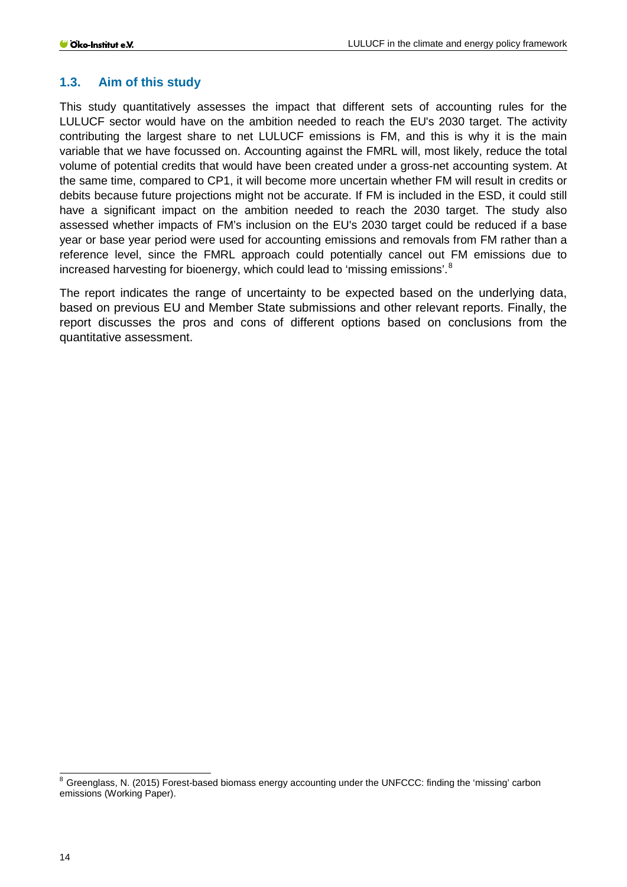## 1.3. Aim of this study

This study quantitatively assesses the impact that different sets of accounting rules for the LULUCF sector would have on the ambition needed to reach the EU's 2030 target. The activity contributing the largest share to net LULUCF emissions is FM, and this is why it is the main variable that we have focussed on. Accounting against the FMRL will, most likely, reduce the total volume of potential credits that would have been created under a gross-net accounting system. At the same time, compared to CP1, it will become more uncertain whether FM will result in credits or debits because future projections might not be accurate. If FM is included in the ESD, it could still have a significant impact on the ambition needed to reach the 2030 target. The study also assessed whether impacts of FM's inclusion on the EU's 2030 target could be reduced if a base year or base year period were used for accounting emissions and removals from FM rather than a reference level, since the FMRL approach could potentially cancel out FM emissions due to increased harvesting for bioenergy, which could lead to 'missing emissions'.[8]

The report indicates the range of uncertainty to be expected based on the underlying data, based on previous EU and Member State submissions and other relevant reports. Finally, the report discusses the pros and cons of different options based on conclusions from the quantitative assessment.

[8] Greenglass, N. (2015) Forest-based biomass energy accounting under the UNFCCC: finding the 'missing' carbon emissions (Working Paper).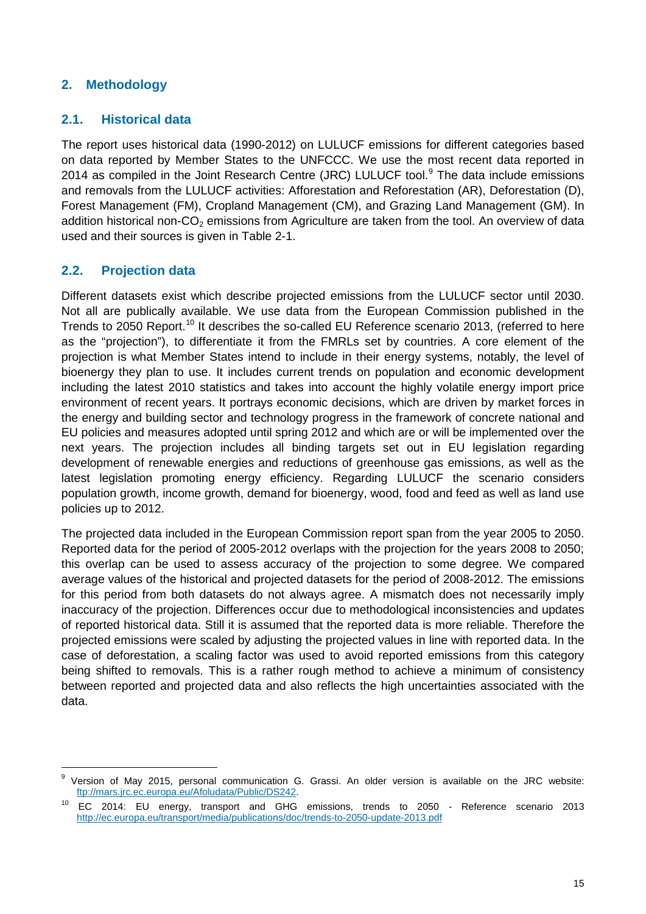## 2. Methodology

### 2.1. Historical data

The report uses historical data (1990-2012) on LULUCF emissions for different categories based on data reported by Member States to the UNFCCC. We use the most recent data reported in 2014 as compiled in the Joint Research Centre (JRC) LULUCF tool.[9] The data include emissions and removals from the LULUCF activities: Afforestation and Reforestation (AR), Deforestation (D), Forest Management (FM), Cropland Management (CM), and Grazing Land Management (GM). In addition historical non-$CO_2$ emissions from Agriculture are taken from the tool. An overview of data used and their sources is given in Table 2-1.

### 2.2. Projection data

Different datasets exist which describe projected emissions from the LULUCF sector until 2030. Not all are publically available. We use data from the European Commission published in the Trends to 2050 Report.[10] It describes the so-called EU Reference scenario 2013, (referred to here as the "projection"), to differentiate it from the FMRLs set by countries. A core element of the projection is what Member States intend to include in their energy systems, notably, the level of bioenergy they plan to use. It includes current trends on population and economic development including the latest 2010 statistics and takes into account the highly volatile energy import price environment of recent years. It portrays economic decisions, which are driven by market forces in the energy and building sector and technology progress in the framework of concrete national and EU policies and measures adopted until spring 2012 and which are or will be implemented over the next years. The projection includes all binding targets set out in EU legislation regarding development of renewable energies and reductions of greenhouse gas emissions, as well as the latest legislation promoting energy efficiency. Regarding LULUCF the scenario considers population growth, income growth, demand for bioenergy, wood, food and feed as well as land use policies up to 2012.

The projected data included in the European Commission report span from the year 2005 to 2050. Reported data for the period of 2005-2012 overlaps with the projection for the years 2008 to 2050; this overlap can be used to assess accuracy of the projection to some degree. We compared average values of the historical and projected datasets for the period of 2008-2012. The emissions for this period from both datasets do not always agree. A mismatch does not necessarily imply inaccuracy of the projection. Differences occur due to methodological inconsistencies and updates of reported historical data. Still it is assumed that the reported data is more reliable. Therefore the projected emissions were scaled by adjusting the projected values in line with reported data. In the case of deforestation, a scaling factor was used to avoid reported emissions from this category being shifted to removals. This is a rather rough method to achieve a minimum of consistency between reported and projected data and also reflects the high uncertainties associated with the data.

---

[9] Version of May 2015, personal communication G. Grassi. An older version is available on the JRC website: ftp://mars.jrc.ec.europa.eu/Afoludata/Public/DS242.

[10] EC 2014: EU energy, transport and GHG emissions, trends to 2050 - Reference scenario 2013 http://ec.europa.eu/transport/media/publications/doc/trends-to-2050-update-2013.pdf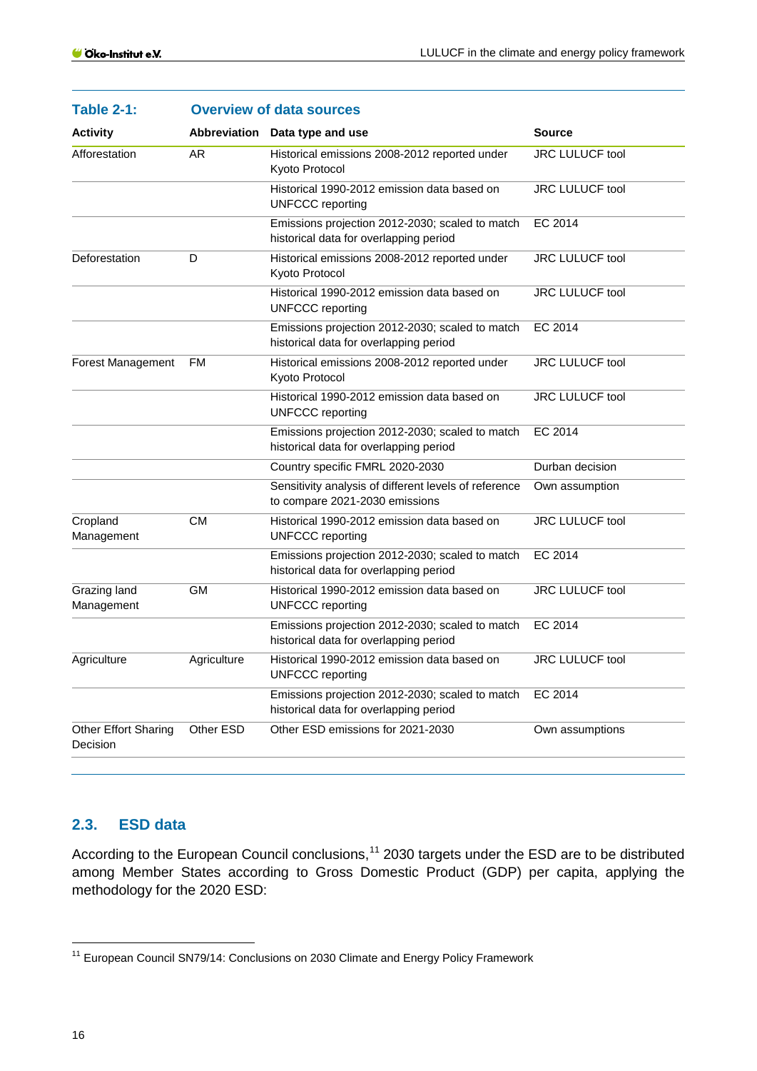**Table 2-1: Overview of data sources**

| Activity | Abbreviation | Data type and use | Source |
|---|---|---|---|
| Afforestation | AR | Historical emissions 2008-2012 reported under Kyoto Protocol | JRC LULUCF tool |
| | | Historical 1990-2012 emission data based on UNFCCC reporting | JRC LULUCF tool |
| | | Emissions projection 2012-2030; scaled to match historical data for overlapping period | EC 2014 |
| Deforestation | D | Historical emissions 2008-2012 reported under Kyoto Protocol | JRC LULUCF tool |
| | | Historical 1990-2012 emission data based on UNFCCC reporting | JRC LULUCF tool |
| | | Emissions projection 2012-2030; scaled to match historical data for overlapping period | EC 2014 |
| Forest Management | FM | Historical emissions 2008-2012 reported under Kyoto Protocol | JRC LULUCF tool |
| | | Historical 1990-2012 emission data based on UNFCCC reporting | JRC LULUCF tool |
| | | Emissions projection 2012-2030; scaled to match historical data for overlapping period | EC 2014 |
| | | Country specific FMRL 2020-2030 | Durban decision |
| | | Sensitivity analysis of different levels of reference to compare 2021-2030 emissions | Own assumption |
| Cropland Management | CM | Historical 1990-2012 emission data based on UNFCCC reporting | JRC LULUCF tool |
| | | Emissions projection 2012-2030; scaled to match historical data for overlapping period | EC 2014 |
| Grazing land Management | GM | Historical 1990-2012 emission data based on UNFCCC reporting | JRC LULUCF tool |
| | | Emissions projection 2012-2030; scaled to match historical data for overlapping period | EC 2014 |
| Agriculture | Agriculture | Historical 1990-2012 emission data based on UNFCCC reporting | JRC LULUCF tool |
| | | Emissions projection 2012-2030; scaled to match historical data for overlapping period | EC 2014 |
| Other Effort Sharing Decision | Other ESD | Other ESD emissions for 2021-2030 | Own assumptions |

## 2.3. ESD data

According to the European Council conclusions,[11] 2030 targets under the ESD are to be distributed among Member States according to Gross Domestic Product (GDP) per capita, applying the methodology for the 2020 ESD:

[11] European Council SN79/14: Conclusions on 2030 Climate and Energy Policy Framework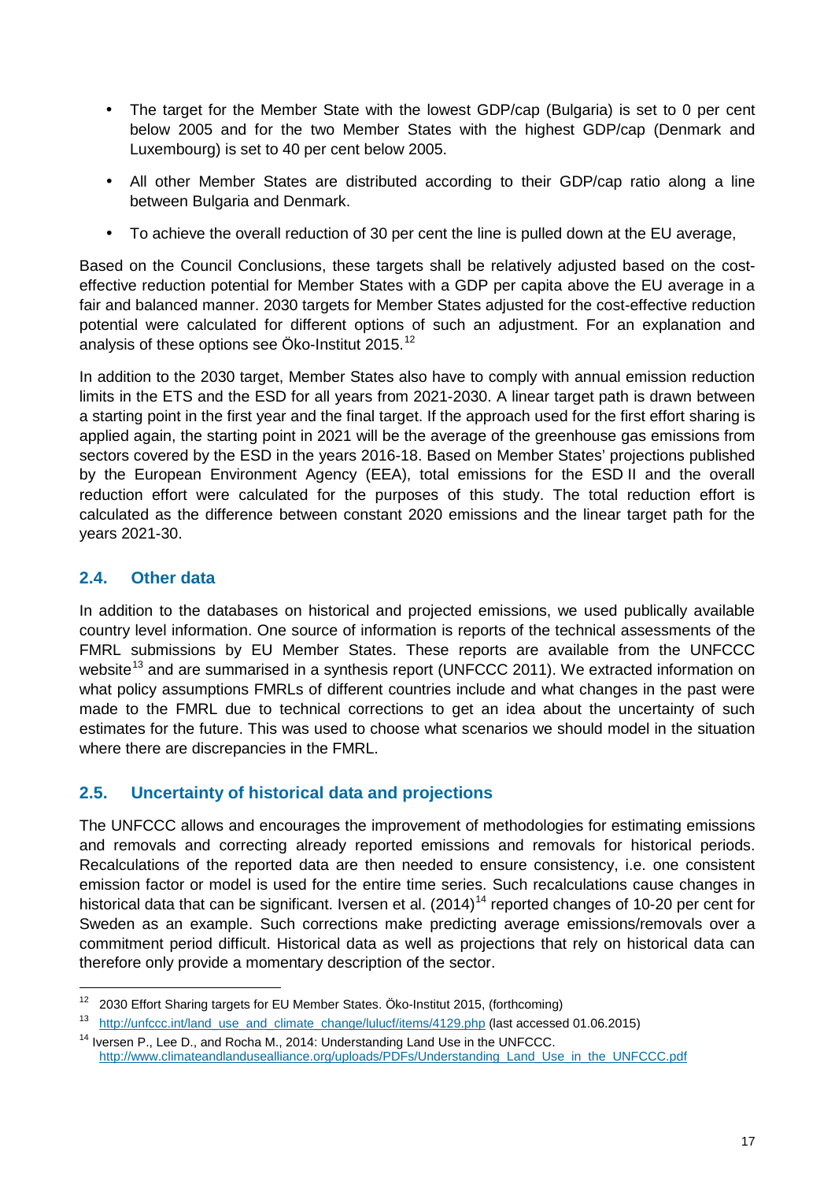- The target for the Member State with the lowest GDP/cap (Bulgaria) is set to 0 per cent below 2005 and for the two Member States with the highest GDP/cap (Denmark and Luxembourg) is set to 40 per cent below 2005.
- All other Member States are distributed according to their GDP/cap ratio along a line between Bulgaria and Denmark.
- To achieve the overall reduction of 30 per cent the line is pulled down at the EU average,

Based on the Council Conclusions, these targets shall be relatively adjusted based on the cost-effective reduction potential for Member States with a GDP per capita above the EU average in a fair and balanced manner. 2030 targets for Member States adjusted for the cost-effective reduction potential were calculated for different options of such an adjustment. For an explanation and analysis of these options see Öko-Institut 2015.[12]

In addition to the 2030 target, Member States also have to comply with annual emission reduction limits in the ETS and the ESD for all years from 2021-2030. A linear target path is drawn between a starting point in the first year and the final target. If the approach used for the first effort sharing is applied again, the starting point in 2021 will be the average of the greenhouse gas emissions from sectors covered by the ESD in the years 2016-18. Based on Member States' projections published by the European Environment Agency (EEA), total emissions for the ESD II and the overall reduction effort were calculated for the purposes of this study. The total reduction effort is calculated as the difference between constant 2020 emissions and the linear target path for the years 2021-30.

## 2.4. Other data

In addition to the databases on historical and projected emissions, we used publically available country level information. One source of information is reports of the technical assessments of the FMRL submissions by EU Member States. These reports are available from the UNFCCC website[13] and are summarised in a synthesis report (UNFCCC 2011). We extracted information on what policy assumptions FMRLs of different countries include and what changes in the past were made to the FMRL due to technical corrections to get an idea about the uncertainty of such estimates for the future. This was used to choose what scenarios we should model in the situation where there are discrepancies in the FMRL.

## 2.5. Uncertainty of historical data and projections

The UNFCCC allows and encourages the improvement of methodologies for estimating emissions and removals and correcting already reported emissions and removals for historical periods. Recalculations of the reported data are then needed to ensure consistency, i.e. one consistent emission factor or model is used for the entire time series. Such recalculations cause changes in historical data that can be significant. Iversen et al. (2014)[14] reported changes of 10-20 per cent for Sweden as an example. Such corrections make predicting average emissions/removals over a commitment period difficult. Historical data as well as projections that rely on historical data can therefore only provide a momentary description of the sector.

---

[12] 2030 Effort Sharing targets for EU Member States. Öko-Institut 2015, (forthcoming)

[13] http://unfccc.int/land_use_and_climate_change/lulucf/items/4129.php (last accessed 01.06.2015)

[14] Iversen P., Lee D., and Rocha M., 2014: Understanding Land Use in the UNFCCC. http://www.climateandlandusealliance.org/uploads/PDFs/Understanding_Land_Use_in_the_UNFCCC.pdf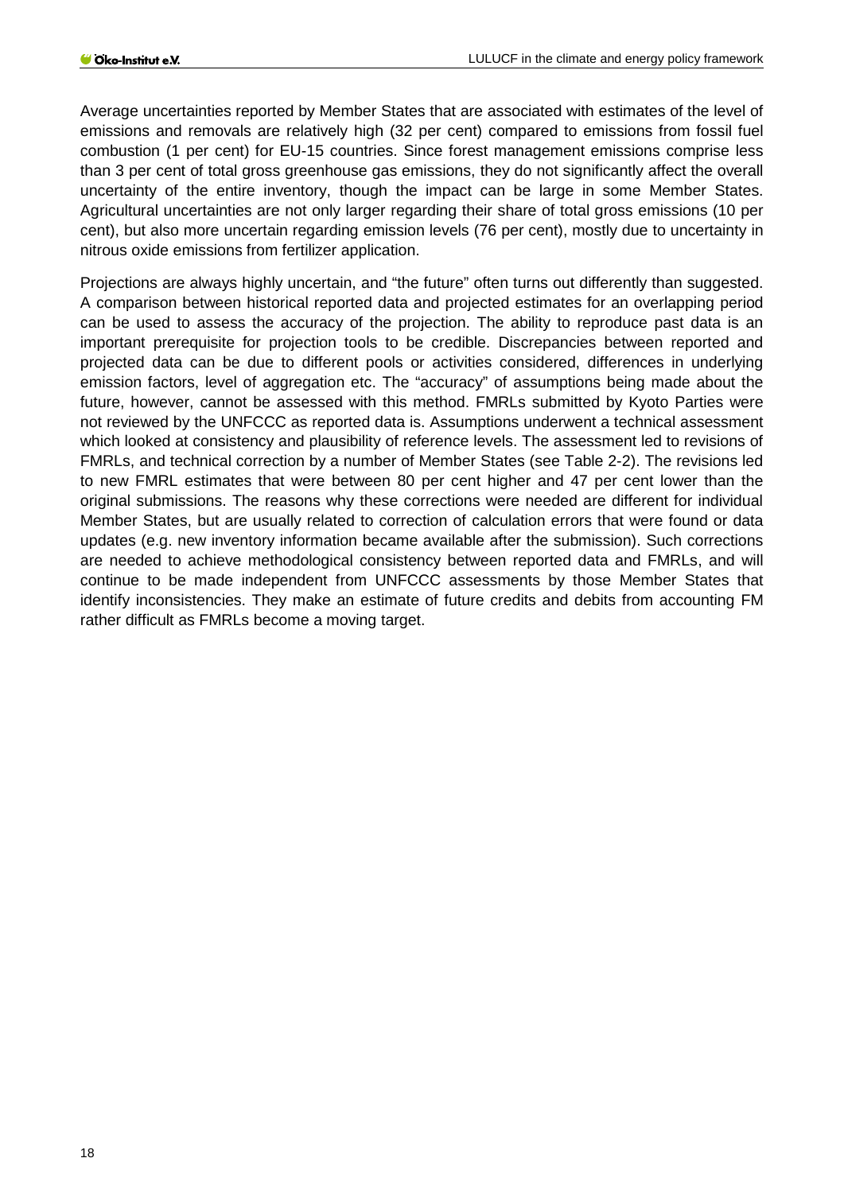Average uncertainties reported by Member States that are associated with estimates of the level of emissions and removals are relatively high (32 per cent) compared to emissions from fossil fuel combustion (1 per cent) for EU-15 countries. Since forest management emissions comprise less than 3 per cent of total gross greenhouse gas emissions, they do not significantly affect the overall uncertainty of the entire inventory, though the impact can be large in some Member States. Agricultural uncertainties are not only larger regarding their share of total gross emissions (10 per cent), but also more uncertain regarding emission levels (76 per cent), mostly due to uncertainty in nitrous oxide emissions from fertilizer application.

Projections are always highly uncertain, and “the future” often turns out differently than suggested. A comparison between historical reported data and projected estimates for an overlapping period can be used to assess the accuracy of the projection. The ability to reproduce past data is an important prerequisite for projection tools to be credible. Discrepancies between reported and projected data can be due to different pools or activities considered, differences in underlying emission factors, level of aggregation etc. The “accuracy” of assumptions being made about the future, however, cannot be assessed with this method. FMRLs submitted by Kyoto Parties were not reviewed by the UNFCCC as reported data is. Assumptions underwent a technical assessment which looked at consistency and plausibility of reference levels. The assessment led to revisions of FMRLs, and technical correction by a number of Member States (see Table 2-2). The revisions led to new FMRL estimates that were between 80 per cent higher and 47 per cent lower than the original submissions. The reasons why these corrections were needed are different for individual Member States, but are usually related to correction of calculation errors that were found or data updates (e.g. new inventory information became available after the submission). Such corrections are needed to achieve methodological consistency between reported data and FMRLs, and will continue to be made independent from UNFCCC assessments by those Member States that identify inconsistencies. They make an estimate of future credits and debits from accounting FM rather difficult as FMRLs become a moving target.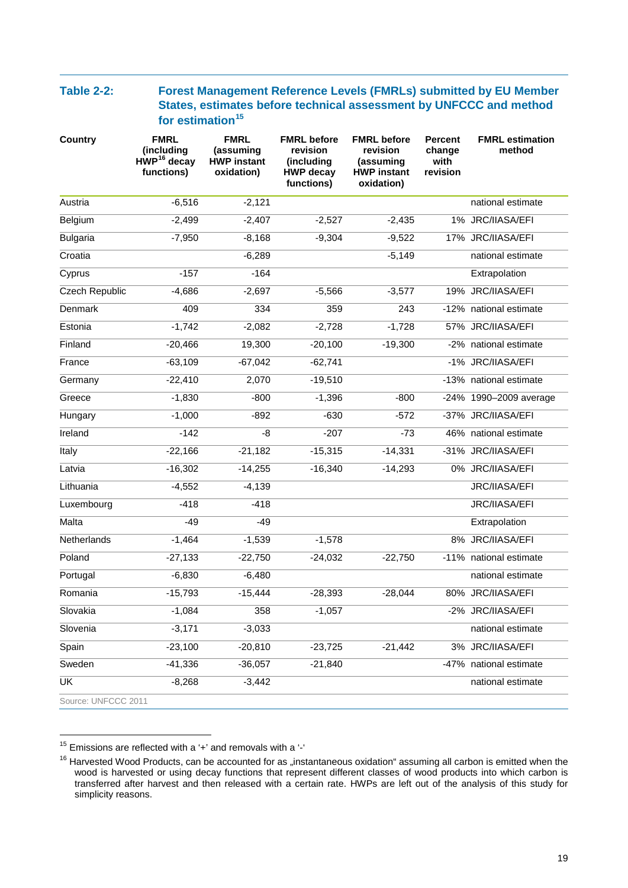**Table 2-2: Forest Management Reference Levels (FMRLs) submitted by EU Member States, estimates before technical assessment by UNFCCC and method for estimation[15]**

| Country | FMRL (including HWP[16] decay functions) | FMRL (assuming HWP instant oxidation) | FMRL before revision (including HWP decay functions) | FMRL before revision (assuming HWP instant oxidation) | Percent change with revision | FMRL estimation method |
|---|---|---|---|---|---|---|
| Austria | -6,516 | -2,121 | | | | national estimate |
| Belgium | -2,499 | -2,407 | -2,527 | -2,435 | 1% | JRC/IIASA/EFI |
| Bulgaria | -7,950 | -8,168 | -9,304 | -9,522 | 17% | JRC/IIASA/EFI |
| Croatia | | -6,289 | | -5,149 | | national estimate |
| Cyprus | -157 | -164 | | | | Extrapolation |
| Czech Republic | -4,686 | -2,697 | -5,566 | -3,577 | 19% | JRC/IIASA/EFI |
| Denmark | 409 | 334 | 359 | 243 | -12% | national estimate |
| Estonia | -1,742 | -2,082 | -2,728 | -1,728 | 57% | JRC/IIASA/EFI |
| Finland | -20,466 | 19,300 | -20,100 | -19,300 | -2% | national estimate |
| France | -63,109 | -67,042 | -62,741 | | -1% | JRC/IIASA/EFI |
| Germany | -22,410 | 2,070 | -19,510 | | -13% | national estimate |
| Greece | -1,830 | -800 | -1,396 | -800 | -24% | 1990–2009 average |
| Hungary | -1,000 | -892 | -630 | -572 | -37% | JRC/IIASA/EFI |
| Ireland | -142 | -8 | -207 | -73 | 46% | national estimate |
| Italy | -22,166 | -21,182 | -15,315 | -14,331 | -31% | JRC/IIASA/EFI |
| Latvia | -16,302 | -14,255 | -16,340 | -14,293 | 0% | JRC/IIASA/EFI |
| Lithuania | -4,552 | -4,139 | | | | JRC/IIASA/EFI |
| Luxembourg | -418 | -418 | | | | JRC/IIASA/EFI |
| Malta | -49 | -49 | | | | Extrapolation |
| Netherlands | -1,464 | -1,539 | -1,578 | | 8% | JRC/IIASA/EFI |
| Poland | -27,133 | -22,750 | -24,032 | -22,750 | -11% | national estimate |
| Portugal | -6,830 | -6,480 | | | | national estimate |
| Romania | -15,793 | -15,444 | -28,393 | -28,044 | 80% | JRC/IIASA/EFI |
| Slovakia | -1,084 | 358 | -1,057 | | -2% | JRC/IIASA/EFI |
| Slovenia | -3,171 | -3,033 | | | | national estimate |
| Spain | -23,100 | -20,810 | -23,725 | -21,442 | 3% | JRC/IIASA/EFI |
| Sweden | -41,336 | -36,057 | -21,840 | | -47% | national estimate |
| UK | -8,268 | -3,442 | | | | national estimate |

Source: UNFCCC 2011

[15] Emissions are reflected with a '+' and removals with a '-'

[16] Harvested Wood Products, can be accounted for as „instantaneous oxidation" assuming all carbon is emitted when the wood is harvested or using decay functions that represent different classes of wood products into which carbon is transferred after harvest and then released with a certain rate. HWPs are left out of the analysis of this study for simplicity reasons.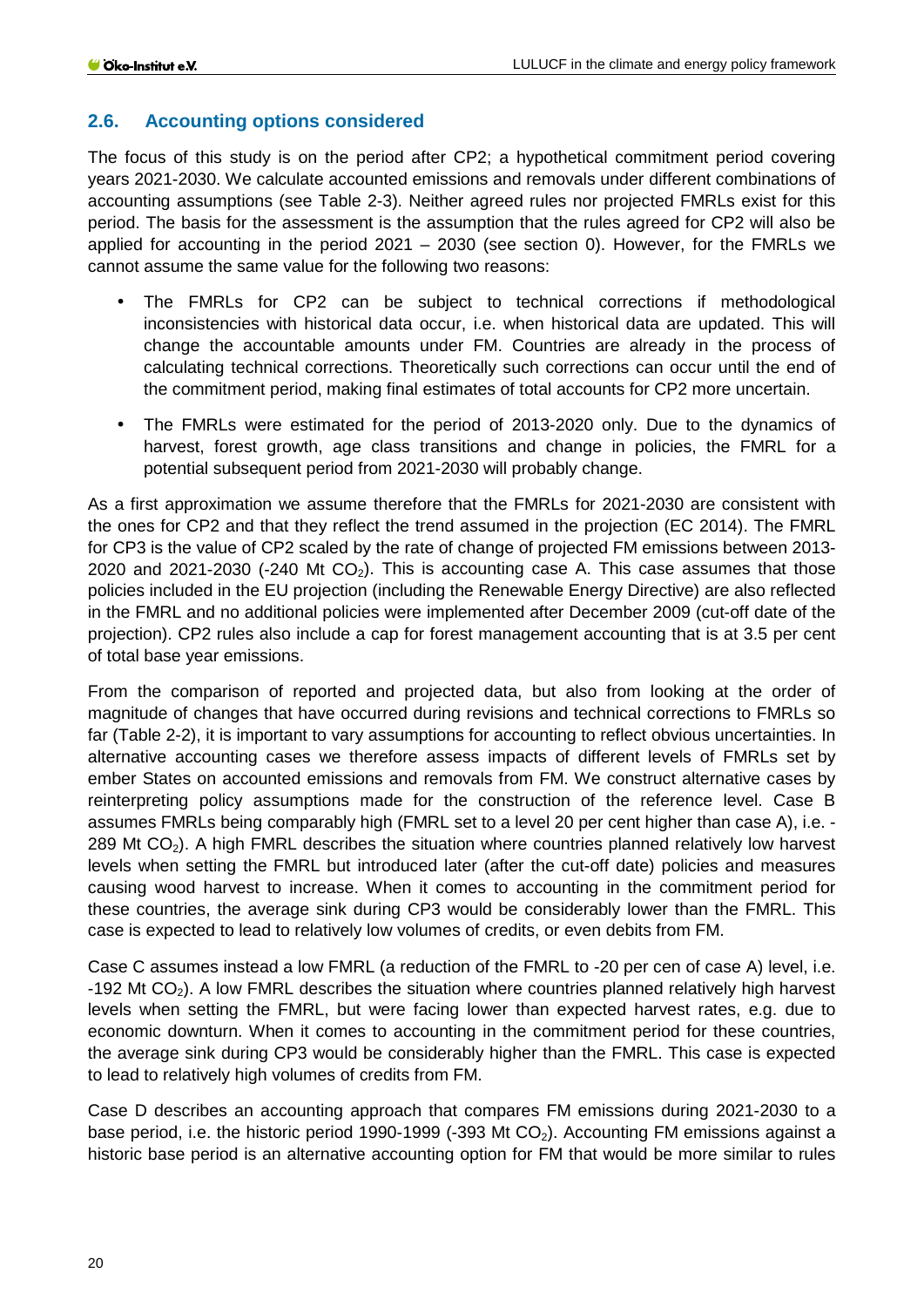## 2.6. Accounting options considered

The focus of this study is on the period after CP2; a hypothetical commitment period covering years 2021-2030. We calculate accounted emissions and removals under different combinations of accounting assumptions (see Table 2-3). Neither agreed rules nor projected FMRLs exist for this period. The basis for the assessment is the assumption that the rules agreed for CP2 will also be applied for accounting in the period 2021 – 2030 (see section 0). However, for the FMRLs we cannot assume the same value for the following two reasons:

- The FMRLs for CP2 can be subject to technical corrections if methodological inconsistencies with historical data occur, i.e. when historical data are updated. This will change the accountable amounts under FM. Countries are already in the process of calculating technical corrections. Theoretically such corrections can occur until the end of the commitment period, making final estimates of total accounts for CP2 more uncertain.
- The FMRLs were estimated for the period of 2013-2020 only. Due to the dynamics of harvest, forest growth, age class transitions and change in policies, the FMRL for a potential subsequent period from 2021-2030 will probably change.

As a first approximation we assume therefore that the FMRLs for 2021-2030 are consistent with the ones for CP2 and that they reflect the trend assumed in the projection (EC 2014). The FMRL for CP3 is the value of CP2 scaled by the rate of change of projected FM emissions between 2013-2020 and 2021-2030 (-240 Mt $CO_2$). This is accounting case A. This case assumes that those policies included in the EU projection (including the Renewable Energy Directive) are also reflected in the FMRL and no additional policies were implemented after December 2009 (cut-off date of the projection). CP2 rules also include a cap for forest management accounting that is at 3.5 per cent of total base year emissions.

From the comparison of reported and projected data, but also from looking at the order of magnitude of changes that have occurred during revisions and technical corrections to FMRLs so far (Table 2-2), it is important to vary assumptions for accounting to reflect obvious uncertainties. In alternative accounting cases we therefore assess impacts of different levels of FMRLs set by ember States on accounted emissions and removals from FM. We construct alternative cases by reinterpreting policy assumptions made for the construction of the reference level. Case B assumes FMRLs being comparably high (FMRL set to a level 20 per cent higher than case A), i.e. -289 Mt $CO_2$). A high FMRL describes the situation where countries planned relatively low harvest levels when setting the FMRL but introduced later (after the cut-off date) policies and measures causing wood harvest to increase. When it comes to accounting in the commitment period for these countries, the average sink during CP3 would be considerably lower than the FMRL. This case is expected to lead to relatively low volumes of credits, or even debits from FM.

Case C assumes instead a low FMRL (a reduction of the FMRL to -20 per cen of case A) level, i.e. -192 Mt $CO_2$). A low FMRL describes the situation where countries planned relatively high harvest levels when setting the FMRL, but were facing lower than expected harvest rates, e.g. due to economic downturn. When it comes to accounting in the commitment period for these countries, the average sink during CP3 would be considerably higher than the FMRL. This case is expected to lead to relatively high volumes of credits from FM.

Case D describes an accounting approach that compares FM emissions during 2021-2030 to a base period, i.e. the historic period 1990-1999 (-393 Mt $CO_2$). Accounting FM emissions against a historic base period is an alternative accounting option for FM that would be more similar to rules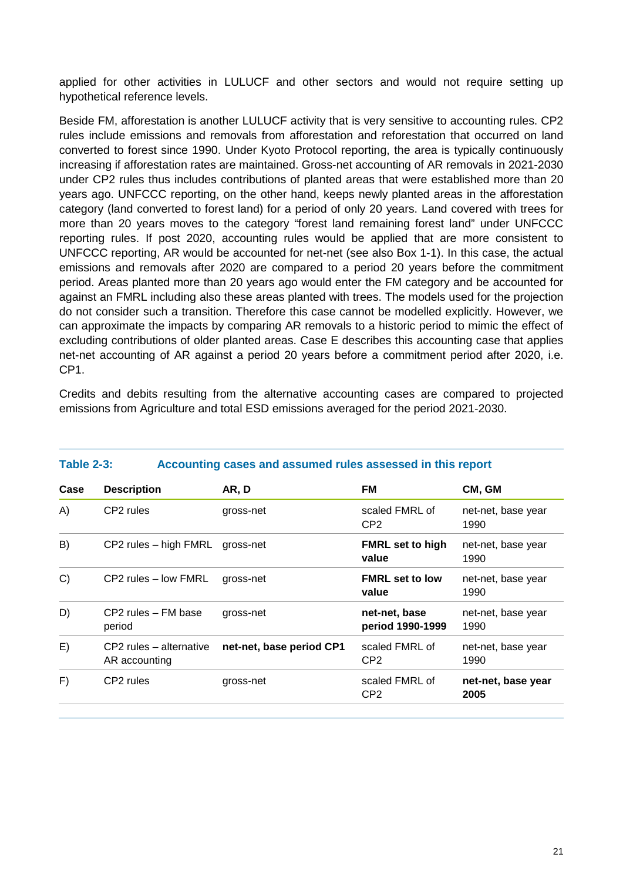applied for other activities in LULUCF and other sectors and would not require setting up hypothetical reference levels.

Beside FM, afforestation is another LULUCF activity that is very sensitive to accounting rules. CP2 rules include emissions and removals from afforestation and reforestation that occurred on land converted to forest since 1990. Under Kyoto Protocol reporting, the area is typically continuously increasing if afforestation rates are maintained. Gross-net accounting of AR removals in 2021-2030 under CP2 rules thus includes contributions of planted areas that were established more than 20 years ago. UNFCCC reporting, on the other hand, keeps newly planted areas in the afforestation category (land converted to forest land) for a period of only 20 years. Land covered with trees for more than 20 years moves to the category "forest land remaining forest land" under UNFCCC reporting rules. If post 2020, accounting rules would be applied that are more consistent to UNFCCC reporting, AR would be accounted for net-net (see also Box 1-1). In this case, the actual emissions and removals after 2020 are compared to a period 20 years before the commitment period. Areas planted more than 20 years ago would enter the FM category and be accounted for against an FMRL including also these areas planted with trees. The models used for the projection do not consider such a transition. Therefore this case cannot be modelled explicitly. However, we can approximate the impacts by comparing AR removals to a historic period to mimic the effect of excluding contributions of older planted areas. Case E describes this accounting case that applies net-net accounting of AR against a period 20 years before a commitment period after 2020, i.e. CP1.

Credits and debits resulting from the alternative accounting cases are compared to projected emissions from Agriculture and total ESD emissions averaged for the period 2021-2030.

**Table 2-3: Accounting cases and assumed rules assessed in this report**

| Case | Description | AR, D | FM | CM, GM |
|---|---|---|---|---|
| A) | CP2 rules | gross-net | scaled FMRL of CP2 | net-net, base year 1990 |
| B) | CP2 rules – high FMRL | gross-net | **FMRL set to high value** | net-net, base year 1990 |
| C) | CP2 rules – low FMRL | gross-net | **FMRL set to low value** | net-net, base year 1990 |
| D) | CP2 rules – FM base period | gross-net | **net-net, base period 1990-1999** | net-net, base year 1990 |
| E) | CP2 rules – alternative AR accounting | **net-net, base period CP1** | scaled FMRL of CP2 | net-net, base year 1990 |
| F) | CP2 rules | gross-net | scaled FMRL of CP2 | **net-net, base year 2005** |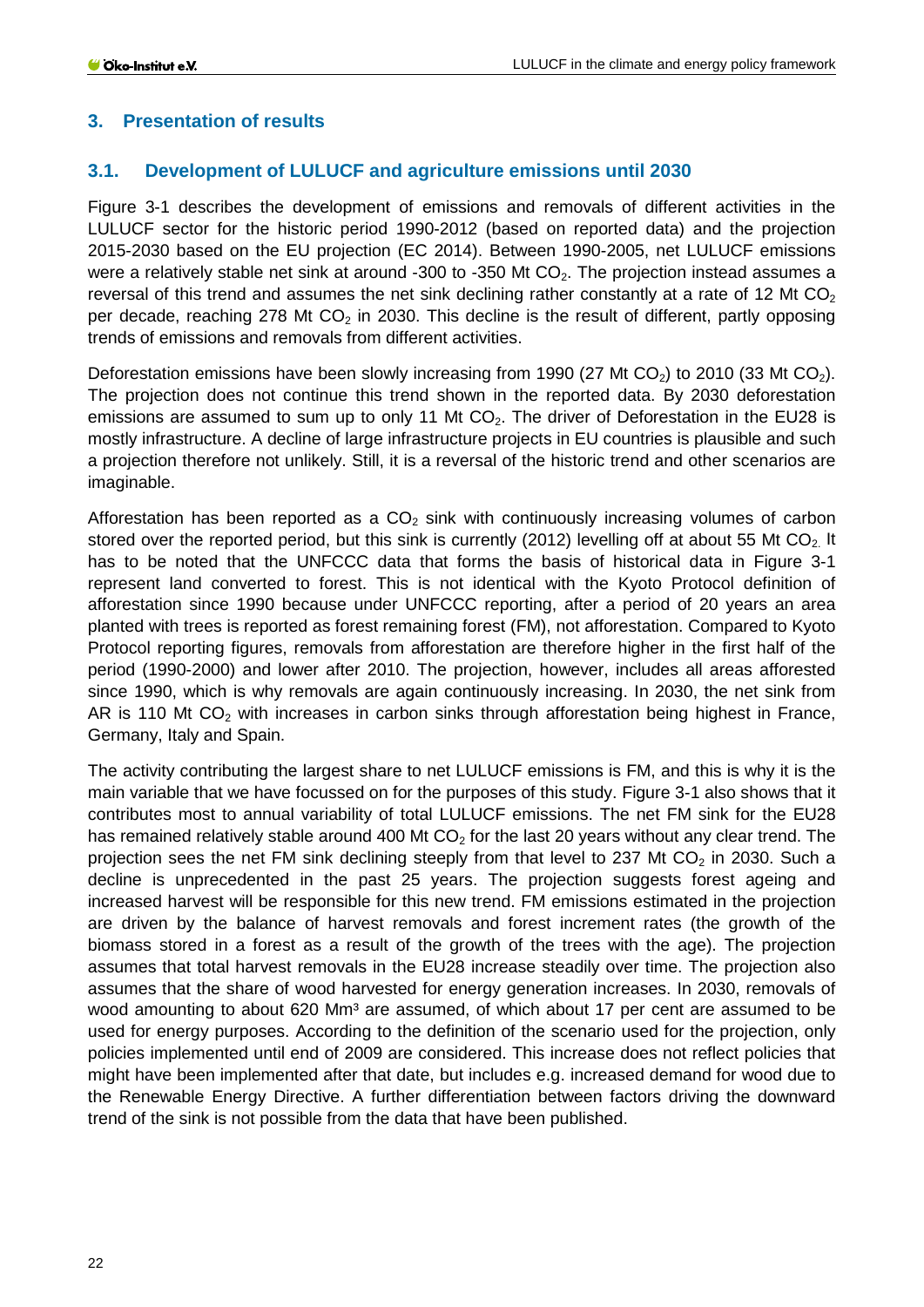## 3. Presentation of results

### 3.1. Development of LULUCF and agriculture emissions until 2030

Figure 3-1 describes the development of emissions and removals of different activities in the LULUCF sector for the historic period 1990-2012 (based on reported data) and the projection 2015-2030 based on the EU projection (EC 2014). Between 1990-2005, net LULUCF emissions were a relatively stable net sink at around -300 to -350 Mt $CO_2$. The projection instead assumes a reversal of this trend and assumes the net sink declining rather constantly at a rate of 12 Mt $CO_2$ per decade, reaching 278 Mt $CO_2$ in 2030. This decline is the result of different, partly opposing trends of emissions and removals from different activities.

Deforestation emissions have been slowly increasing from 1990 (27 Mt $CO_2$) to 2010 (33 Mt $CO_2$). The projection does not continue this trend shown in the reported data. By 2030 deforestation emissions are assumed to sum up to only 11 Mt $CO_2$. The driver of Deforestation in the EU28 is mostly infrastructure. A decline of large infrastructure projects in EU countries is plausible and such a projection therefore not unlikely. Still, it is a reversal of the historic trend and other scenarios are imaginable.

Afforestation has been reported as a $CO_2$ sink with continuously increasing volumes of carbon stored over the reported period, but this sink is currently (2012) levelling off at about 55 Mt $CO_2$. It has to be noted that the UNFCCC data that forms the basis of historical data in Figure 3-1 represent land converted to forest. This is not identical with the Kyoto Protocol definition of afforestation since 1990 because under UNFCCC reporting, after a period of 20 years an area planted with trees is reported as forest remaining forest (FM), not afforestation. Compared to Kyoto Protocol reporting figures, removals from afforestation are therefore higher in the first half of the period (1990-2000) and lower after 2010. The projection, however, includes all areas afforested since 1990, which is why removals are again continuously increasing. In 2030, the net sink from AR is 110 Mt $CO_2$ with increases in carbon sinks through afforestation being highest in France, Germany, Italy and Spain.

The activity contributing the largest share to net LULUCF emissions is FM, and this is why it is the main variable that we have focussed on for the purposes of this study. Figure 3-1 also shows that it contributes most to annual variability of total LULUCF emissions. The net FM sink for the EU28 has remained relatively stable around 400 Mt $CO_2$ for the last 20 years without any clear trend. The projection sees the net FM sink declining steeply from that level to 237 Mt $CO_2$ in 2030. Such a decline is unprecedented in the past 25 years. The projection suggests forest ageing and increased harvest will be responsible for this new trend. FM emissions estimated in the projection are driven by the balance of harvest removals and forest increment rates (the growth of the biomass stored in a forest as a result of the growth of the trees with the age). The projection assumes that total harvest removals in the EU28 increase steadily over time. The projection also assumes that the share of wood harvested for energy generation increases. In 2030, removals of wood amounting to about 620 $Mm^3$ are assumed, of which about 17 per cent are assumed to be used for energy purposes. According to the definition of the scenario used for the projection, only policies implemented until end of 2009 are considered. This increase does not reflect policies that might have been implemented after that date, but includes e.g. increased demand for wood due to the Renewable Energy Directive. A further differentiation between factors driving the downward trend of the sink is not possible from the data that have been published.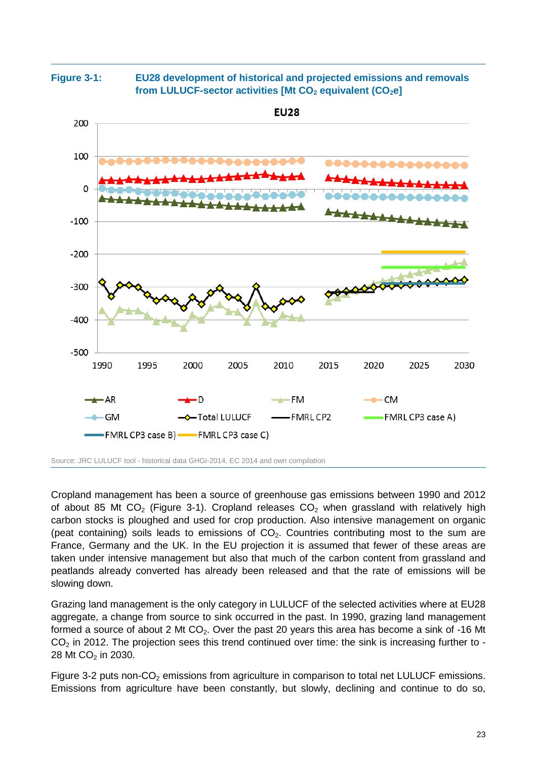**Figure 3-1: EU28 development of historical and projected emissions and removals from LULUCF-sector activities [Mt $CO_2$ equivalent ($CO_2$e]**

Source: JRC LULUCF tool - historical data GHGI-2014, EC 2014 and own compilation

Cropland management has been a source of greenhouse gas emissions between 1990 and 2012 of about 85 Mt $CO_2$ (Figure 3-1). Cropland releases $CO_2$ when grassland with relatively high carbon stocks is ploughed and used for crop production. Also intensive management on organic (peat containing) soils leads to emissions of $CO_2$. Countries contributing most to the sum are France, Germany and the UK. In the EU projection it is assumed that fewer of these areas are taken under intensive management but also that much of the carbon content from grassland and peatlands already converted has already been released and that the rate of emissions will be slowing down.

Grazing land management is the only category in LULUCF of the selected activities where at EU28 aggregate, a change from source to sink occurred in the past. In 1990, grazing land management formed a source of about 2 Mt $CO_2$. Over the past 20 years this area has become a sink of -16 Mt $CO_2$ in 2012. The projection sees this trend continued over time: the sink is increasing further to -28 Mt $CO_2$ in 2030.

Figure 3-2 puts non-$CO_2$ emissions from agriculture in comparison to total net LULUCF emissions. Emissions from agriculture have been constantly, but slowly, declining and continue to do so,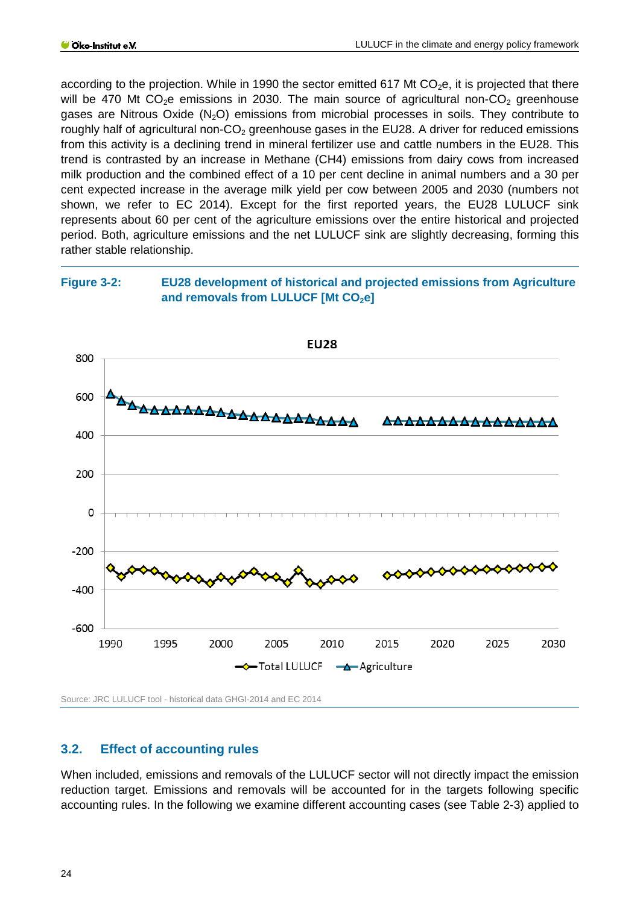according to the projection. While in 1990 the sector emitted 617 Mt $CO_2$e, it is projected that there will be 470 Mt $CO_2$e emissions in 2030. The main source of agricultural non-$CO_2$ greenhouse gases are Nitrous Oxide ($N_2O$) emissions from microbial processes in soils. They contribute to roughly half of agricultural non-$CO_2$ greenhouse gases in the EU28. A driver for reduced emissions from this activity is a declining trend in mineral fertilizer use and cattle numbers in the EU28. This trend is contrasted by an increase in Methane (CH4) emissions from dairy cows from increased milk production and the combined effect of a 10 per cent decline in animal numbers and a 30 per cent expected increase in the average milk yield per cow between 2005 and 2030 (numbers not shown, we refer to EC 2014). Except for the first reported years, the EU28 LULUCF sink represents about 60 per cent of the agriculture emissions over the entire historical and projected period. Both, agriculture emissions and the net LULUCF sink are slightly decreasing, forming this rather stable relationship.

**Figure 3-2: EU28 development of historical and projected emissions from Agriculture and removals from LULUCF [Mt $CO_2$e]**

Source: JRC LULUCF tool - historical data GHGI-2014 and EC 2014

## 3.2. Effect of accounting rules

When included, emissions and removals of the LULUCF sector will not directly impact the emission reduction target. Emissions and removals will be accounted for in the targets following specific accounting rules. In the following we examine different accounting cases (see Table 2-3) applied to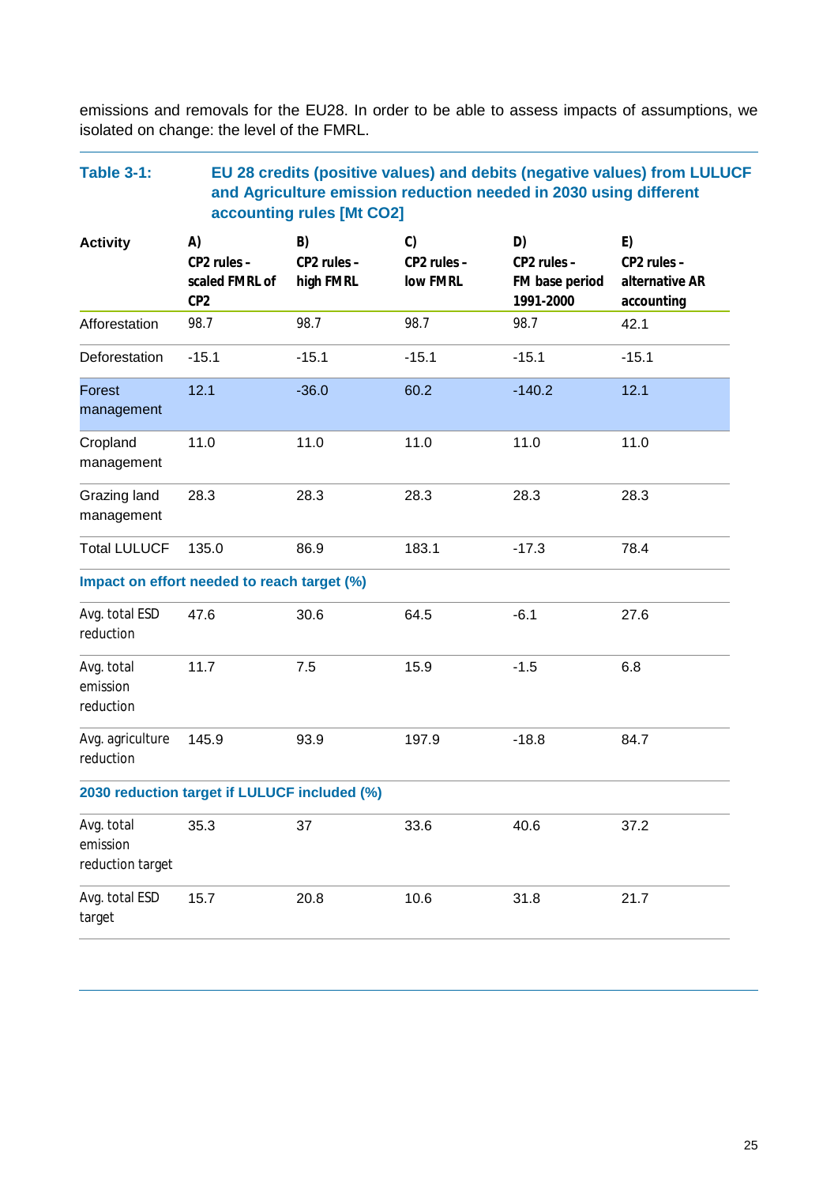emissions and removals for the EU28. In order to be able to assess impacts of assumptions, we isolated on change: the level of the FMRL.

**Table 3-1: EU 28 credits (positive values) and debits (negative values) from LULUCF and Agriculture emission reduction needed in 2030 using different accounting rules [Mt CO2]**

| Activity | A) CP2 rules - scaled FMRL of CP2 | B) CP2 rules - high FMRL | C) CP2 rules - low FMRL | D) CP2 rules - FM base period 1991-2000 | E) CP2 rules - alternative AR accounting |
|---|---|---|---|---|---|
| Afforestation | 98.7 | 98.7 | 98.7 | 98.7 | 42.1 |
| Deforestation | -15.1 | -15.1 | -15.1 | -15.1 | -15.1 |
| Forest management | 12.1 | -36.0 | 60.2 | -140.2 | 12.1 |
| Cropland management | 11.0 | 11.0 | 11.0 | 11.0 | 11.0 |
| Grazing land management | 28.3 | 28.3 | 28.3 | 28.3 | 28.3 |
| Total LULUCF | 135.0 | 86.9 | 183.1 | -17.3 | 78.4 |
| **Impact on effort needed to reach target (%)** | | | | | |
| Avg. total ESD reduction | 47.6 | 30.6 | 64.5 | -6.1 | 27.6 |
| Avg. total emission reduction | 11.7 | 7.5 | 15.9 | -1.5 | 6.8 |
| Avg. agriculture reduction | 145.9 | 93.9 | 197.9 | -18.8 | 84.7 |
| **2030 reduction target if LULUCF included (%)** | | | | | |
| Avg. total emission reduction target | 35.3 | 37 | 33.6 | 40.6 | 37.2 |
| Avg. total ESD target | 15.7 | 20.8 | 10.6 | 31.8 | 21.7 |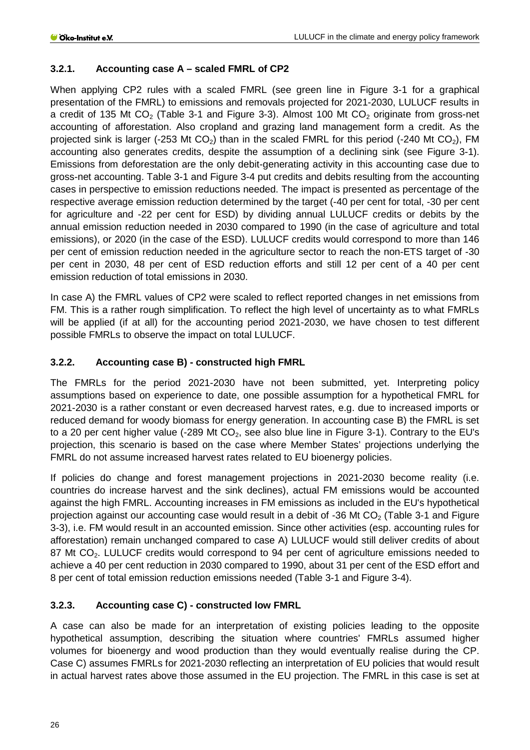### 3.2.1. Accounting case A – scaled FMRL of CP2

When applying CP2 rules with a scaled FMRL (see green line in Figure 3-1 for a graphical presentation of the FMRL) to emissions and removals projected for 2021-2030, LULUCF results in a credit of 135 Mt $CO_2$ (Table 3-1 and Figure 3-3). Almost 100 Mt $CO_2$ originate from gross-net accounting of afforestation. Also cropland and grazing land management form a credit. As the projected sink is larger (-253 Mt $CO_2$) than in the scaled FMRL for this period (-240 Mt $CO_2$), FM accounting also generates credits, despite the assumption of a declining sink (see Figure 3-1). Emissions from deforestation are the only debit-generating activity in this accounting case due to gross-net accounting. Table 3-1 and Figure 3-4 put credits and debits resulting from the accounting cases in perspective to emission reductions needed. The impact is presented as percentage of the respective average emission reduction determined by the target (-40 per cent for total, -30 per cent for agriculture and -22 per cent for ESD) by dividing annual LULUCF credits or debits by the annual emission reduction needed in 2030 compared to 1990 (in the case of agriculture and total emissions), or 2020 (in the case of the ESD). LULUCF credits would correspond to more than 146 per cent of emission reduction needed in the agriculture sector to reach the non-ETS target of -30 per cent in 2030, 48 per cent of ESD reduction efforts and still 12 per cent of a 40 per cent emission reduction of total emissions in 2030.

In case A) the FMRL values of CP2 were scaled to reflect reported changes in net emissions from FM. This is a rather rough simplification. To reflect the high level of uncertainty as to what FMRLs will be applied (if at all) for the accounting period 2021-2030, we have chosen to test different possible FMRLs to observe the impact on total LULUCF.

### 3.2.2. Accounting case B) - constructed high FMRL

The FMRLs for the period 2021-2030 have not been submitted, yet. Interpreting policy assumptions based on experience to date, one possible assumption for a hypothetical FMRL for 2021-2030 is a rather constant or even decreased harvest rates, e.g. due to increased imports or reduced demand for woody biomass for energy generation. In accounting case B) the FMRL is set to a 20 per cent higher value (-289 Mt $CO_2$, see also blue line in Figure 3-1). Contrary to the EU's projection, this scenario is based on the case where Member States' projections underlying the FMRL do not assume increased harvest rates related to EU bioenergy policies.

If policies do change and forest management projections in 2021-2030 become reality (i.e. countries do increase harvest and the sink declines), actual FM emissions would be accounted against the high FMRL. Accounting increases in FM emissions as included in the EU's hypothetical projection against our accounting case would result in a debit of -36 Mt $CO_2$ (Table 3-1 and Figure 3-3), i.e. FM would result in an accounted emission. Since other activities (esp. accounting rules for afforestation) remain unchanged compared to case A) LULUCF would still deliver credits of about 87 Mt $CO_2$. LULUCF credits would correspond to 94 per cent of agriculture emissions needed to achieve a 40 per cent reduction in 2030 compared to 1990, about 31 per cent of the ESD effort and 8 per cent of total emission reduction emissions needed (Table 3-1 and Figure 3-4).

### 3.2.3. Accounting case C) - constructed low FMRL

A case can also be made for an interpretation of existing policies leading to the opposite hypothetical assumption, describing the situation where countries' FMRLs assumed higher volumes for bioenergy and wood production than they would eventually realise during the CP. Case C) assumes FMRLs for 2021-2030 reflecting an interpretation of EU policies that would result in actual harvest rates above those assumed in the EU projection. The FMRL in this case is set at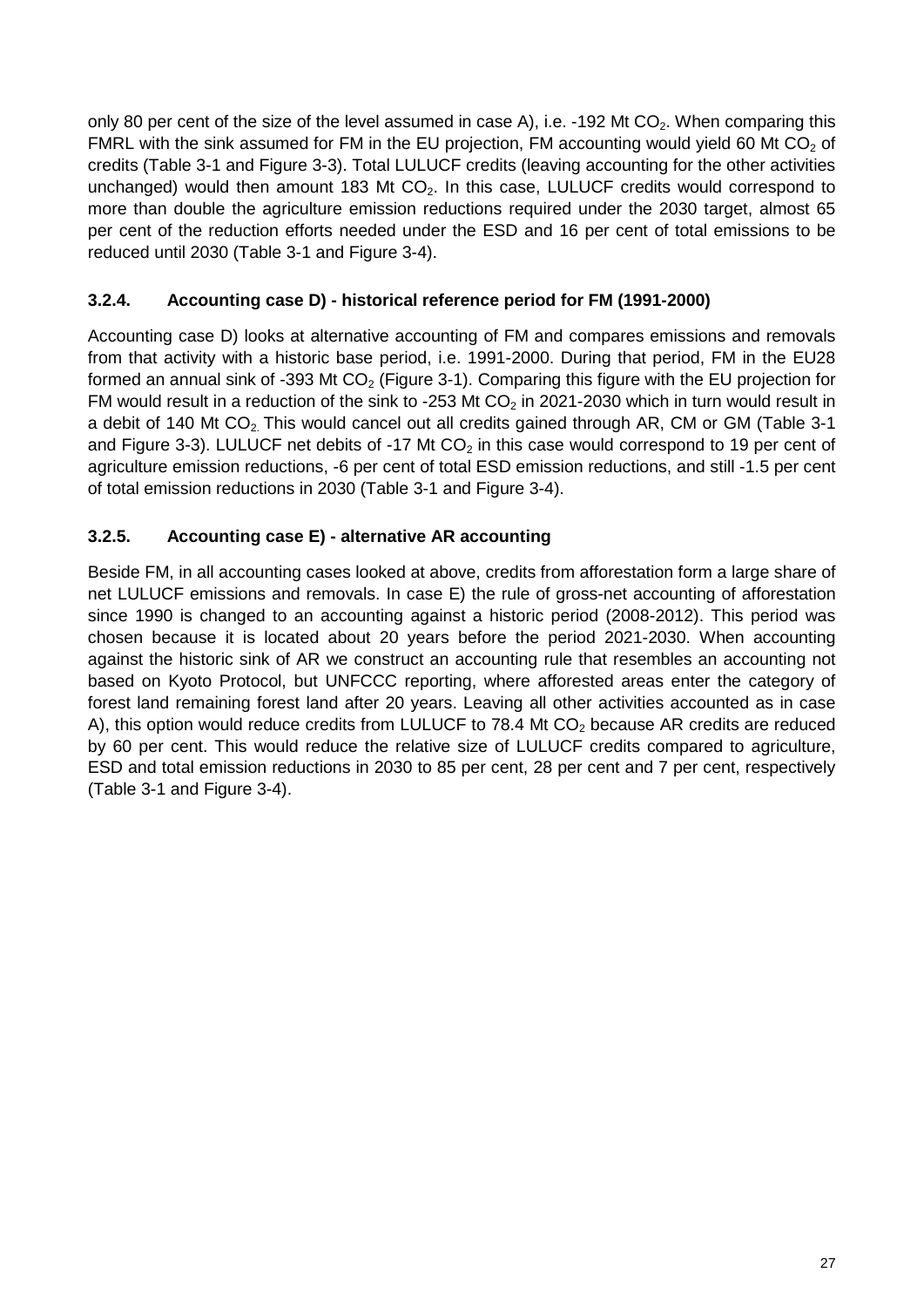only 80 per cent of the size of the level assumed in case A), i.e. -192 Mt $CO_2$. When comparing this FMRL with the sink assumed for FM in the EU projection, FM accounting would yield 60 Mt $CO_2$ of credits (Table 3-1 and Figure 3-3). Total LULUCF credits (leaving accounting for the other activities unchanged) would then amount 183 Mt $CO_2$. In this case, LULUCF credits would correspond to more than double the agriculture emission reductions required under the 2030 target, almost 65 per cent of the reduction efforts needed under the ESD and 16 per cent of total emissions to be reduced until 2030 (Table 3-1 and Figure 3-4).

### 3.2.4. Accounting case D) - historical reference period for FM (1991-2000)

Accounting case D) looks at alternative accounting of FM and compares emissions and removals from that activity with a historic base period, i.e. 1991-2000. During that period, FM in the EU28 formed an annual sink of -393 Mt $CO_2$ (Figure 3-1). Comparing this figure with the EU projection for FM would result in a reduction of the sink to -253 Mt $CO_2$ in 2021-2030 which in turn would result in a debit of 140 Mt $CO_2$. This would cancel out all credits gained through AR, CM or GM (Table 3-1 and Figure 3-3). LULUCF net debits of -17 Mt $CO_2$ in this case would correspond to 19 per cent of agriculture emission reductions, -6 per cent of total ESD emission reductions, and still -1.5 per cent of total emission reductions in 2030 (Table 3-1 and Figure 3-4).

### 3.2.5. Accounting case E) - alternative AR accounting

Beside FM, in all accounting cases looked at above, credits from afforestation form a large share of net LULUCF emissions and removals. In case E) the rule of gross-net accounting of afforestation since 1990 is changed to an accounting against a historic period (2008-2012). This period was chosen because it is located about 20 years before the period 2021-2030. When accounting against the historic sink of AR we construct an accounting rule that resembles an accounting not based on Kyoto Protocol, but UNFCCC reporting, where afforested areas enter the category of forest land remaining forest land after 20 years. Leaving all other activities accounted as in case A), this option would reduce credits from LULUCF to 78.4 Mt $CO_2$ because AR credits are reduced by 60 per cent. This would reduce the relative size of LULUCF credits compared to agriculture, ESD and total emission reductions in 2030 to 85 per cent, 28 per cent and 7 per cent, respectively (Table 3-1 and Figure 3-4).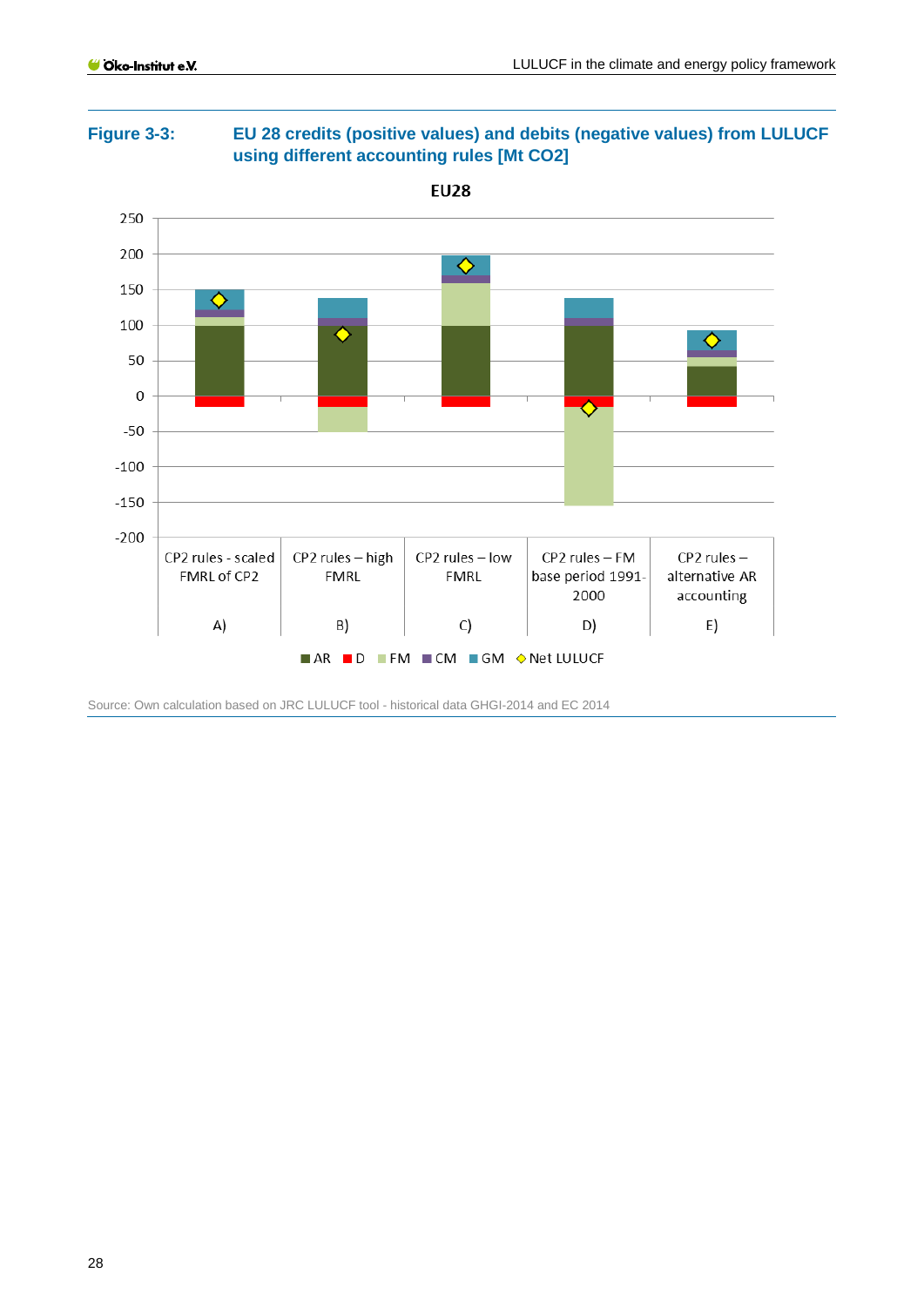**Figure 3-3: EU 28 credits (positive values) and debits (negative values) from LULUCF using different accounting rules [Mt CO2]**

Source: Own calculation based on JRC LULUCF tool - historical data GHGI-2014 and EC 2014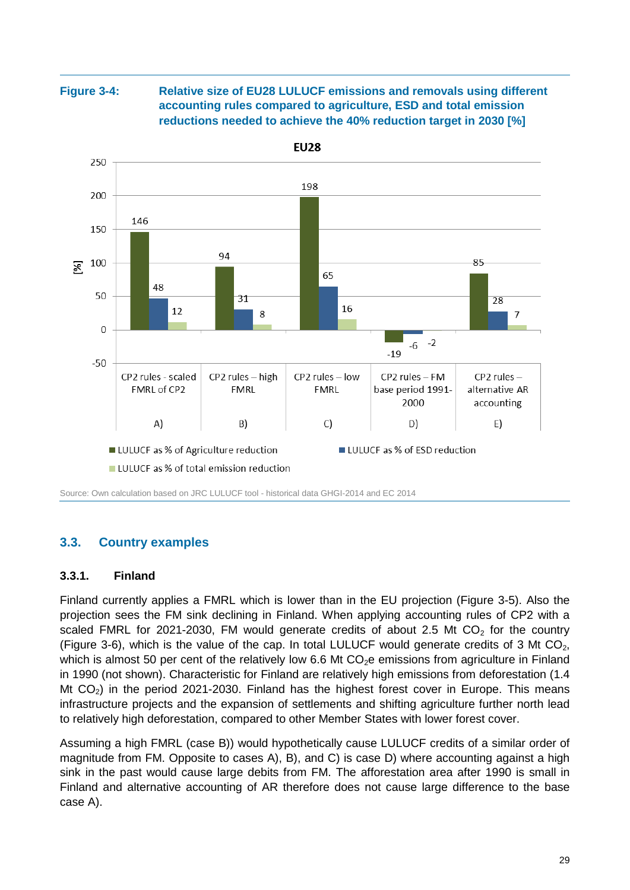**Figure 3-4: Relative size of EU28 LULUCF emissions and removals using different accounting rules compared to agriculture, ESD and total emission reductions needed to achieve the 40% reduction target in 2030 [%]**

| EU28 [%] | LULUCF as % of Agriculture reduction | LULUCF as % of ESD reduction | LULUCF as % of total emission reduction |
|---|---|---|---|
| A) CP2 rules - scaled FMRL of CP2 | 146 | 48 | 12 |
| B) CP2 rules – high FMRL | 94 | 31 | 8 |
| C) CP2 rules – low FMRL | 198 | 65 | 16 |
| D) CP2 rules – FM base period 1991-2000 | -19 | -6 | -2 |
| E) CP2 rules – alternative AR accounting | 85 | 28 | 7 |

Source: Own calculation based on JRC LULUCF tool - historical data GHGI-2014 and EC 2014

## 3.3. Country examples

### 3.3.1. Finland

Finland currently applies a FMRL which is lower than in the EU projection (Figure 3-5). Also the projection sees the FM sink declining in Finland. When applying accounting rules of CP2 with a scaled FMRL for 2021-2030, FM would generate credits of about 2.5 Mt $CO_2$ for the country (Figure 3-6), which is the value of the cap. In total LULUCF would generate credits of 3 Mt $CO_2$, which is almost 50 per cent of the relatively low 6.6 Mt $CO_2$e emissions from agriculture in Finland in 1990 (not shown). Characteristic for Finland are relatively high emissions from deforestation (1.4 Mt $CO_2$) in the period 2021-2030. Finland has the highest forest cover in Europe. This means infrastructure projects and the expansion of settlements and shifting agriculture further north lead to relatively high deforestation, compared to other Member States with lower forest cover.

Assuming a high FMRL (case B)) would hypothetically cause LULUCF credits of a similar order of magnitude from FM. Opposite to cases A), B), and C) is case D) where accounting against a high sink in the past would cause large debits from FM. The afforestation area after 1990 is small in Finland and alternative accounting of AR therefore does not cause large difference to the base case A).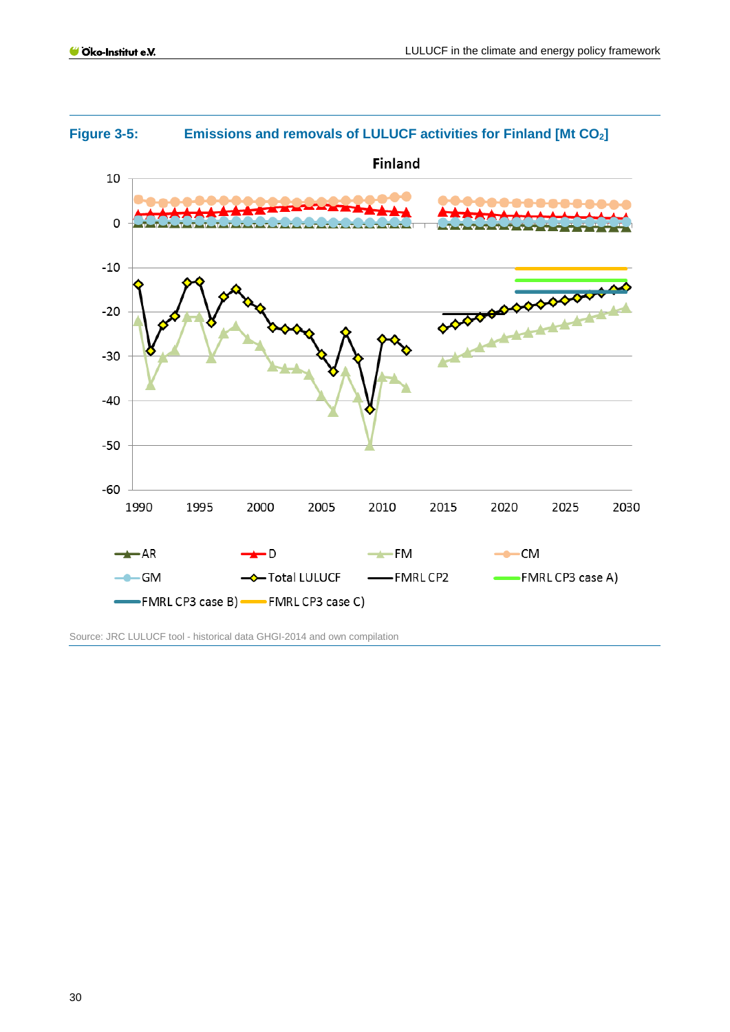**Figure 3-5: Emissions and removals of LULUCF activities for Finland [Mt $CO_2$]**

Source: JRC LULUCF tool - historical data GHGI-2014 and own compilation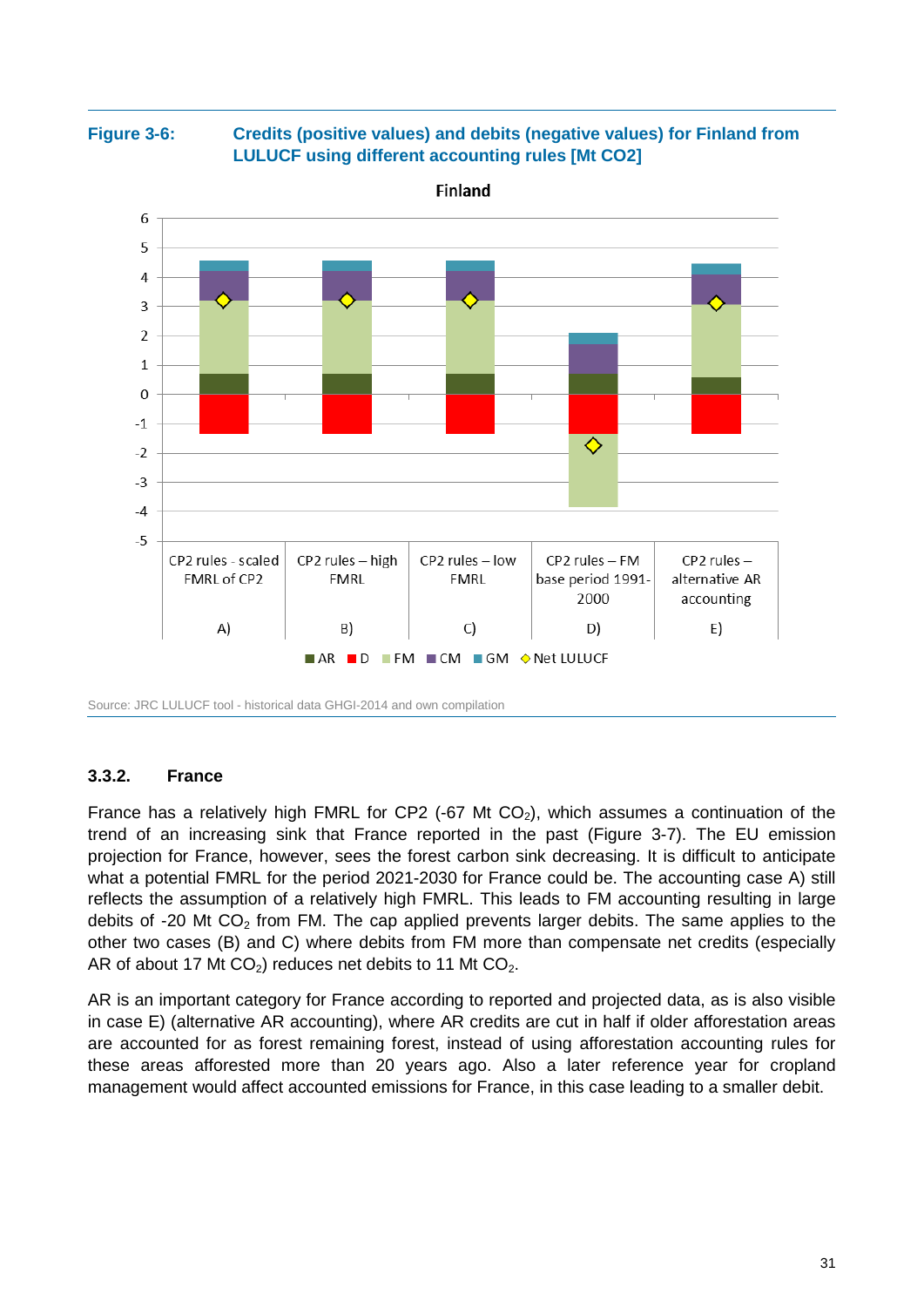**Figure 3-6: Credits (positive values) and debits (negative values) for Finland from LULUCF using different accounting rules [Mt CO2]**

Source: JRC LULUCF tool - historical data GHGI-2014 and own compilation

### 3.3.2. France

France has a relatively high FMRL for CP2 (-67 Mt $CO_2$), which assumes a continuation of the trend of an increasing sink that France reported in the past (Figure 3-7). The EU emission projection for France, however, sees the forest carbon sink decreasing. It is difficult to anticipate what a potential FMRL for the period 2021-2030 for France could be. The accounting case A) still reflects the assumption of a relatively high FMRL. This leads to FM accounting resulting in large debits of -20 Mt $CO_2$ from FM. The cap applied prevents larger debits. The same applies to the other two cases (B) and C) where debits from FM more than compensate net credits (especially AR of about 17 Mt $CO_2$) reduces net debits to 11 Mt $CO_2$.

AR is an important category for France according to reported and projected data, as is also visible in case E) (alternative AR accounting), where AR credits are cut in half if older afforestation areas are accounted for as forest remaining forest, instead of using afforestation accounting rules for these areas afforested more than 20 years ago. Also a later reference year for cropland management would affect accounted emissions for France, in this case leading to a smaller debit.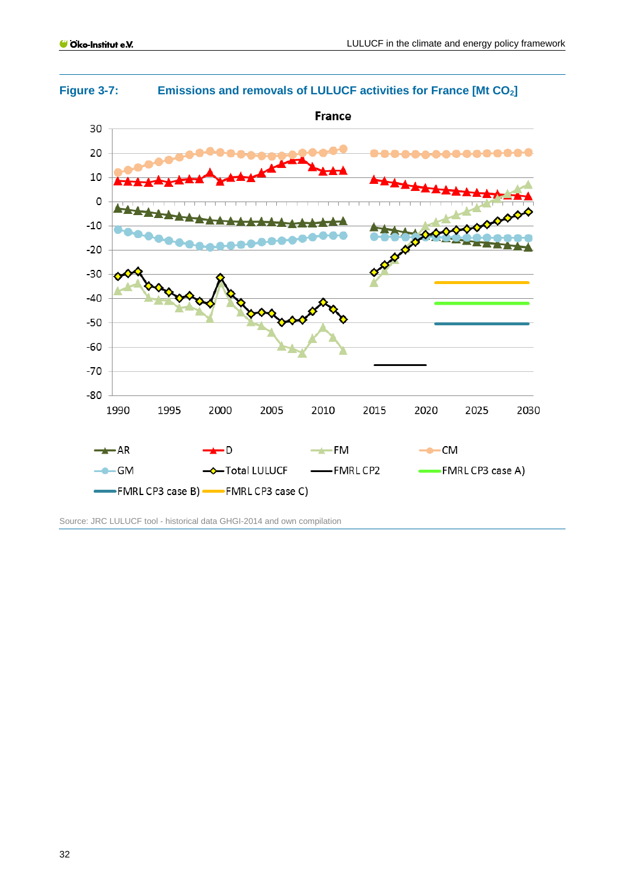**Figure 3-7: Emissions and removals of LULUCF activities for France [Mt $CO_2$]**

Source: JRC LULUCF tool - historical data GHGI-2014 and own compilation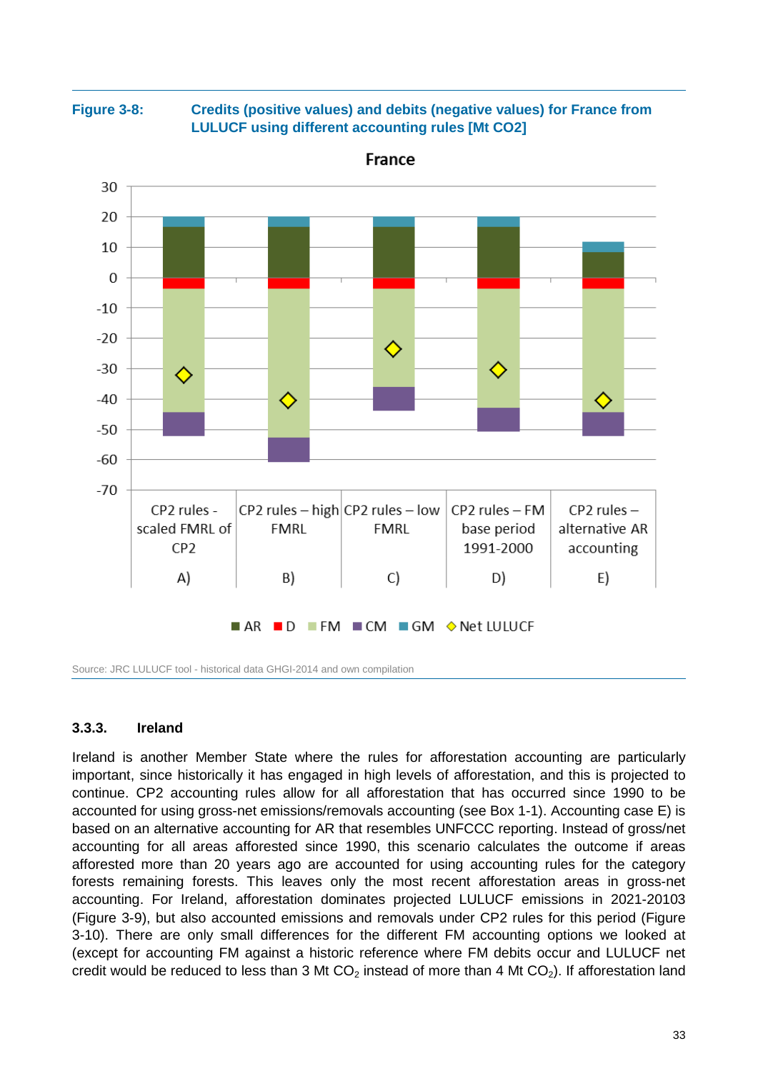**Figure 3-8: Credits (positive values) and debits (negative values) for France from LULUCF using different accounting rules [Mt CO2]**

Source: JRC LULUCF tool - historical data GHGI-2014 and own compilation

### 3.3.3. Ireland

Ireland is another Member State where the rules for afforestation accounting are particularly important, since historically it has engaged in high levels of afforestation, and this is projected to continue. CP2 accounting rules allow for all afforestation that has occurred since 1990 to be accounted for using gross-net emissions/removals accounting (see Box 1-1). Accounting case E) is based on an alternative accounting for AR that resembles UNFCCC reporting. Instead of gross/net accounting for all areas afforested since 1990, this scenario calculates the outcome if areas afforested more than 20 years ago are accounted for using accounting rules for the category forests remaining forests. This leaves only the most recent afforestation areas in gross-net accounting. For Ireland, afforestation dominates projected LULUCF emissions in 2021-20103 (Figure 3-9), but also accounted emissions and removals under CP2 rules for this period (Figure 3-10). There are only small differences for the different FM accounting options we looked at (except for accounting FM against a historic reference where FM debits occur and LULUCF net credit would be reduced to less than 3 Mt $CO_2$ instead of more than 4 Mt $CO_2$). If afforestation land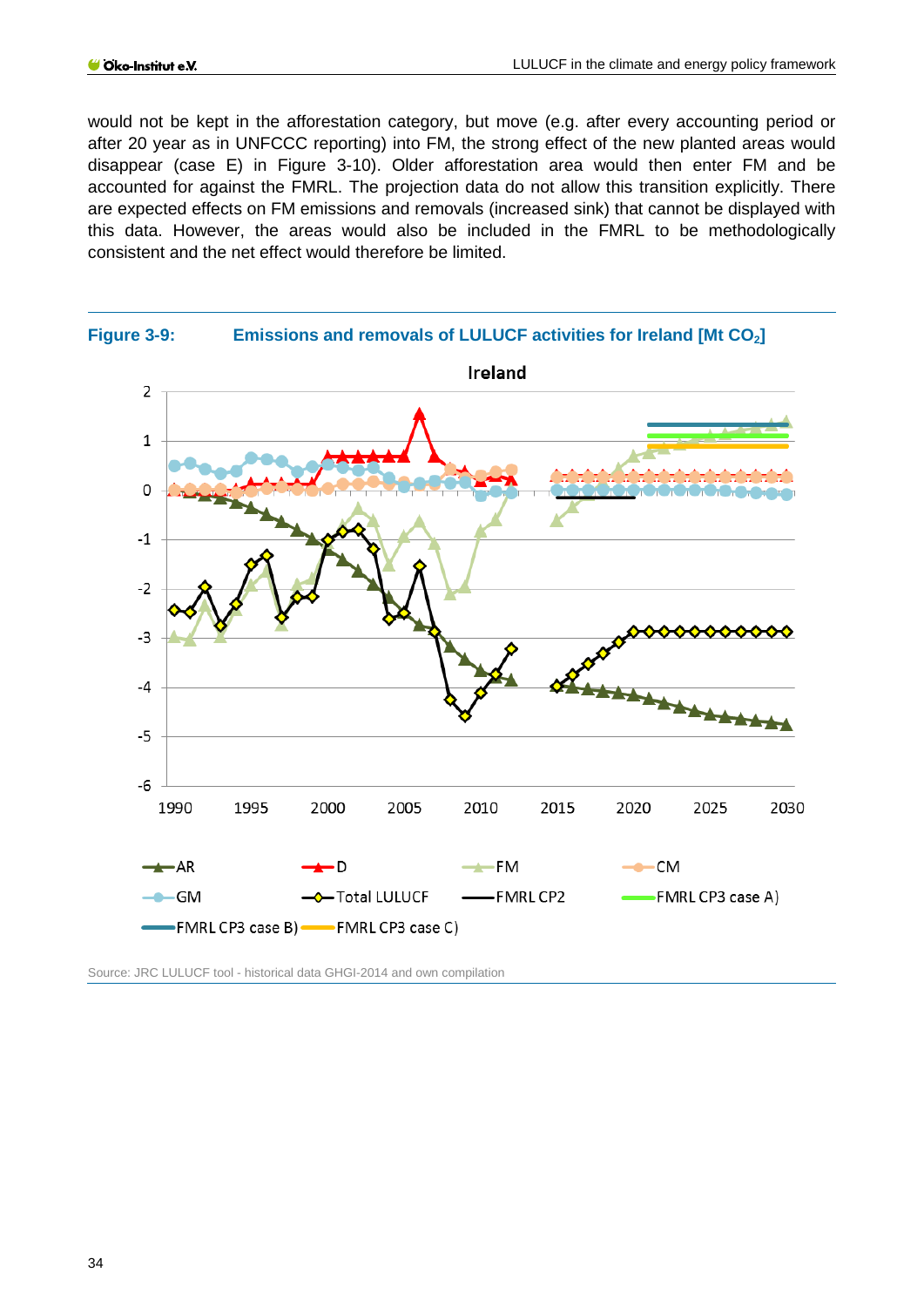would not be kept in the afforestation category, but move (e.g. after every accounting period or after 20 year as in UNFCCC reporting) into FM, the strong effect of the new planted areas would disappear (case E) in Figure 3-10). Older afforestation area would then enter FM and be accounted for against the FMRL. The projection data do not allow this transition explicitly. There are expected effects on FM emissions and removals (increased sink) that cannot be displayed with this data. However, the areas would also be included in the FMRL to be methodologically consistent and the net effect would therefore be limited.

**Figure 3-9: Emissions and removals of LULUCF activities for Ireland [Mt $CO_2$]**

Source: JRC LULUCF tool - historical data GHGI-2014 and own compilation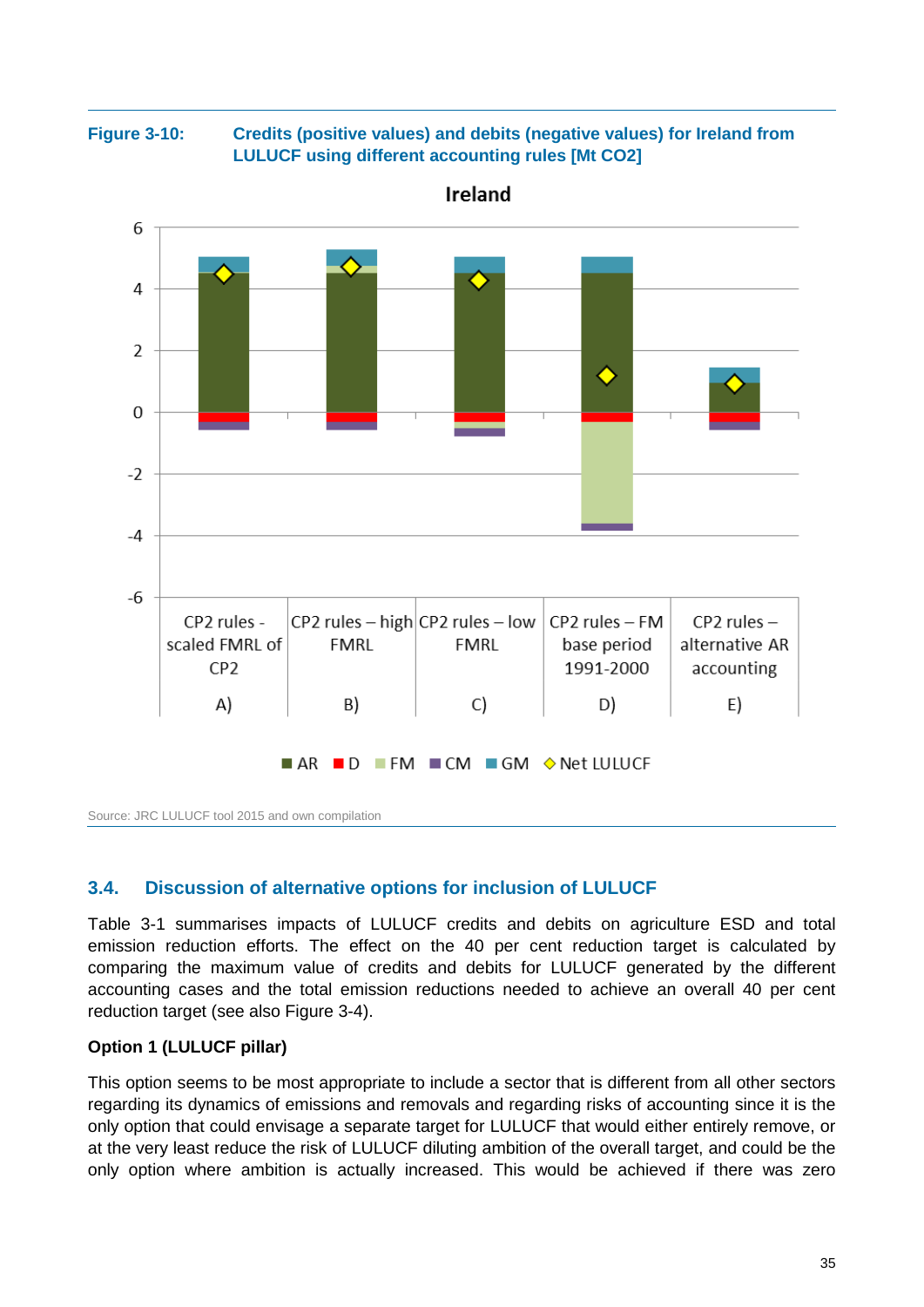**Figure 3-10: Credits (positive values) and debits (negative values) for Ireland from LULUCF using different accounting rules [Mt CO2]**

Source: JRC LULUCF tool 2015 and own compilation

## 3.4. Discussion of alternative options for inclusion of LULUCF

Table 3-1 summarises impacts of LULUCF credits and debits on agriculture ESD and total emission reduction efforts. The effect on the 40 per cent reduction target is calculated by comparing the maximum value of credits and debits for LULUCF generated by the different accounting cases and the total emission reductions needed to achieve an overall 40 per cent reduction target (see also Figure 3-4).

**Option 1 (LULUCF pillar)**

This option seems to be most appropriate to include a sector that is different from all other sectors regarding its dynamics of emissions and removals and regarding risks of accounting since it is the only option that could envisage a separate target for LULUCF that would either entirely remove, or at the very least reduce the risk of LULUCF diluting ambition of the overall target, and could be the only option where ambition is actually increased. This would be achieved if there was zero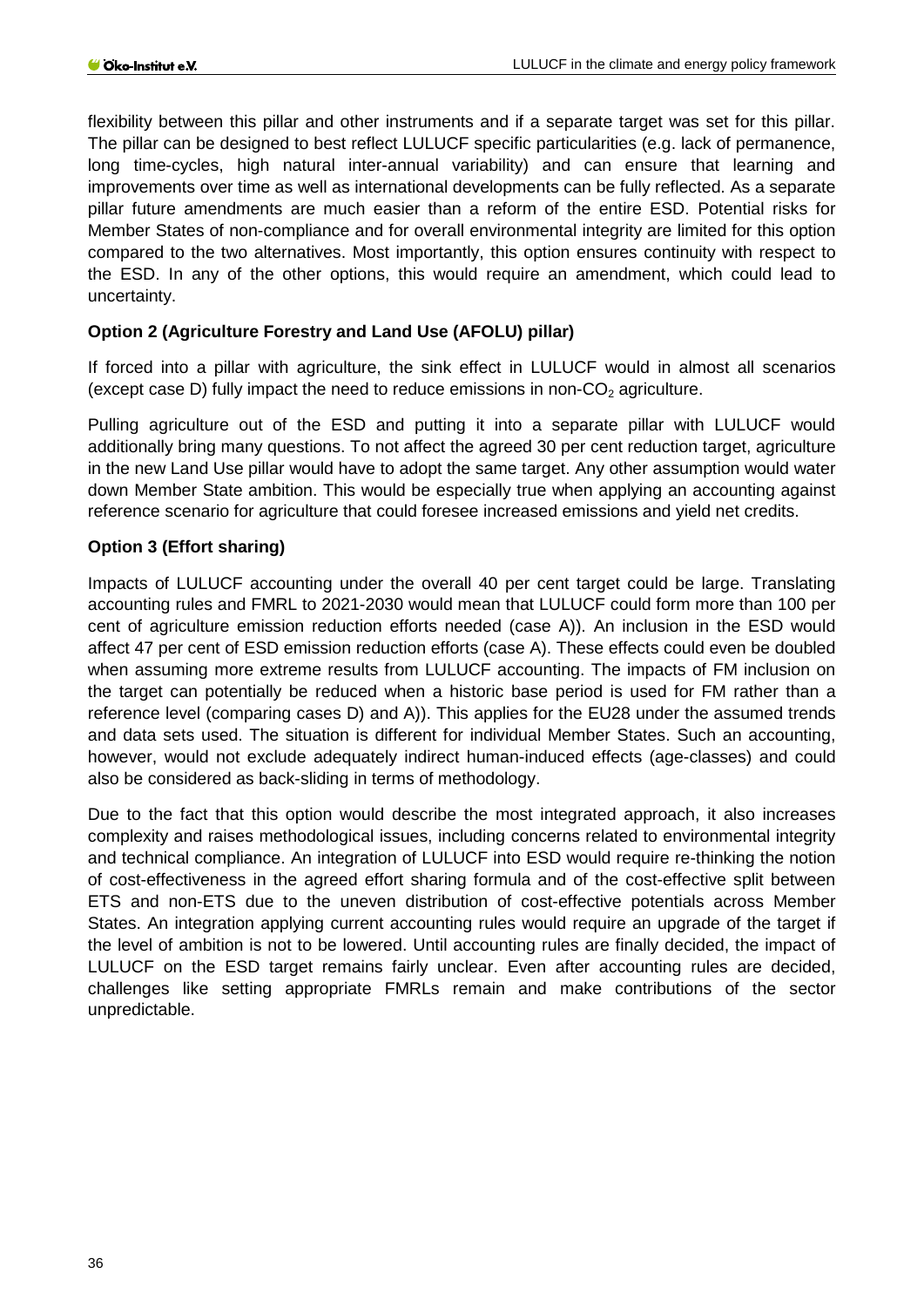flexibility between this pillar and other instruments and if a separate target was set for this pillar. The pillar can be designed to best reflect LULUCF specific particularities (e.g. lack of permanence, long time-cycles, high natural inter-annual variability) and can ensure that learning and improvements over time as well as international developments can be fully reflected. As a separate pillar future amendments are much easier than a reform of the entire ESD. Potential risks for Member States of non-compliance and for overall environmental integrity are limited for this option compared to the two alternatives. Most importantly, this option ensures continuity with respect to the ESD. In any of the other options, this would require an amendment, which could lead to uncertainty.

**Option 2 (Agriculture Forestry and Land Use (AFOLU) pillar)**

If forced into a pillar with agriculture, the sink effect in LULUCF would in almost all scenarios (except case D) fully impact the need to reduce emissions in non-$CO_2$ agriculture.

Pulling agriculture out of the ESD and putting it into a separate pillar with LULUCF would additionally bring many questions. To not affect the agreed 30 per cent reduction target, agriculture in the new Land Use pillar would have to adopt the same target. Any other assumption would water down Member State ambition. This would be especially true when applying an accounting against reference scenario for agriculture that could foresee increased emissions and yield net credits.

**Option 3 (Effort sharing)**

Impacts of LULUCF accounting under the overall 40 per cent target could be large. Translating accounting rules and FMRL to 2021-2030 would mean that LULUCF could form more than 100 per cent of agriculture emission reduction efforts needed (case A)). An inclusion in the ESD would affect 47 per cent of ESD emission reduction efforts (case A). These effects could even be doubled when assuming more extreme results from LULUCF accounting. The impacts of FM inclusion on the target can potentially be reduced when a historic base period is used for FM rather than a reference level (comparing cases D) and A)). This applies for the EU28 under the assumed trends and data sets used. The situation is different for individual Member States. Such an accounting, however, would not exclude adequately indirect human-induced effects (age-classes) and could also be considered as back-sliding in terms of methodology.

Due to the fact that this option would describe the most integrated approach, it also increases complexity and raises methodological issues, including concerns related to environmental integrity and technical compliance. An integration of LULUCF into ESD would require re-thinking the notion of cost-effectiveness in the agreed effort sharing formula and of the cost-effective split between ETS and non-ETS due to the uneven distribution of cost-effective potentials across Member States. An integration applying current accounting rules would require an upgrade of the target if the level of ambition is not to be lowered. Until accounting rules are finally decided, the impact of LULUCF on the ESD target remains fairly unclear. Even after accounting rules are decided, challenges like setting appropriate FMRLs remain and make contributions of the sector unpredictable.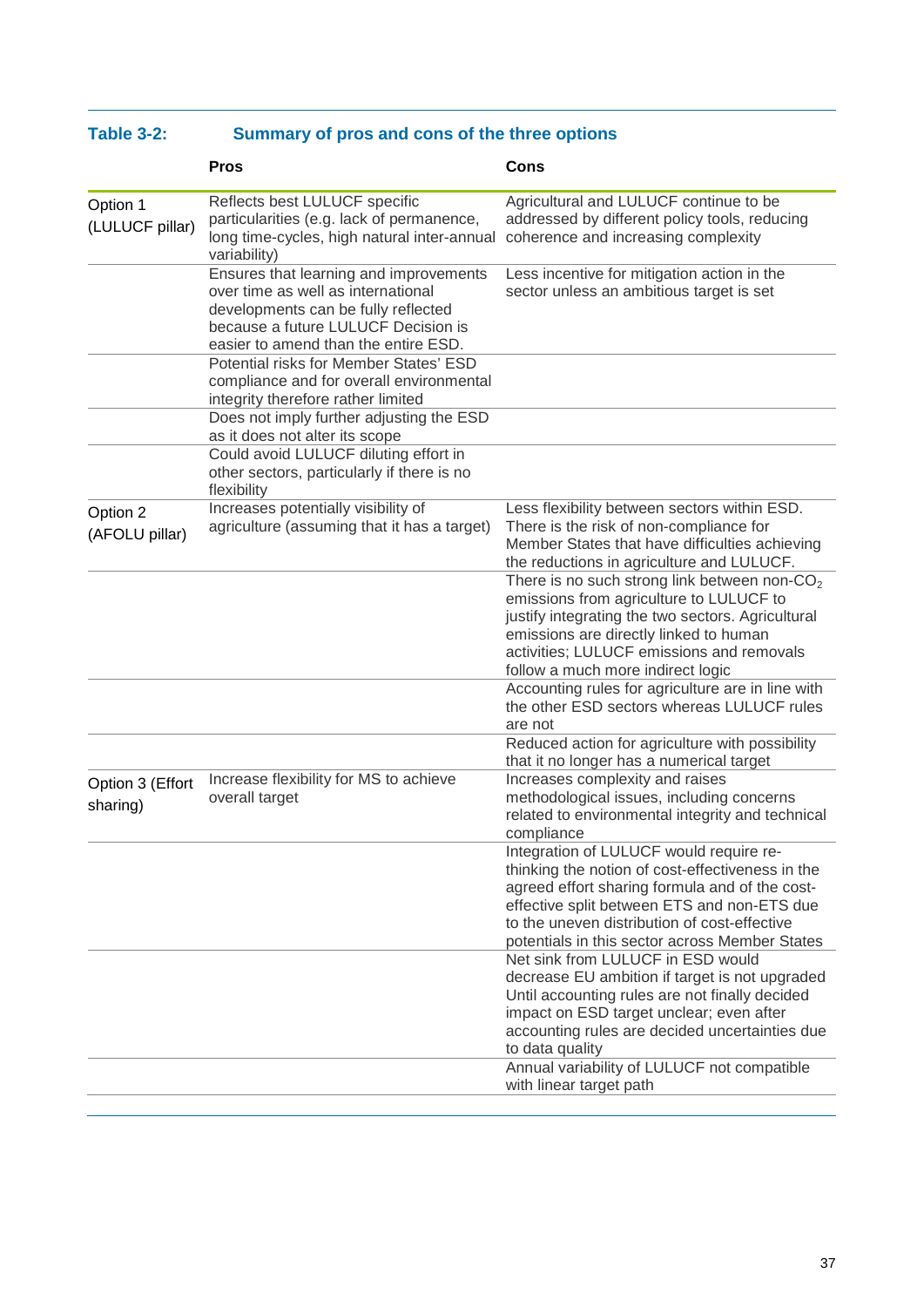**Table 3-2: Summary of pros and cons of the three options**

| | Pros | Cons |
|---|---|---|
| Option 1 (LULUCF pillar) | Reflects best LULUCF specific particularities (e.g. lack of permanence, long time-cycles, high natural inter-annual variability) | Agricultural and LULUCF continue to be addressed by different policy tools, reducing coherence and increasing complexity |
| | Ensures that learning and improvements over time as well as international developments can be fully reflected because a future LULUCF Decision is easier to amend than the entire ESD. | Less incentive for mitigation action in the sector unless an ambitious target is set |
| | Potential risks for Member States' ESD compliance and for overall environmental integrity therefore rather limited | |
| | Does not imply further adjusting the ESD as it does not alter its scope | |
| | Could avoid LULUCF diluting effort in other sectors, particularly if there is no flexibility | |
| Option 2 (AFOLU pillar) | Increases potentially visibility of agriculture (assuming that it has a target) | Less flexibility between sectors within ESD. There is the risk of non-compliance for Member States that have difficulties achieving the reductions in agriculture and LULUCF. |
| | | There is no such strong link between non-$CO_2$ emissions from agriculture to LULUCF to justify integrating the two sectors. Agricultural emissions are directly linked to human activities; LULUCF emissions and removals follow a much more indirect logic |
| | | Accounting rules for agriculture are in line with the other ESD sectors whereas LULUCF rules are not |
| | | Reduced action for agriculture with possibility that it no longer has a numerical target |
| Option 3 (Effort sharing) | Increase flexibility for MS to achieve overall target | Increases complexity and raises methodological issues, including concerns related to environmental integrity and technical compliance |
| | | Integration of LULUCF would require re-thinking the notion of cost-effectiveness in the agreed effort sharing formula and of the cost-effective split between ETS and non-ETS due to the uneven distribution of cost-effective potentials in this sector across Member States |
| | | Net sink from LULUCF in ESD would decrease EU ambition if target is not upgraded Until accounting rules are not finally decided impact on ESD target unclear; even after accounting rules are decided uncertainties due to data quality |
| | | Annual variability of LULUCF not compatible with linear target path |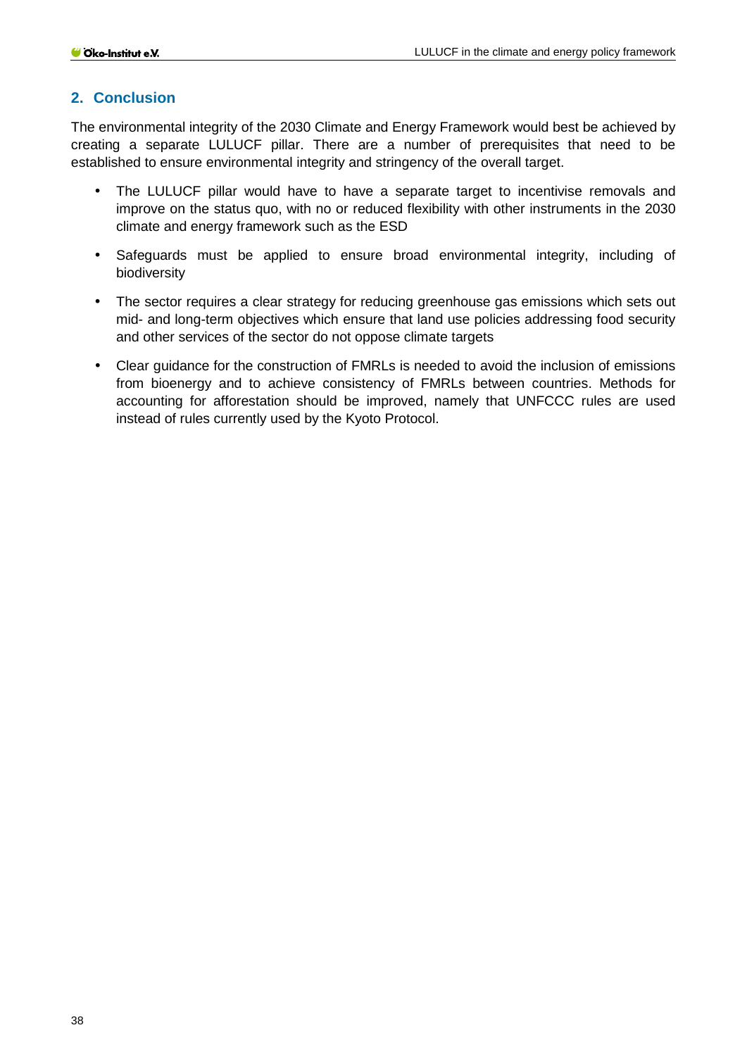## 2. Conclusion

The environmental integrity of the 2030 Climate and Energy Framework would best be achieved by creating a separate LULUCF pillar. There are a number of prerequisites that need to be established to ensure environmental integrity and stringency of the overall target.

- The LULUCF pillar would have to have a separate target to incentivise removals and improve on the status quo, with no or reduced flexibility with other instruments in the 2030 climate and energy framework such as the ESD
- Safeguards must be applied to ensure broad environmental integrity, including of biodiversity
- The sector requires a clear strategy for reducing greenhouse gas emissions which sets out mid- and long-term objectives which ensure that land use policies addressing food security and other services of the sector do not oppose climate targets
- Clear guidance for the construction of FMRLs is needed to avoid the inclusion of emissions from bioenergy and to achieve consistency of FMRLs between countries. Methods for accounting for afforestation should be improved, namely that UNFCCC rules are used instead of rules currently used by the Kyoto Protocol.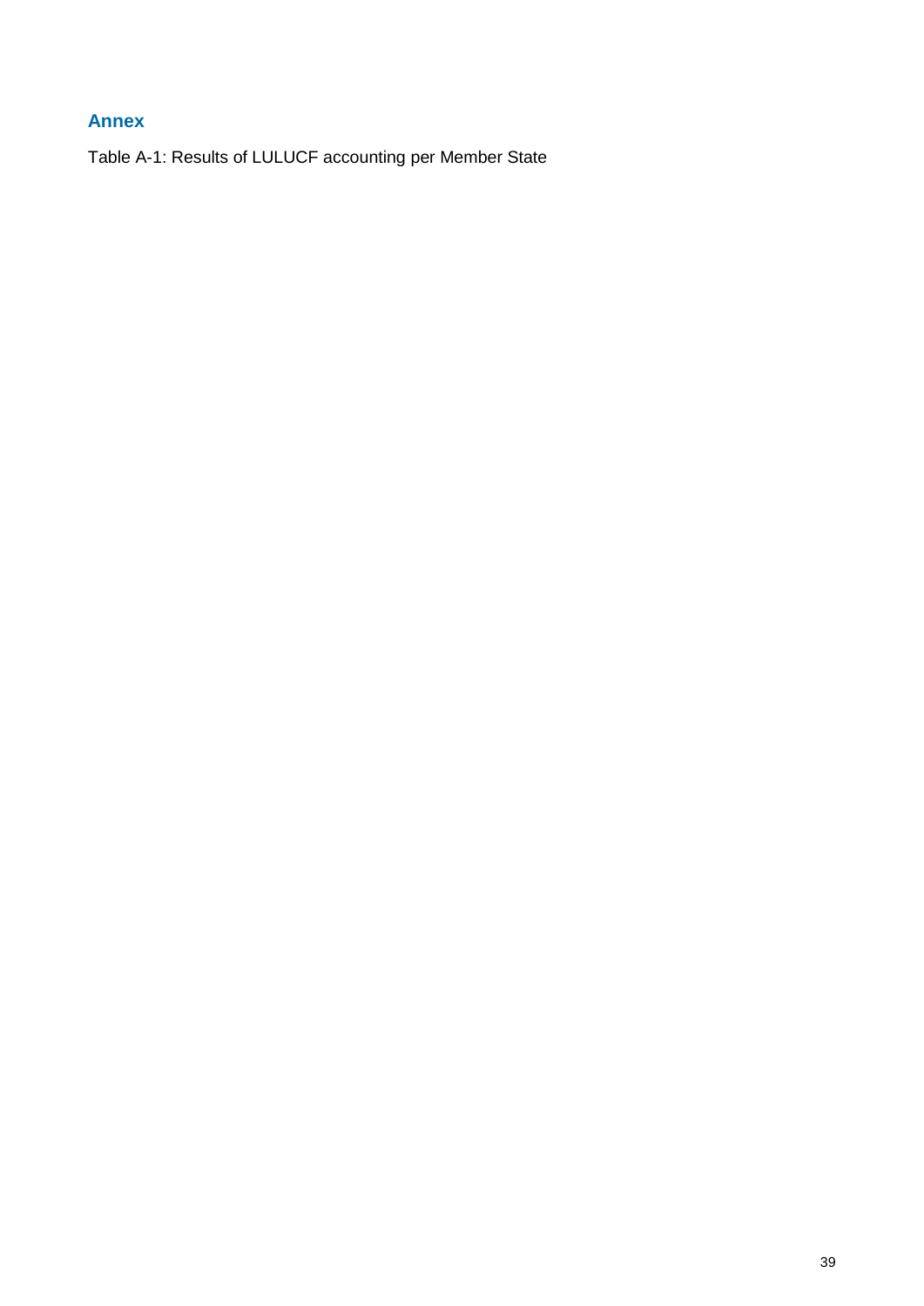## Annex

Table A-1: Results of LULUCF accounting per Member State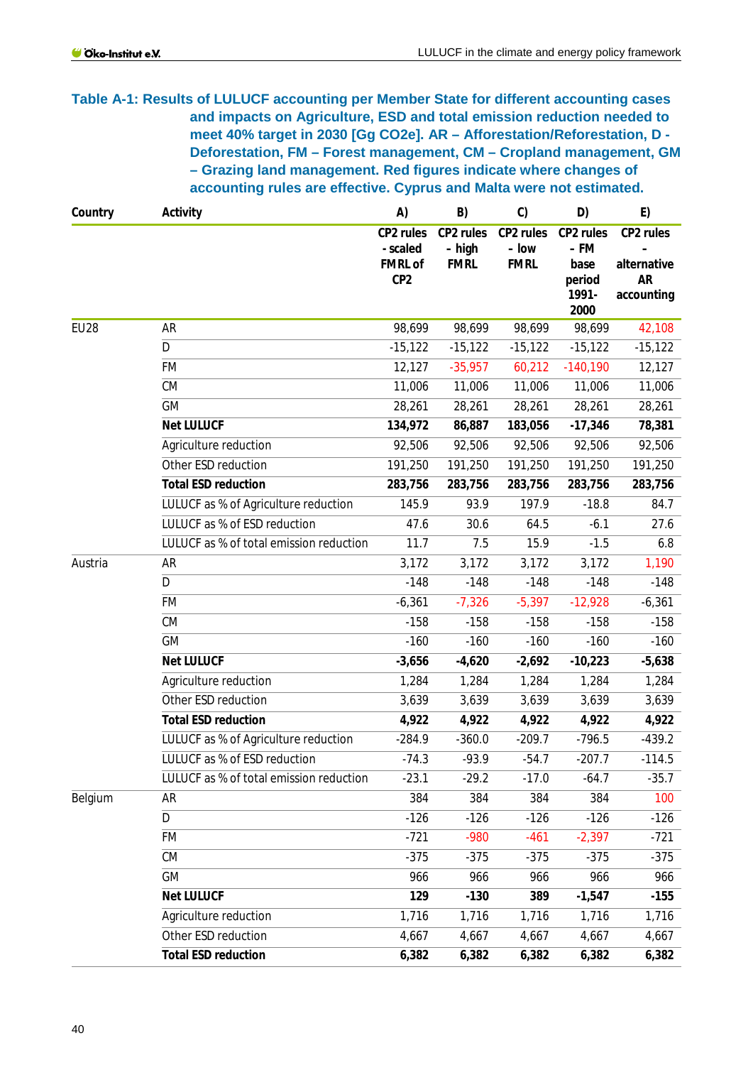**Table A-1: Results of LULUCF accounting per Member State for different accounting cases and impacts on Agriculture, ESD and total emission reduction needed to meet 40% target in 2030 [Gg CO2e]. AR – Afforestation/Reforestation, D - Deforestation, FM – Forest management, CM – Cropland management, GM – Grazing land management. Red figures indicate where changes of accounting rules are effective. Cyprus and Malta were not estimated.**

| Country | Activity | A) | B) | C) | D) | E) |
|---|---|---|---|---|---|---|
| | | CP2 rules - scaled FMRL of CP2 | CP2 rules – high FMRL | CP2 rules – low FMRL | CP2 rules – FM base period 1991-2000 | CP2 rules – alternative AR accounting |
| EU28 | AR | 98,699 | 98,699 | 98,699 | 98,699 | 42,108 |
| | D | -15,122 | -15,122 | -15,122 | -15,122 | -15,122 |
| | FM | 12,127 | -35,957 | 60,212 | -140,190 | 12,127 |
| | CM | 11,006 | 11,006 | 11,006 | 11,006 | 11,006 |
| | GM | 28,261 | 28,261 | 28,261 | 28,261 | 28,261 |
| | **Net LULUCF** | **134,972** | **86,887** | **183,056** | **-17,346** | **78,381** |
| | Agriculture reduction | 92,506 | 92,506 | 92,506 | 92,506 | 92,506 |
| | Other ESD reduction | 191,250 | 191,250 | 191,250 | 191,250 | 191,250 |
| | **Total ESD reduction** | **283,756** | **283,756** | **283,756** | **283,756** | **283,756** |
| | LULUCF as % of Agriculture reduction | 145.9 | 93.9 | 197.9 | -18.8 | 84.7 |
| | LULUCF as % of ESD reduction | 47.6 | 30.6 | 64.5 | -6.1 | 27.6 |
| | LULUCF as % of total emission reduction | 11.7 | 7.5 | 15.9 | -1.5 | 6.8 |
| Austria | AR | 3,172 | 3,172 | 3,172 | 3,172 | 1,190 |
| | D | -148 | -148 | -148 | -148 | -148 |
| | FM | -6,361 | -7,326 | -5,397 | -12,928 | -6,361 |
| | CM | -158 | -158 | -158 | -158 | -158 |
| | GM | -160 | -160 | -160 | -160 | -160 |
| | **Net LULUCF** | **-3,656** | **-4,620** | **-2,692** | **-10,223** | **-5,638** |
| | Agriculture reduction | 1,284 | 1,284 | 1,284 | 1,284 | 1,284 |
| | Other ESD reduction | 3,639 | 3,639 | 3,639 | 3,639 | 3,639 |
| | **Total ESD reduction** | **4,922** | **4,922** | **4,922** | **4,922** | **4,922** |
| | LULUCF as % of Agriculture reduction | -284.9 | -360.0 | -209.7 | -796.5 | -439.2 |
| | LULUCF as % of ESD reduction | -74.3 | -93.9 | -54.7 | -207.7 | -114.5 |
| | LULUCF as % of total emission reduction | -23.1 | -29.2 | -17.0 | -64.7 | -35.7 |
| Belgium | AR | 384 | 384 | 384 | 384 | 100 |
| | D | -126 | -126 | -126 | -126 | -126 |
| | FM | -721 | -980 | -461 | -2,397 | -721 |
| | CM | -375 | -375 | -375 | -375 | -375 |
| | GM | 966 | 966 | 966 | 966 | 966 |
| | **Net LULUCF** | **129** | **-130** | **389** | **-1,547** | **-155** |
| | Agriculture reduction | 1,716 | 1,716 | 1,716 | 1,716 | 1,716 |
| | Other ESD reduction | 4,667 | 4,667 | 4,667 | 4,667 | 4,667 |
| | **Total ESD reduction** | **6,382** | **6,382** | **6,382** | **6,382** | **6,382** |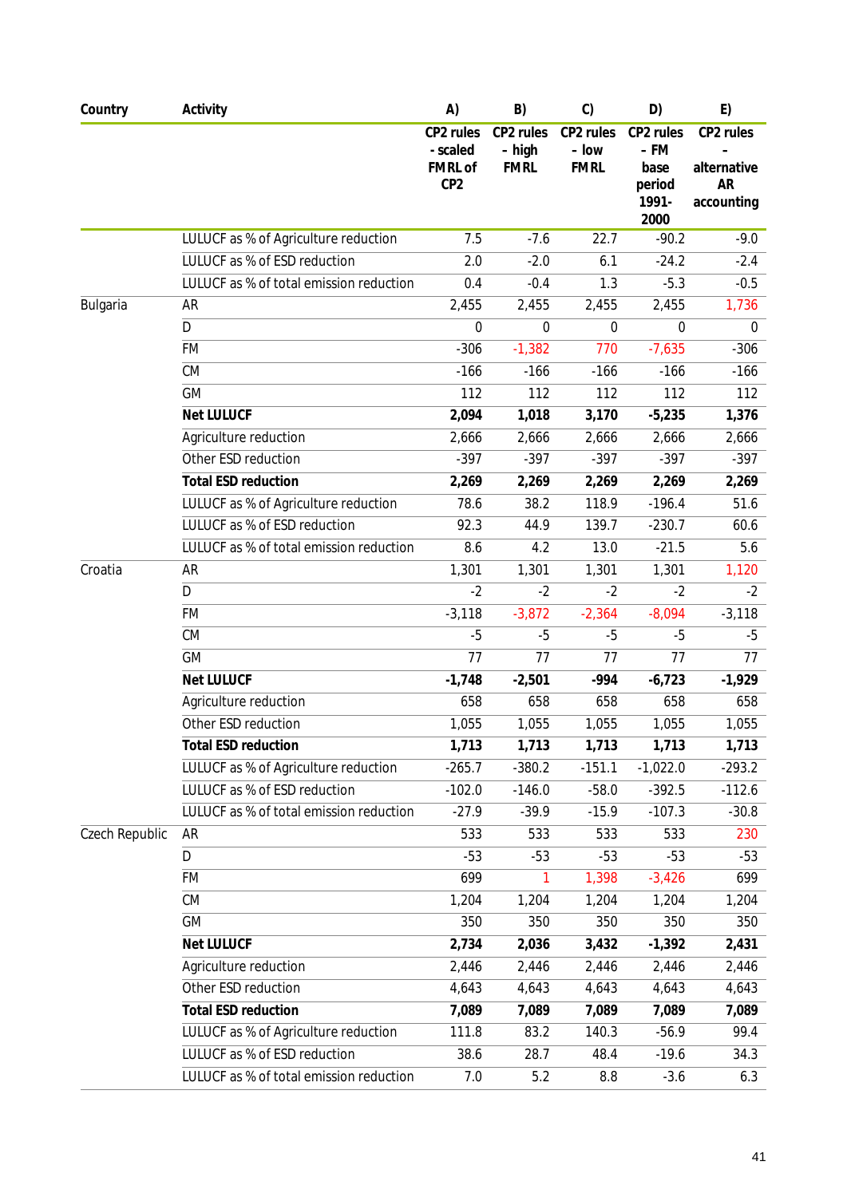| Country | Activity | A) CP2 rules - scaled FMRL of CP2 | B) CP2 rules – high FMRL | C) CP2 rules – low FMRL | D) CP2 rules – FM base period 1991-2000 | E) CP2 rules – alternative AR accounting |
|---|---|---|---|---|---|---|
| | LULUCF as % of Agriculture reduction | 7.5 | -7.6 | 22.7 | -90.2 | -9.0 |
| | LULUCF as % of ESD reduction | 2.0 | -2.0 | 6.1 | -24.2 | -2.4 |
| | LULUCF as % of total emission reduction | 0.4 | -0.4 | 1.3 | -5.3 | -0.5 |
| Bulgaria | AR | 2,455 | 2,455 | 2,455 | 2,455 | 1,736 |
| | D | 0 | 0 | 0 | 0 | 0 |
| | FM | -306 | -1,382 | 770 | -7,635 | -306 |
| | CM | -166 | -166 | -166 | -166 | -166 |
| | GM | 112 | 112 | 112 | 112 | 112 |
| | **Net LULUCF** | **2,094** | **1,018** | **3,170** | **-5,235** | **1,376** |
| | Agriculture reduction | 2,666 | 2,666 | 2,666 | 2,666 | 2,666 |
| | Other ESD reduction | -397 | -397 | -397 | -397 | -397 |
| | **Total ESD reduction** | **2,269** | **2,269** | **2,269** | **2,269** | **2,269** |
| | LULUCF as % of Agriculture reduction | 78.6 | 38.2 | 118.9 | -196.4 | 51.6 |
| | LULUCF as % of ESD reduction | 92.3 | 44.9 | 139.7 | -230.7 | 60.6 |
| | LULUCF as % of total emission reduction | 8.6 | 4.2 | 13.0 | -21.5 | 5.6 |
| Croatia | AR | 1,301 | 1,301 | 1,301 | 1,301 | 1,120 |
| | D | -2 | -2 | -2 | -2 | -2 |
| | FM | -3,118 | -3,872 | -2,364 | -8,094 | -3,118 |
| | CM | -5 | -5 | -5 | -5 | -5 |
| | GM | 77 | 77 | 77 | 77 | 77 |
| | **Net LULUCF** | **-1,748** | **-2,501** | **-994** | **-6,723** | **-1,929** |
| | Agriculture reduction | 658 | 658 | 658 | 658 | 658 |
| | Other ESD reduction | 1,055 | 1,055 | 1,055 | 1,055 | 1,055 |
| | **Total ESD reduction** | **1,713** | **1,713** | **1,713** | **1,713** | **1,713** |
| | LULUCF as % of Agriculture reduction | -265.7 | -380.2 | -151.1 | -1,022.0 | -293.2 |
| | LULUCF as % of ESD reduction | -102.0 | -146.0 | -58.0 | -392.5 | -112.6 |
| | LULUCF as % of total emission reduction | -27.9 | -39.9 | -15.9 | -107.3 | -30.8 |
| Czech Republic | AR | 533 | 533 | 533 | 533 | 230 |
| | D | -53 | -53 | -53 | -53 | -53 |
| | FM | 699 | 1 | 1,398 | -3,426 | 699 |
| | CM | 1,204 | 1,204 | 1,204 | 1,204 | 1,204 |
| | GM | 350 | 350 | 350 | 350 | 350 |
| | **Net LULUCF** | **2,734** | **2,036** | **3,432** | **-1,392** | **2,431** |
| | Agriculture reduction | 2,446 | 2,446 | 2,446 | 2,446 | 2,446 |
| | Other ESD reduction | 4,643 | 4,643 | 4,643 | 4,643 | 4,643 |
| | **Total ESD reduction** | **7,089** | **7,089** | **7,089** | **7,089** | **7,089** |
| | LULUCF as % of Agriculture reduction | 111.8 | 83.2 | 140.3 | -56.9 | 99.4 |
| | LULUCF as % of ESD reduction | 38.6 | 28.7 | 48.4 | -19.6 | 34.3 |
| | LULUCF as % of total emission reduction | 7.0 | 5.2 | 8.8 | -3.6 | 6.3 |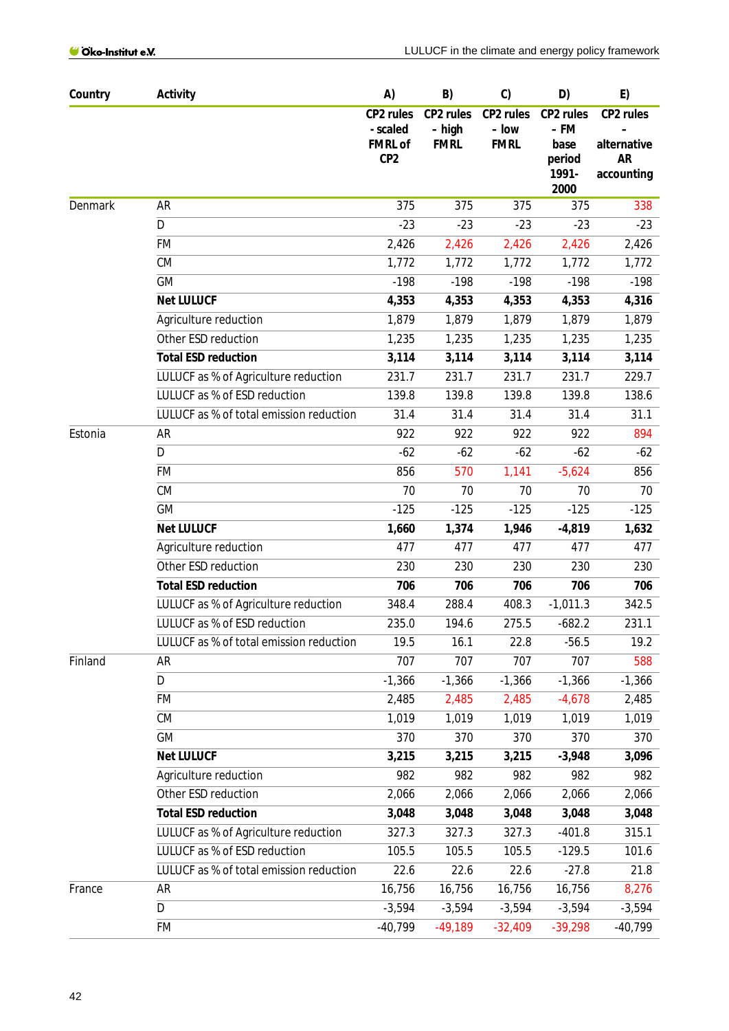| Country | Activity | A) | B) | C) | D) | E) |
|---|---|---|---|---|---|---|
| | | CP2 rules - scaled FMRL of CP2 | CP2 rules – high FMRL | CP2 rules – low FMRL | CP2 rules – FM base period 1991-2000 | CP2 rules – alternative AR accounting |
| Denmark | AR | 375 | 375 | 375 | 375 | 338 |
| | D | -23 | -23 | -23 | -23 | -23 |
| | FM | 2,426 | 2,426 | 2,426 | 2,426 | 2,426 |
| | CM | 1,772 | 1,772 | 1,772 | 1,772 | 1,772 |
| | GM | -198 | -198 | -198 | -198 | -198 |
| | **Net LULUCF** | **4,353** | **4,353** | **4,353** | **4,353** | **4,316** |
| | Agriculture reduction | 1,879 | 1,879 | 1,879 | 1,879 | 1,879 |
| | Other ESD reduction | 1,235 | 1,235 | 1,235 | 1,235 | 1,235 |
| | **Total ESD reduction** | **3,114** | **3,114** | **3,114** | **3,114** | **3,114** |
| | LULUCF as % of Agriculture reduction | 231.7 | 231.7 | 231.7 | 231.7 | 229.7 |
| | LULUCF as % of ESD reduction | 139.8 | 139.8 | 139.8 | 139.8 | 138.6 |
| | LULUCF as % of total emission reduction | 31.4 | 31.4 | 31.4 | 31.4 | 31.1 |
| Estonia | AR | 922 | 922 | 922 | 922 | 894 |
| | D | -62 | -62 | -62 | -62 | -62 |
| | FM | 856 | 570 | 1,141 | -5,624 | 856 |
| | CM | 70 | 70 | 70 | 70 | 70 |
| | GM | -125 | -125 | -125 | -125 | -125 |
| | **Net LULUCF** | **1,660** | **1,374** | **1,946** | **-4,819** | **1,632** |
| | Agriculture reduction | 477 | 477 | 477 | 477 | 477 |
| | Other ESD reduction | 230 | 230 | 230 | 230 | 230 |
| | **Total ESD reduction** | **706** | **706** | **706** | **706** | **706** |
| | LULUCF as % of Agriculture reduction | 348.4 | 288.4 | 408.3 | -1,011.3 | 342.5 |
| | LULUCF as % of ESD reduction | 235.0 | 194.6 | 275.5 | -682.2 | 231.1 |
| | LULUCF as % of total emission reduction | 19.5 | 16.1 | 22.8 | -56.5 | 19.2 |
| Finland | AR | 707 | 707 | 707 | 707 | 588 |
| | D | -1,366 | -1,366 | -1,366 | -1,366 | -1,366 |
| | FM | 2,485 | 2,485 | 2,485 | -4,678 | 2,485 |
| | CM | 1,019 | 1,019 | 1,019 | 1,019 | 1,019 |
| | GM | 370 | 370 | 370 | 370 | 370 |
| | **Net LULUCF** | **3,215** | **3,215** | **3,215** | **-3,948** | **3,096** |
| | Agriculture reduction | 982 | 982 | 982 | 982 | 982 |
| | Other ESD reduction | 2,066 | 2,066 | 2,066 | 2,066 | 2,066 |
| | **Total ESD reduction** | **3,048** | **3,048** | **3,048** | **3,048** | **3,048** |
| | LULUCF as % of Agriculture reduction | 327.3 | 327.3 | 327.3 | -401.8 | 315.1 |
| | LULUCF as % of ESD reduction | 105.5 | 105.5 | 105.5 | -129.5 | 101.6 |
| | LULUCF as % of total emission reduction | 22.6 | 22.6 | 22.6 | -27.8 | 21.8 |
| France | AR | 16,756 | 16,756 | 16,756 | 16,756 | 8,276 |
| | D | -3,594 | -3,594 | -3,594 | -3,594 | -3,594 |
| | FM | -40,799 | -49,189 | -32,409 | -39,298 | -40,799 |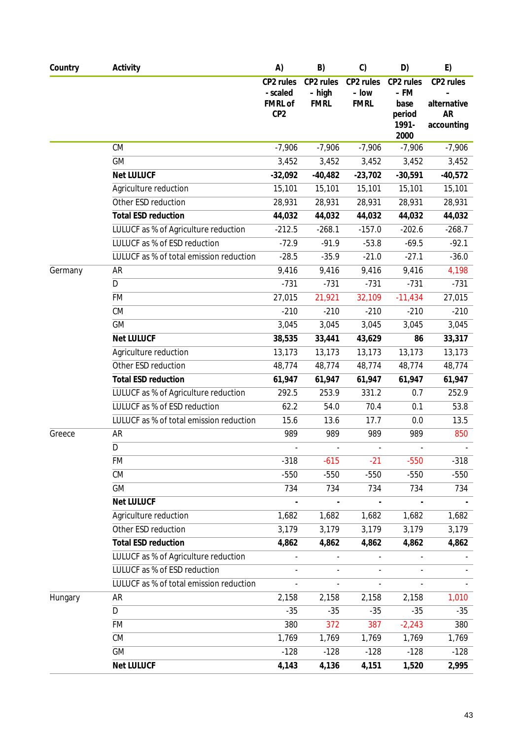| Country | Activity | A) | B) | C) | D) | E) |
|---|---|---|---|---|---|---|
| | | CP2 rules - scaled FMRL of CP2 | CP2 rules – high FMRL | CP2 rules – low FMRL | CP2 rules – FM base period 1991-2000 | CP2 rules – alternative AR accounting |
| | CM | -7,906 | -7,906 | -7,906 | -7,906 | -7,906 |
| | GM | 3,452 | 3,452 | 3,452 | 3,452 | 3,452 |
| | **Net LULUCF** | **-32,092** | **-40,482** | **-23,702** | **-30,591** | **-40,572** |
| | Agriculture reduction | 15,101 | 15,101 | 15,101 | 15,101 | 15,101 |
| | Other ESD reduction | 28,931 | 28,931 | 28,931 | 28,931 | 28,931 |
| | **Total ESD reduction** | **44,032** | **44,032** | **44,032** | **44,032** | **44,032** |
| | LULUCF as % of Agriculture reduction | -212.5 | -268.1 | -157.0 | -202.6 | -268.7 |
| | LULUCF as % of ESD reduction | -72.9 | -91.9 | -53.8 | -69.5 | -92.1 |
| | LULUCF as % of total emission reduction | -28.5 | -35.9 | -21.0 | -27.1 | -36.0 |
| Germany | AR | 9,416 | 9,416 | 9,416 | 9,416 | 4,198 |
| | D | -731 | -731 | -731 | -731 | -731 |
| | FM | 27,015 | 21,921 | 32,109 | -11,434 | 27,015 |
| | CM | -210 | -210 | -210 | -210 | -210 |
| | GM | 3,045 | 3,045 | 3,045 | 3,045 | 3,045 |
| | **Net LULUCF** | **38,535** | **33,441** | **43,629** | **86** | **33,317** |
| | Agriculture reduction | 13,173 | 13,173 | 13,173 | 13,173 | 13,173 |
| | Other ESD reduction | 48,774 | 48,774 | 48,774 | 48,774 | 48,774 |
| | **Total ESD reduction** | **61,947** | **61,947** | **61,947** | **61,947** | **61,947** |
| | LULUCF as % of Agriculture reduction | 292.5 | 253.9 | 331.2 | 0.7 | 252.9 |
| | LULUCF as % of ESD reduction | 62.2 | 54.0 | 70.4 | 0.1 | 53.8 |
| | LULUCF as % of total emission reduction | 15.6 | 13.6 | 17.7 | 0.0 | 13.5 |
| Greece | AR | 989 | 989 | 989 | 989 | 850 |
| | D | - | - | - | - | - |
| | FM | -318 | -615 | -21 | -550 | -318 |
| | CM | -550 | -550 | -550 | -550 | -550 |
| | GM | 734 | 734 | 734 | 734 | 734 |
| | **Net LULUCF** | **-** | **-** | **-** | **-** | **-** |
| | Agriculture reduction | 1,682 | 1,682 | 1,682 | 1,682 | 1,682 |
| | Other ESD reduction | 3,179 | 3,179 | 3,179 | 3,179 | 3,179 |
| | **Total ESD reduction** | **4,862** | **4,862** | **4,862** | **4,862** | **4,862** |
| | LULUCF as % of Agriculture reduction | - | - | - | - | - |
| | LULUCF as % of ESD reduction | - | - | - | - | - |
| | LULUCF as % of total emission reduction | - | - | - | - | - |
| Hungary | AR | 2,158 | 2,158 | 2,158 | 2,158 | 1,010 |
| | D | -35 | -35 | -35 | -35 | -35 |
| | FM | 380 | 372 | 387 | -2,243 | 380 |
| | CM | 1,769 | 1,769 | 1,769 | 1,769 | 1,769 |
| | GM | -128 | -128 | -128 | -128 | -128 |
| | **Net LULUCF** | **4,143** | **4,136** | **4,151** | **1,520** | **2,995** |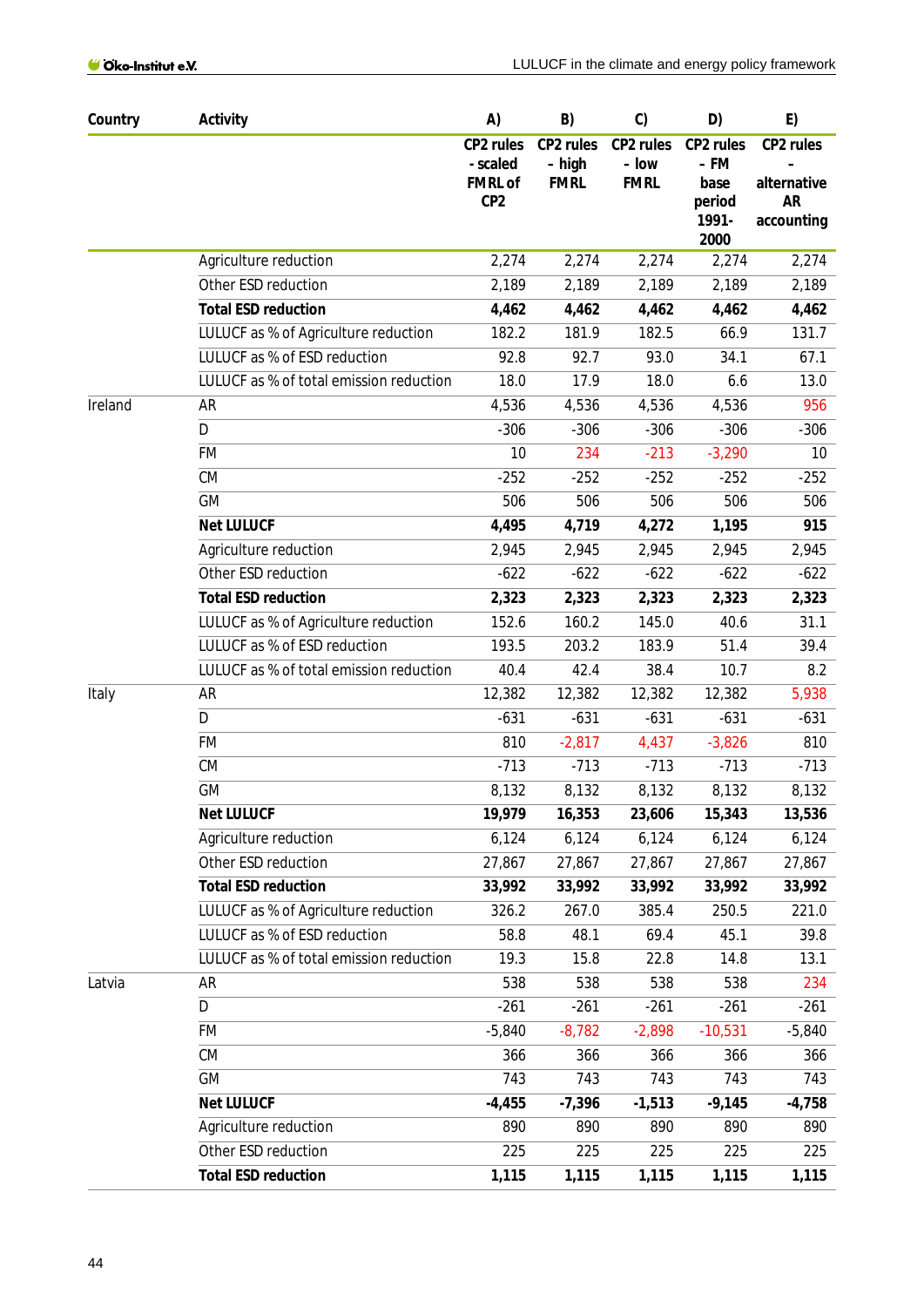| Country | Activity | A) | B) | C) | D) | E) |
|---|---|---|---|---|---|---|
| | | CP2 rules - scaled FMRL of CP2 | CP2 rules – high FMRL | CP2 rules – low FMRL | CP2 rules – FM base period 1991-2000 | CP2 rules – alternative AR accounting |
| | Agriculture reduction | 2,274 | 2,274 | 2,274 | 2,274 | 2,274 |
| | Other ESD reduction | 2,189 | 2,189 | 2,189 | 2,189 | 2,189 |
| | **Total ESD reduction** | **4,462** | **4,462** | **4,462** | **4,462** | **4,462** |
| | LULUCF as % of Agriculture reduction | 182.2 | 181.9 | 182.5 | 66.9 | 131.7 |
| | LULUCF as % of ESD reduction | 92.8 | 92.7 | 93.0 | 34.1 | 67.1 |
| | LULUCF as % of total emission reduction | 18.0 | 17.9 | 18.0 | 6.6 | 13.0 |
| Ireland | AR | 4,536 | 4,536 | 4,536 | 4,536 | 956 |
| | D | -306 | -306 | -306 | -306 | -306 |
| | FM | 10 | 234 | -213 | -3,290 | 10 |
| | CM | -252 | -252 | -252 | -252 | -252 |
| | GM | 506 | 506 | 506 | 506 | 506 |
| | **Net LULUCF** | **4,495** | **4,719** | **4,272** | **1,195** | **915** |
| | Agriculture reduction | 2,945 | 2,945 | 2,945 | 2,945 | 2,945 |
| | Other ESD reduction | -622 | -622 | -622 | -622 | -622 |
| | **Total ESD reduction** | **2,323** | **2,323** | **2,323** | **2,323** | **2,323** |
| | LULUCF as % of Agriculture reduction | 152.6 | 160.2 | 145.0 | 40.6 | 31.1 |
| | LULUCF as % of ESD reduction | 193.5 | 203.2 | 183.9 | 51.4 | 39.4 |
| | LULUCF as % of total emission reduction | 40.4 | 42.4 | 38.4 | 10.7 | 8.2 |
| Italy | AR | 12,382 | 12,382 | 12,382 | 12,382 | 5,938 |
| | D | -631 | -631 | -631 | -631 | -631 |
| | FM | 810 | -2,817 | 4,437 | -3,826 | 810 |
| | CM | -713 | -713 | -713 | -713 | -713 |
| | GM | 8,132 | 8,132 | 8,132 | 8,132 | 8,132 |
| | **Net LULUCF** | **19,979** | **16,353** | **23,606** | **15,343** | **13,536** |
| | Agriculture reduction | 6,124 | 6,124 | 6,124 | 6,124 | 6,124 |
| | Other ESD reduction | 27,867 | 27,867 | 27,867 | 27,867 | 27,867 |
| | **Total ESD reduction** | **33,992** | **33,992** | **33,992** | **33,992** | **33,992** |
| | LULUCF as % of Agriculture reduction | 326.2 | 267.0 | 385.4 | 250.5 | 221.0 |
| | LULUCF as % of ESD reduction | 58.8 | 48.1 | 69.4 | 45.1 | 39.8 |
| | LULUCF as % of total emission reduction | 19.3 | 15.8 | 22.8 | 14.8 | 13.1 |
| Latvia | AR | 538 | 538 | 538 | 538 | 234 |
| | D | -261 | -261 | -261 | -261 | -261 |
| | FM | -5,840 | -8,782 | -2,898 | -10,531 | -5,840 |
| | CM | 366 | 366 | 366 | 366 | 366 |
| | GM | 743 | 743 | 743 | 743 | 743 |
| | **Net LULUCF** | **-4,455** | **-7,396** | **-1,513** | **-9,145** | **-4,758** |
| | Agriculture reduction | 890 | 890 | 890 | 890 | 890 |
| | Other ESD reduction | 225 | 225 | 225 | 225 | 225 |
| | **Total ESD reduction** | **1,115** | **1,115** | **1,115** | **1,115** | **1,115** |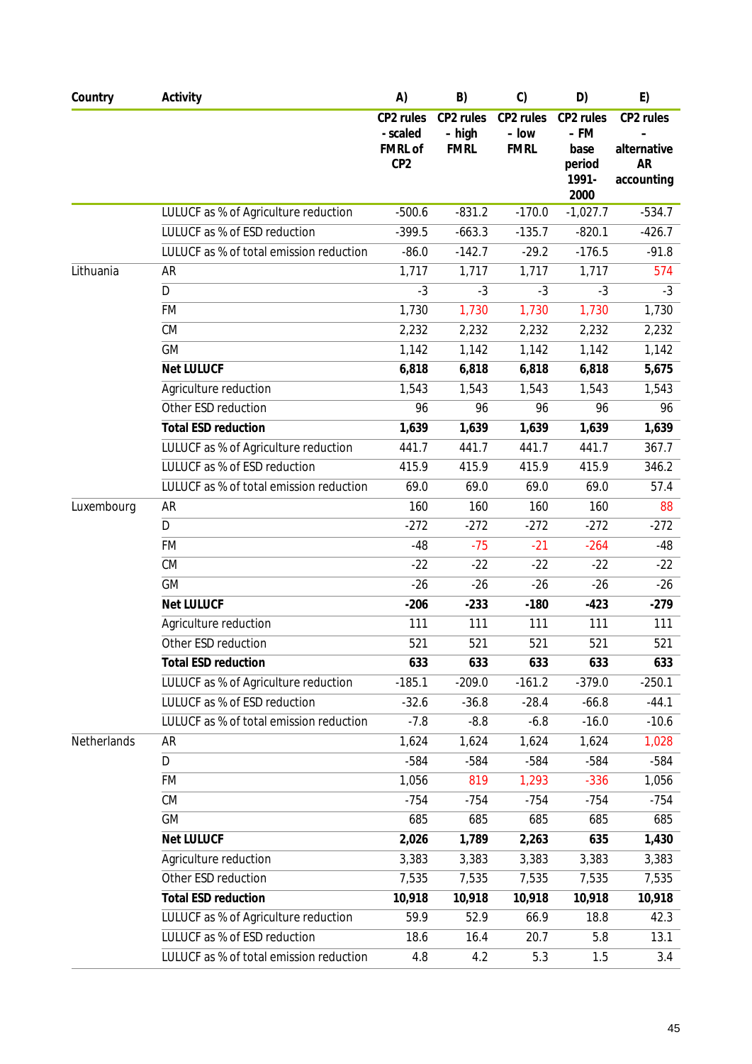| Country | Activity | A) | B) | C) | D) | E) |
|---|---|---|---|---|---|---|
| | | CP2 rules - scaled FMRL of CP2 | CP2 rules – high FMRL | CP2 rules – low FMRL | CP2 rules – FM base period 1991-2000 | CP2 rules – alternative AR accounting |
| | LULUCF as % of Agriculture reduction | -500.6 | -831.2 | -170.0 | -1,027.7 | -534.7 |
| | LULUCF as % of ESD reduction | -399.5 | -663.3 | -135.7 | -820.1 | -426.7 |
| | LULUCF as % of total emission reduction | -86.0 | -142.7 | -29.2 | -176.5 | -91.8 |
| Lithuania | AR | 1,717 | 1,717 | 1,717 | 1,717 | 574 |
| | D | -3 | -3 | -3 | -3 | -3 |
| | FM | 1,730 | 1,730 | 1,730 | 1,730 | 1,730 |
| | CM | 2,232 | 2,232 | 2,232 | 2,232 | 2,232 |
| | GM | 1,142 | 1,142 | 1,142 | 1,142 | 1,142 |
| | **Net LULUCF** | **6,818** | **6,818** | **6,818** | **6,818** | **5,675** |
| | Agriculture reduction | 1,543 | 1,543 | 1,543 | 1,543 | 1,543 |
| | Other ESD reduction | 96 | 96 | 96 | 96 | 96 |
| | **Total ESD reduction** | **1,639** | **1,639** | **1,639** | **1,639** | **1,639** |
| | LULUCF as % of Agriculture reduction | 441.7 | 441.7 | 441.7 | 441.7 | 367.7 |
| | LULUCF as % of ESD reduction | 415.9 | 415.9 | 415.9 | 415.9 | 346.2 |
| | LULUCF as % of total emission reduction | 69.0 | 69.0 | 69.0 | 69.0 | 57.4 |
| Luxembourg | AR | 160 | 160 | 160 | 160 | 88 |
| | D | -272 | -272 | -272 | -272 | -272 |
| | FM | -48 | -75 | -21 | -264 | -48 |
| | CM | -22 | -22 | -22 | -22 | -22 |
| | GM | -26 | -26 | -26 | -26 | -26 |
| | **Net LULUCF** | **-206** | **-233** | **-180** | **-423** | **-279** |
| | Agriculture reduction | 111 | 111 | 111 | 111 | 111 |
| | Other ESD reduction | 521 | 521 | 521 | 521 | 521 |
| | **Total ESD reduction** | **633** | **633** | **633** | **633** | **633** |
| | LULUCF as % of Agriculture reduction | -185.1 | -209.0 | -161.2 | -379.0 | -250.1 |
| | LULUCF as % of ESD reduction | -32.6 | -36.8 | -28.4 | -66.8 | -44.1 |
| | LULUCF as % of total emission reduction | -7.8 | -8.8 | -6.8 | -16.0 | -10.6 |
| Netherlands | AR | 1,624 | 1,624 | 1,624 | 1,624 | 1,028 |
| | D | -584 | -584 | -584 | -584 | -584 |
| | FM | 1,056 | 819 | 1,293 | -336 | 1,056 |
| | CM | -754 | -754 | -754 | -754 | -754 |
| | GM | 685 | 685 | 685 | 685 | 685 |
| | **Net LULUCF** | **2,026** | **1,789** | **2,263** | **635** | **1,430** |
| | Agriculture reduction | 3,383 | 3,383 | 3,383 | 3,383 | 3,383 |
| | Other ESD reduction | 7,535 | 7,535 | 7,535 | 7,535 | 7,535 |
| | **Total ESD reduction** | **10,918** | **10,918** | **10,918** | **10,918** | **10,918** |
| | LULUCF as % of Agriculture reduction | 59.9 | 52.9 | 66.9 | 18.8 | 42.3 |
| | LULUCF as % of ESD reduction | 18.6 | 16.4 | 20.7 | 5.8 | 13.1 |
| | LULUCF as % of total emission reduction | 4.8 | 4.2 | 5.3 | 1.5 | 3.4 |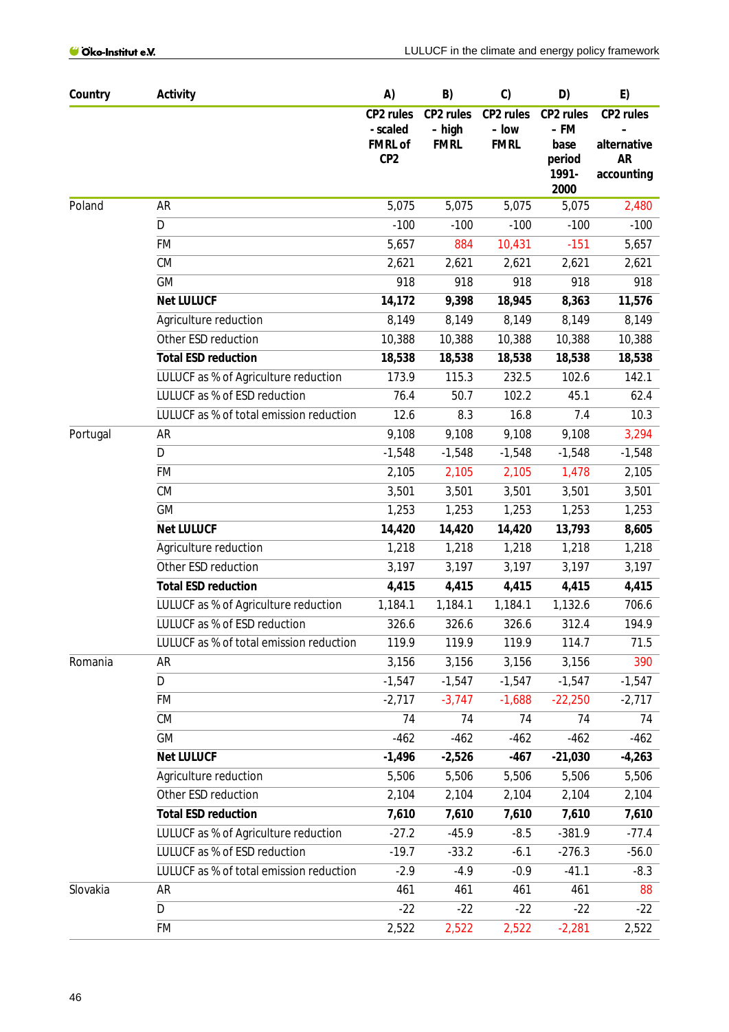| Country | Activity | A) CP2 rules - scaled FMRL of CP2 | B) CP2 rules – high FMRL | C) CP2 rules – low FMRL | D) CP2 rules – FM base period 1991-2000 | E) CP2 rules – alternative AR accounting |
|---|---|---|---|---|---|---|
| Poland | AR | 5,075 | 5,075 | 5,075 | 5,075 | 2,480 |
| | D | -100 | -100 | -100 | -100 | -100 |
| | FM | 5,657 | 884 | 10,431 | -151 | 5,657 |
| | CM | 2,621 | 2,621 | 2,621 | 2,621 | 2,621 |
| | GM | 918 | 918 | 918 | 918 | 918 |
| | **Net LULUCF** | **14,172** | **9,398** | **18,945** | **8,363** | **11,576** |
| | Agriculture reduction | 8,149 | 8,149 | 8,149 | 8,149 | 8,149 |
| | Other ESD reduction | 10,388 | 10,388 | 10,388 | 10,388 | 10,388 |
| | **Total ESD reduction** | **18,538** | **18,538** | **18,538** | **18,538** | **18,538** |
| | LULUCF as % of Agriculture reduction | 173.9 | 115.3 | 232.5 | 102.6 | 142.1 |
| | LULUCF as % of ESD reduction | 76.4 | 50.7 | 102.2 | 45.1 | 62.4 |
| | LULUCF as % of total emission reduction | 12.6 | 8.3 | 16.8 | 7.4 | 10.3 |
| Portugal | AR | 9,108 | 9,108 | 9,108 | 9,108 | 3,294 |
| | D | -1,548 | -1,548 | -1,548 | -1,548 | -1,548 |
| | FM | 2,105 | 2,105 | 2,105 | 1,478 | 2,105 |
| | CM | 3,501 | 3,501 | 3,501 | 3,501 | 3,501 |
| | GM | 1,253 | 1,253 | 1,253 | 1,253 | 1,253 |
| | **Net LULUCF** | **14,420** | **14,420** | **14,420** | **13,793** | **8,605** |
| | Agriculture reduction | 1,218 | 1,218 | 1,218 | 1,218 | 1,218 |
| | Other ESD reduction | 3,197 | 3,197 | 3,197 | 3,197 | 3,197 |
| | **Total ESD reduction** | **4,415** | **4,415** | **4,415** | **4,415** | **4,415** |
| | LULUCF as % of Agriculture reduction | 1,184.1 | 1,184.1 | 1,184.1 | 1,132.6 | 706.6 |
| | LULUCF as % of ESD reduction | 326.6 | 326.6 | 326.6 | 312.4 | 194.9 |
| | LULUCF as % of total emission reduction | 119.9 | 119.9 | 119.9 | 114.7 | 71.5 |
| Romania | AR | 3,156 | 3,156 | 3,156 | 3,156 | 390 |
| | D | -1,547 | -1,547 | -1,547 | -1,547 | -1,547 |
| | FM | -2,717 | -3,747 | -1,688 | -22,250 | -2,717 |
| | CM | 74 | 74 | 74 | 74 | 74 |
| | GM | -462 | -462 | -462 | -462 | -462 |
| | **Net LULUCF** | **-1,496** | **-2,526** | **-467** | **-21,030** | **-4,263** |
| | Agriculture reduction | 5,506 | 5,506 | 5,506 | 5,506 | 5,506 |
| | Other ESD reduction | 2,104 | 2,104 | 2,104 | 2,104 | 2,104 |
| | **Total ESD reduction** | **7,610** | **7,610** | **7,610** | **7,610** | **7,610** |
| | LULUCF as % of Agriculture reduction | -27.2 | -45.9 | -8.5 | -381.9 | -77.4 |
| | LULUCF as % of ESD reduction | -19.7 | -33.2 | -6.1 | -276.3 | -56.0 |
| | LULUCF as % of total emission reduction | -2.9 | -4.9 | -0.9 | -41.1 | -8.3 |
| Slovakia | AR | 461 | 461 | 461 | 461 | 88 |
| | D | -22 | -22 | -22 | -22 | -22 |
| | FM | 2,522 | 2,522 | 2,522 | -2,281 | 2,522 |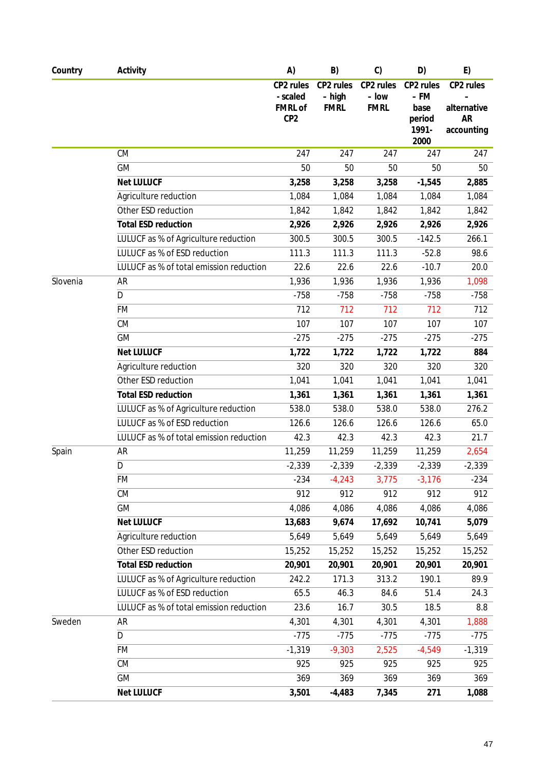| Country | Activity | A) | B) | C) | D) | E) |
|---|---|---|---|---|---|---|
| | | CP2 rules - scaled FMRL of CP2 | CP2 rules – high FMRL | CP2 rules – low FMRL | CP2 rules – FM base period 1991-2000 | CP2 rules – alternative AR accounting |
| | CM | 247 | 247 | 247 | 247 | 247 |
| | GM | 50 | 50 | 50 | 50 | 50 |
| | **Net LULUCF** | **3,258** | **3,258** | **3,258** | **-1,545** | **2,885** |
| | Agriculture reduction | 1,084 | 1,084 | 1,084 | 1,084 | 1,084 |
| | Other ESD reduction | 1,842 | 1,842 | 1,842 | 1,842 | 1,842 |
| | **Total ESD reduction** | **2,926** | **2,926** | **2,926** | **2,926** | **2,926** |
| | LULUCF as % of Agriculture reduction | 300.5 | 300.5 | 300.5 | -142.5 | 266.1 |
| | LULUCF as % of ESD reduction | 111.3 | 111.3 | 111.3 | -52.8 | 98.6 |
| | LULUCF as % of total emission reduction | 22.6 | 22.6 | 22.6 | -10.7 | 20.0 |
| Slovenia | AR | 1,936 | 1,936 | 1,936 | 1,936 | 1,098 |
| | D | -758 | -758 | -758 | -758 | -758 |
| | FM | 712 | 712 | 712 | 712 | 712 |
| | CM | 107 | 107 | 107 | 107 | 107 |
| | GM | -275 | -275 | -275 | -275 | -275 |
| | **Net LULUCF** | **1,722** | **1,722** | **1,722** | **1,722** | **884** |
| | Agriculture reduction | 320 | 320 | 320 | 320 | 320 |
| | Other ESD reduction | 1,041 | 1,041 | 1,041 | 1,041 | 1,041 |
| | **Total ESD reduction** | **1,361** | **1,361** | **1,361** | **1,361** | **1,361** |
| | LULUCF as % of Agriculture reduction | 538.0 | 538.0 | 538.0 | 538.0 | 276.2 |
| | LULUCF as % of ESD reduction | 126.6 | 126.6 | 126.6 | 126.6 | 65.0 |
| | LULUCF as % of total emission reduction | 42.3 | 42.3 | 42.3 | 42.3 | 21.7 |
| Spain | AR | 11,259 | 11,259 | 11,259 | 11,259 | 2,654 |
| | D | -2,339 | -2,339 | -2,339 | -2,339 | -2,339 |
| | FM | -234 | -4,243 | 3,775 | -3,176 | -234 |
| | CM | 912 | 912 | 912 | 912 | 912 |
| | GM | 4,086 | 4,086 | 4,086 | 4,086 | 4,086 |
| | **Net LULUCF** | **13,683** | **9,674** | **17,692** | **10,741** | **5,079** |
| | Agriculture reduction | 5,649 | 5,649 | 5,649 | 5,649 | 5,649 |
| | Other ESD reduction | 15,252 | 15,252 | 15,252 | 15,252 | 15,252 |
| | **Total ESD reduction** | **20,901** | **20,901** | **20,901** | **20,901** | **20,901** |
| | LULUCF as % of Agriculture reduction | 242.2 | 171.3 | 313.2 | 190.1 | 89.9 |
| | LULUCF as % of ESD reduction | 65.5 | 46.3 | 84.6 | 51.4 | 24.3 |
| | LULUCF as % of total emission reduction | 23.6 | 16.7 | 30.5 | 18.5 | 8.8 |
| Sweden | AR | 4,301 | 4,301 | 4,301 | 4,301 | 1,888 |
| | D | -775 | -775 | -775 | -775 | -775 |
| | FM | -1,319 | -9,303 | 2,525 | -4,549 | -1,319 |
| | CM | 925 | 925 | 925 | 925 | 925 |
| | GM | 369 | 369 | 369 | 369 | 369 |
| | **Net LULUCF** | **3,501** | **-4,483** | **7,345** | **271** | **1,088** |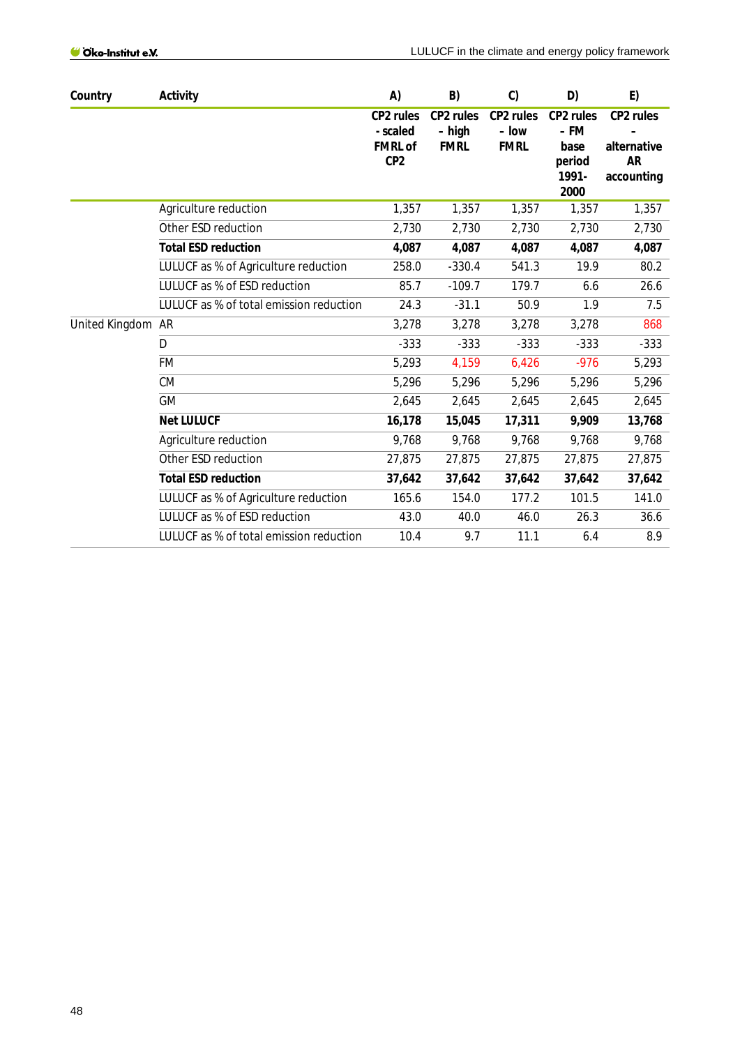| Country | Activity | A) CP2 rules - scaled FMRL of CP2 | B) CP2 rules – high FMRL | C) CP2 rules – low FMRL | D) CP2 rules – FM base period 1991-2000 | E) CP2 rules – alternative AR accounting |
|---|---|---|---|---|---|---|
| | Agriculture reduction | 1,357 | 1,357 | 1,357 | 1,357 | 1,357 |
| | Other ESD reduction | 2,730 | 2,730 | 2,730 | 2,730 | 2,730 |
| | **Total ESD reduction** | **4,087** | **4,087** | **4,087** | **4,087** | **4,087** |
| | LULUCF as % of Agriculture reduction | 258.0 | -330.4 | 541.3 | 19.9 | 80.2 |
| | LULUCF as % of ESD reduction | 85.7 | -109.7 | 179.7 | 6.6 | 26.6 |
| | LULUCF as % of total emission reduction | 24.3 | -31.1 | 50.9 | 1.9 | 7.5 |
| United Kingdom | AR | 3,278 | 3,278 | 3,278 | 3,278 | 868 |
| | D | -333 | -333 | -333 | -333 | -333 |
| | FM | 5,293 | 4,159 | 6,426 | -976 | 5,293 |
| | CM | 5,296 | 5,296 | 5,296 | 5,296 | 5,296 |
| | GM | 2,645 | 2,645 | 2,645 | 2,645 | 2,645 |
| | **Net LULUCF** | **16,178** | **15,045** | **17,311** | **9,909** | **13,768** |
| | Agriculture reduction | 9,768 | 9,768 | 9,768 | 9,768 | 9,768 |
| | Other ESD reduction | 27,875 | 27,875 | 27,875 | 27,875 | 27,875 |
| | **Total ESD reduction** | **37,642** | **37,642** | **37,642** | **37,642** | **37,642** |
| | LULUCF as % of Agriculture reduction | 165.6 | 154.0 | 177.2 | 101.5 | 141.0 |
| | LULUCF as % of ESD reduction | 43.0 | 40.0 | 46.0 | 26.3 | 36.6 |
| | LULUCF as % of total emission reduction | 10.4 | 9.7 | 11.1 | 6.4 | 8.9 |